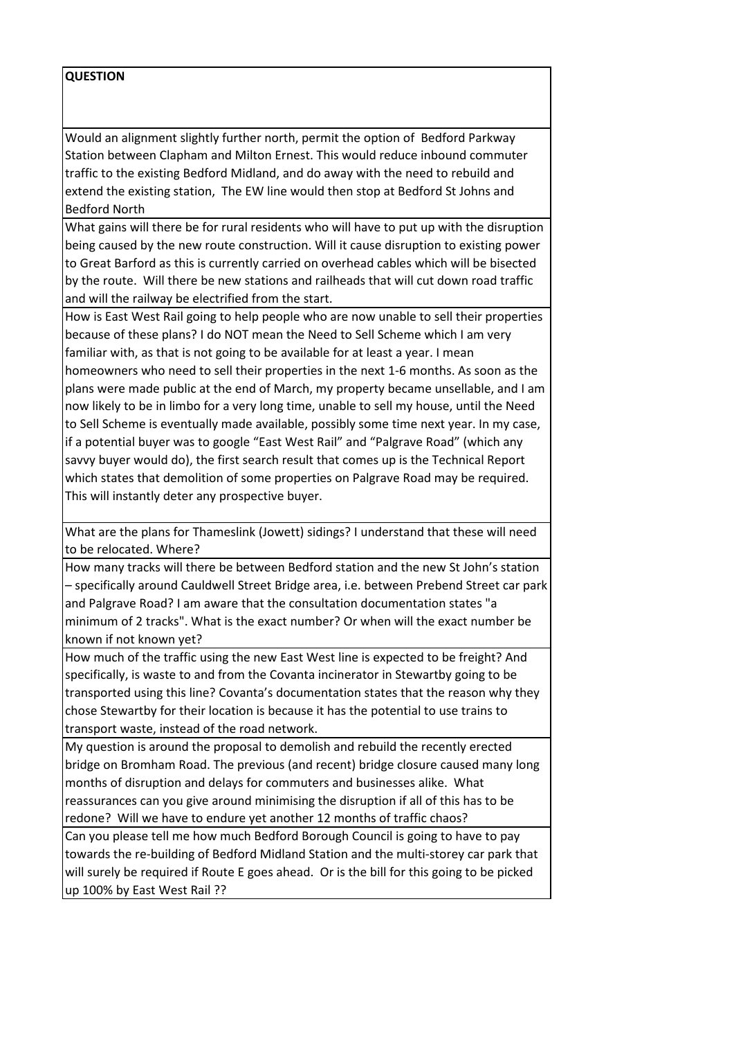| QUESTION |
| --- |
| Would an alignment slightly further north, permit the option of Bedford Parkway Station between Clapham and Milton Ernest. This would reduce inbound commuter traffic to the existing Bedford Midland, and do away with the need to rebuild and extend the existing station, The EW line would then stop at Bedford St Johns and Bedford North |
| What gains will there be for rural residents who will have to put up with the disruption being caused by the new route construction. Will it cause disruption to existing power to Great Barford as this is currently carried on overhead cables which will be bisected by the route. Will there be new stations and railheads that will cut down road traffic and will the railway be electrified from the start. |
| How is East West Rail going to help people who are now unable to sell their properties because of these plans? I do NOT mean the Need to Sell Scheme which I am very familiar with, as that is not going to be available for at least a year. I mean homeowners who need to sell their properties in the next 1-6 months. As soon as the plans were made public at the end of March, my property became unsellable, and I am now likely to be in limbo for a very long time, unable to sell my house, until the Need to Sell Scheme is eventually made available, possibly some time next year. In my case, if a potential buyer was to google "East West Rail" and "Palgrave Road" (which any savvy buyer would do), the first search result that comes up is the Technical Report which states that demolition of some properties on Palgrave Road may be required. This will instantly deter any prospective buyer. |
| What are the plans for Thameslink (Jowett) sidings? I understand that these will need to be relocated. Where? |
| How many tracks will there be between Bedford station and the new St John's station – specifically around Cauldwell Street Bridge area, i.e. between Prebend Street car park and Palgrave Road? I am aware that the consultation documentation states "a minimum of 2 tracks". What is the exact number? Or when will the exact number be known if not known yet? |
| How much of the traffic using the new East West line is expected to be freight? And specifically, is waste to and from the Covanta incinerator in Stewartby going to be transported using this line? Covanta's documentation states that the reason why they chose Stewartby for their location is because it has the potential to use trains to transport waste, instead of the road network. |
| My question is around the proposal to demolish and rebuild the recently erected bridge on Bromham Road. The previous (and recent) bridge closure caused many long months of disruption and delays for commuters and businesses alike. What reassurances can you give around minimising the disruption if all of this has to be redone? Will we have to endure yet another 12 months of traffic chaos? |
| Can you please tell me how much Bedford Borough Council is going to have to pay towards the re-building of Bedford Midland Station and the multi-storey car park that will surely be required if Route E goes ahead. Or is the bill for this going to be picked up 100% by East West Rail ?? |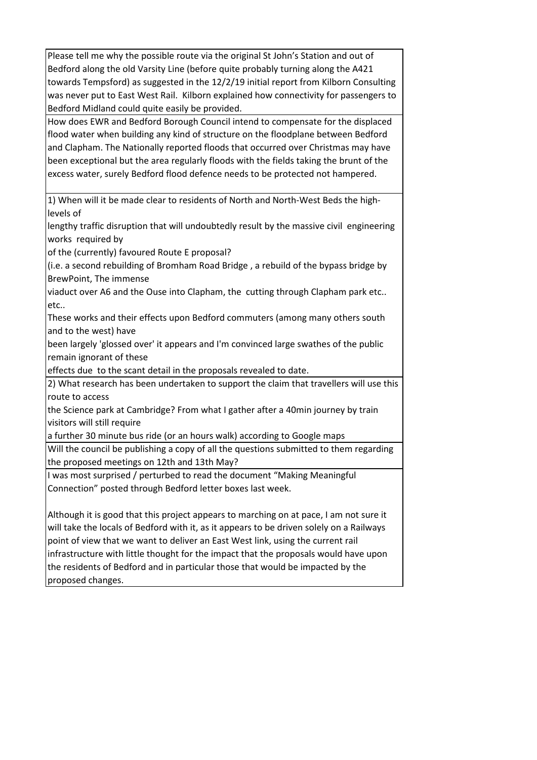| |
|---|
| Please tell me why the possible route via the original St John's Station and out of Bedford along the old Varsity Line (before quite probably turning along the A421 towards Tempsford) as suggested in the 12/2/19 initial report from Kilborn Consulting was never put to East West Rail. Kilborn explained how connectivity for passengers to Bedford Midland could quite easily be provided. |
| How does EWR and Bedford Borough Council intend to compensate for the displaced flood water when building any kind of structure on the floodplane between Bedford and Clapham. The Nationally reported floods that occurred over Christmas may have been exceptional but the area regularly floods with the fields taking the brunt of the excess water, surely Bedford flood defence needs to be protected not hampered. |
| 1) When will it be made clear to residents of North and North-West Beds the high-levels of<br>lengthy traffic disruption that will undoubtedly result by the massive civil engineering works required by<br>of the (currently) favoured Route E proposal?<br>(i.e. a second rebuilding of Bromham Road Bridge , a rebuild of the bypass bridge by BrewPoint, The immense<br>viaduct over A6 and the Ouse into Clapham, the cutting through Clapham park etc.. etc..<br>These works and their effects upon Bedford commuters (among many others south and to the west) have<br>been largely 'glossed over' it appears and I'm convinced large swathes of the public remain ignorant of these<br>effects due to the scant detail in the proposals revealed to date. |
| 2) What research has been undertaken to support the claim that travellers will use this route to access<br>the Science park at Cambridge? From what I gather after a 40min journey by train visitors will still require<br>a further 30 minute bus ride (or an hours walk) according to Google maps |
| Will the council be publishing a copy of all the questions submitted to them regarding the proposed meetings on 12th and 13th May? |
| I was most surprised / perturbed to read the document "Making Meaningful Connection" posted through Bedford letter boxes last week.<br><br>Although it is good that this project appears to marching on at pace, I am not sure it will take the locals of Bedford with it, as it appears to be driven solely on a Railways point of view that we want to deliver an East West link, using the current rail infrastructure with little thought for the impact that the proposals would have upon the residents of Bedford and in particular those that would be impacted by the proposed changes. |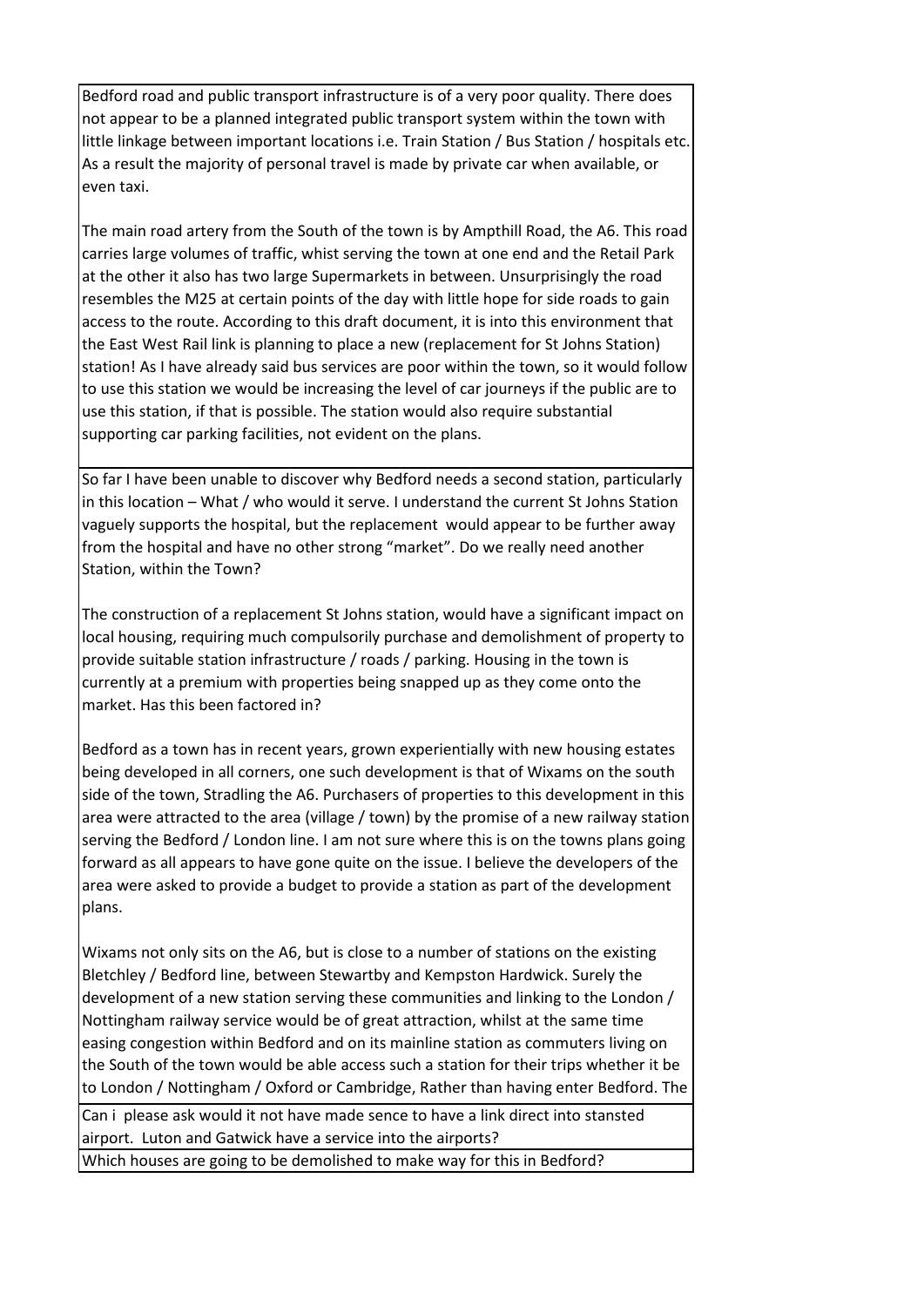Bedford road and public transport infrastructure is of a very poor quality. There does not appear to be a planned integrated public transport system within the town with little linkage between important locations i.e. Train Station / Bus Station / hospitals etc. As a result the majority of personal travel is made by private car when available, or even taxi.

The main road artery from the South of the town is by Ampthill Road, the A6. This road carries large volumes of traffic, whist serving the town at one end and the Retail Park at the other it also has two large Supermarkets in between. Unsurprisingly the road resembles the M25 at certain points of the day with little hope for side roads to gain access to the route. According to this draft document, it is into this environment that the East West Rail link is planning to place a new (replacement for St Johns Station) station! As I have already said bus services are poor within the town, so it would follow to use this station we would be increasing the level of car journeys if the public are to use this station, if that is possible. The station would also require substantial supporting car parking facilities, not evident on the plans.

So far I have been unable to discover why Bedford needs a second station, particularly in this location – What / who would it serve. I understand the current St Johns Station vaguely supports the hospital, but the replacement would appear to be further away from the hospital and have no other strong "market". Do we really need another Station, within the Town?

The construction of a replacement St Johns station, would have a significant impact on local housing, requiring much compulsorily purchase and demolishment of property to provide suitable station infrastructure / roads / parking. Housing in the town is currently at a premium with properties being snapped up as they come onto the market. Has this been factored in?

Bedford as a town has in recent years, grown experientially with new housing estates being developed in all corners, one such development is that of Wixams on the south side of the town, Stradling the A6. Purchasers of properties to this development in this area were attracted to the area (village / town) by the promise of a new railway station serving the Bedford / London line. I am not sure where this is on the towns plans going forward as all appears to have gone quite on the issue. I believe the developers of the area were asked to provide a budget to provide a station as part of the development plans.

Wixams not only sits on the A6, but is close to a number of stations on the existing Bletchley / Bedford line, between Stewartby and Kempston Hardwick. Surely the development of a new station serving these communities and linking to the London / Nottingham railway service would be of great attraction, whilst at the same time easing congestion within Bedford and on its mainline station as commuters living on the South of the town would be able access such a station for their trips whether it be to London / Nottingham / Oxford or Cambridge, Rather than having enter Bedford. The

Can i please ask would it not have made sence to have a link direct into stansted airport. Luton and Gatwick have a service into the airports?

Which houses are going to be demolished to make way for this in Bedford?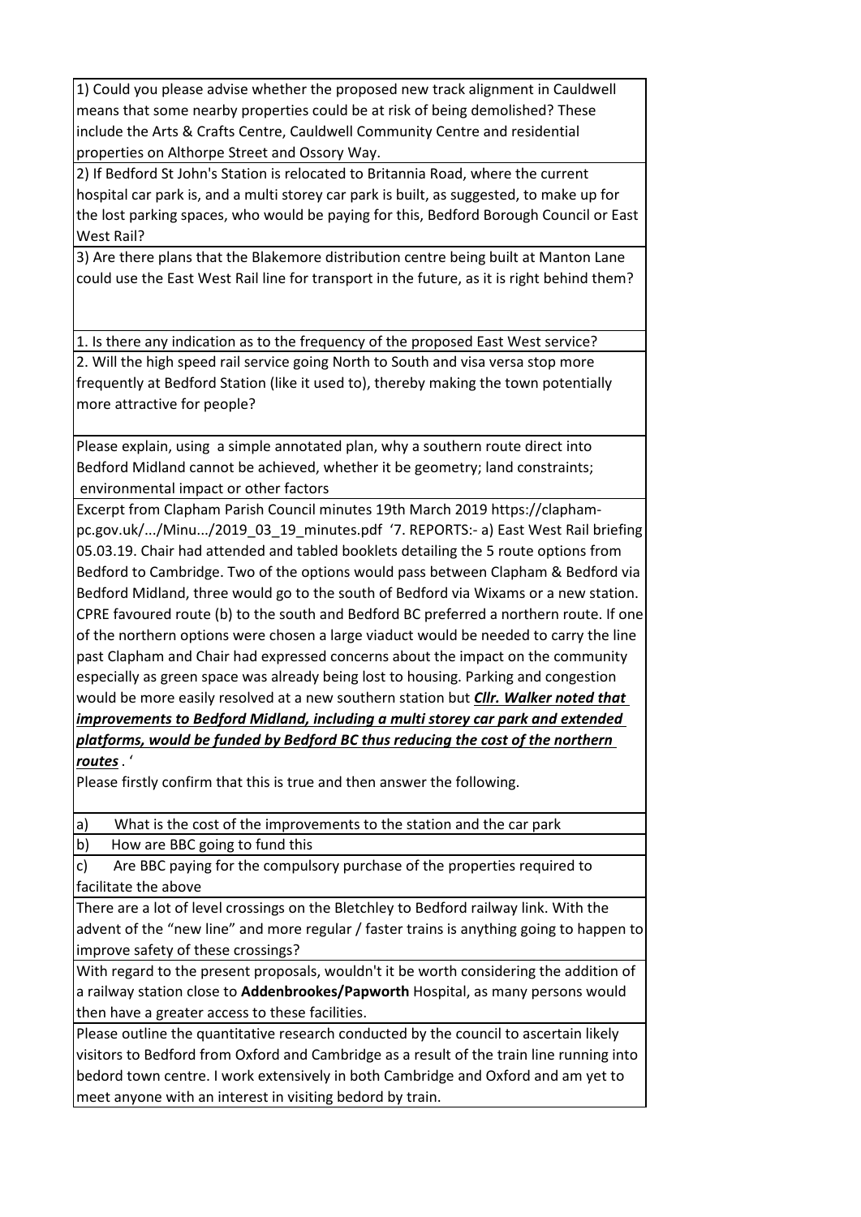| |
|---|
| 1) Could you please advise whether the proposed new track alignment in Cauldwell means that some nearby properties could be at risk of being demolished? These include the Arts & Crafts Centre, Cauldwell Community Centre and residential properties on Althorpe Street and Ossory Way. |
| 2) If Bedford St John's Station is relocated to Britannia Road, where the current hospital car park is, and a multi storey car park is built, as suggested, to make up for the lost parking spaces, who would be paying for this, Bedford Borough Council or East West Rail? |
| 3) Are there plans that the Blakemore distribution centre being built at Manton Lane could use the East West Rail line for transport in the future, as it is right behind them? |
| 1. Is there any indication as to the frequency of the proposed East West service? |
| 2. Will the high speed rail service going North to South and visa versa stop more frequently at Bedford Station (like it used to), thereby making the town potentially more attractive for people? |
| Please explain, using a simple annotated plan, why a southern route direct into Bedford Midland cannot be achieved, whether it be geometry; land constraints; environmental impact or other factors |
| Excerpt from Clapham Parish Council minutes 19th March 2019 https://clapham-pc.gov.uk/.../Minu.../2019_03_19_minutes.pdf '7. REPORTS:- a) East West Rail briefing 05.03.19. Chair had attended and tabled booklets detailing the 5 route options from Bedford to Cambridge. Two of the options would pass between Clapham & Bedford via Bedford Midland, three would go to the south of Bedford via Wixams or a new station. CPRE favoured route (b) to the south and Bedford BC preferred a northern route. If one of the northern options were chosen a large viaduct would be needed to carry the line past Clapham and Chair had expressed concerns about the impact on the community especially as green space was already being lost to housing. Parking and congestion would be more easily resolved at a new southern station but ***<u>Cllr. Walker noted that improvements to Bedford Midland, including a multi storey car park and extended platforms, would be funded by Bedford BC thus reducing the cost of the northern routes</u>***. ' Please firstly confirm that this is true and then answer the following. |
| a) What is the cost of the improvements to the station and the car park |
| b) How are BBC going to fund this |
| c) Are BBC paying for the compulsory purchase of the properties required to facilitate the above |
| There are a lot of level crossings on the Bletchley to Bedford railway link. With the advent of the "new line" and more regular / faster trains is anything going to happen to improve safety of these crossings? |
| With regard to the present proposals, wouldn't it be worth considering the addition of a railway station close to **Addenbrookes/Papworth** Hospital, as many persons would then have a greater access to these facilities. |
| Please outline the quantitative research conducted by the council to ascertain likely visitors to Bedford from Oxford and Cambridge as a result of the train line running into bedord town centre. I work extensively in both Cambridge and Oxford and am yet to meet anyone with an interest in visiting bedord by train. |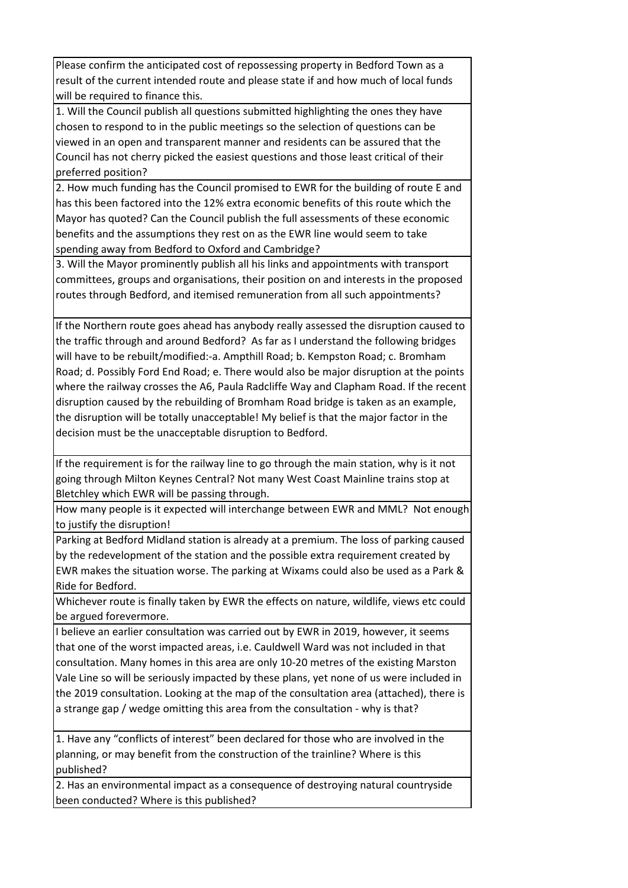| |
|---|
| Please confirm the anticipated cost of repossessing property in Bedford Town as a result of the current intended route and please state if and how much of local funds will be required to finance this. |
| 1. Will the Council publish all questions submitted highlighting the ones they have chosen to respond to in the public meetings so the selection of questions can be viewed in an open and transparent manner and residents can be assured that the Council has not cherry picked the easiest questions and those least critical of their preferred position? |
| 2. How much funding has the Council promised to EWR for the building of route E and has this been factored into the 12% extra economic benefits of this route which the Mayor has quoted? Can the Council publish the full assessments of these economic benefits and the assumptions they rest on as the EWR line would seem to take spending away from Bedford to Oxford and Cambridge? |
| 3. Will the Mayor prominently publish all his links and appointments with transport committees, groups and organisations, their position on and interests in the proposed routes through Bedford, and itemised remuneration from all such appointments? |
| If the Northern route goes ahead has anybody really assessed the disruption caused to the traffic through and around Bedford? As far as I understand the following bridges will have to be rebuilt/modified:-a. Ampthill Road; b. Kempston Road; c. Bromham Road; d. Possibly Ford End Road; e. There would also be major disruption at the points where the railway crosses the A6, Paula Radcliffe Way and Clapham Road. If the recent disruption caused by the rebuilding of Bromham Road bridge is taken as an example, the disruption will be totally unacceptable! My belief is that the major factor in the decision must be the unacceptable disruption to Bedford. |
| If the requirement is for the railway line to go through the main station, why is it not going through Milton Keynes Central? Not many West Coast Mainline trains stop at Bletchley which EWR will be passing through. |
| How many people is it expected will interchange between EWR and MML? Not enough to justify the disruption! |
| Parking at Bedford Midland station is already at a premium. The loss of parking caused by the redevelopment of the station and the possible extra requirement created by EWR makes the situation worse. The parking at Wixams could also be used as a Park & Ride for Bedford. |
| Whichever route is finally taken by EWR the effects on nature, wildlife, views etc could be argued forevermore. |
| I believe an earlier consultation was carried out by EWR in 2019, however, it seems that one of the worst impacted areas, i.e. Cauldwell Ward was not included in that consultation. Many homes in this area are only 10-20 metres of the existing Marston Vale Line so will be seriously impacted by these plans, yet none of us were included in the 2019 consultation. Looking at the map of the consultation area (attached), there is a strange gap / wedge omitting this area from the consultation - why is that? |
| 1. Have any "conflicts of interest" been declared for those who are involved in the planning, or may benefit from the construction of the trainline? Where is this published? |
| 2. Has an environmental impact as a consequence of destroying natural countryside been conducted? Where is this published? |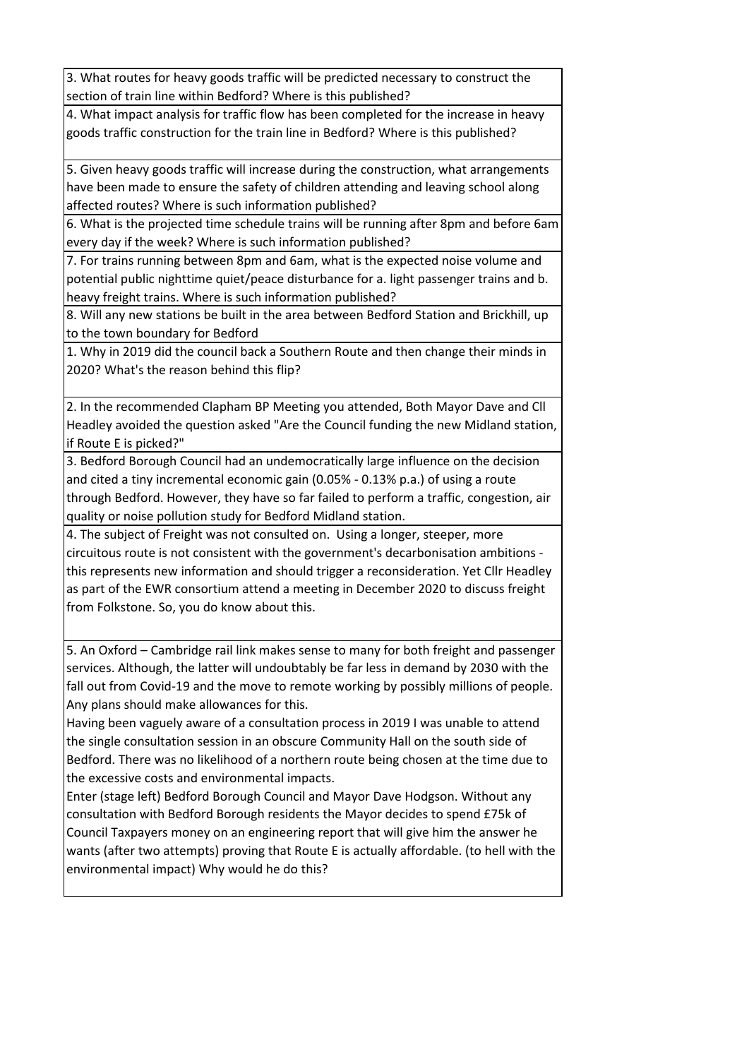| |
|---|
| 3. What routes for heavy goods traffic will be predicted necessary to construct the section of train line within Bedford? Where is this published? |
| 4. What impact analysis for traffic flow has been completed for the increase in heavy goods traffic construction for the train line in Bedford? Where is this published? |
| 5. Given heavy goods traffic will increase during the construction, what arrangements have been made to ensure the safety of children attending and leaving school along affected routes? Where is such information published? |
| 6. What is the projected time schedule trains will be running after 8pm and before 6am every day if the week? Where is such information published? |
| 7. For trains running between 8pm and 6am, what is the expected noise volume and potential public nighttime quiet/peace disturbance for a. light passenger trains and b. heavy freight trains. Where is such information published? |
| 8. Will any new stations be built in the area between Bedford Station and Brickhill, up to the town boundary for Bedford |
| 1. Why in 2019 did the council back a Southern Route and then change their minds in 2020? What's the reason behind this flip? |
| 2. In the recommended Clapham BP Meeting you attended, Both Mayor Dave and Cll Headley avoided the question asked "Are the Council funding the new Midland station, if Route E is picked?" |
| 3. Bedford Borough Council had an undemocratically large influence on the decision and cited a tiny incremental economic gain (0.05% - 0.13% p.a.) of using a route through Bedford. However, they have so far failed to perform a traffic, congestion, air quality or noise pollution study for Bedford Midland station. |
| 4. The subject of Freight was not consulted on. Using a longer, steeper, more circuitous route is not consistent with the government's decarbonisation ambitions - this represents new information and should trigger a reconsideration. Yet Cllr Headley as part of the EWR consortium attend a meeting in December 2020 to discuss freight from Folkstone. So, you do know about this. |
| 5. An Oxford – Cambridge rail link makes sense to many for both freight and passenger services. Although, the latter will undoubtably be far less in demand by 2030 with the fall out from Covid-19 and the move to remote working by possibly millions of people. Any plans should make allowances for this.<br>Having been vaguely aware of a consultation process in 2019 I was unable to attend the single consultation session in an obscure Community Hall on the south side of Bedford. There was no likelihood of a northern route being chosen at the time due to the excessive costs and environmental impacts.<br>Enter (stage left) Bedford Borough Council and Mayor Dave Hodgson. Without any consultation with Bedford Borough residents the Mayor decides to spend £75k of Council Taxpayers money on an engineering report that will give him the answer he wants (after two attempts) proving that Route E is actually affordable. (to hell with the environmental impact) Why would he do this? |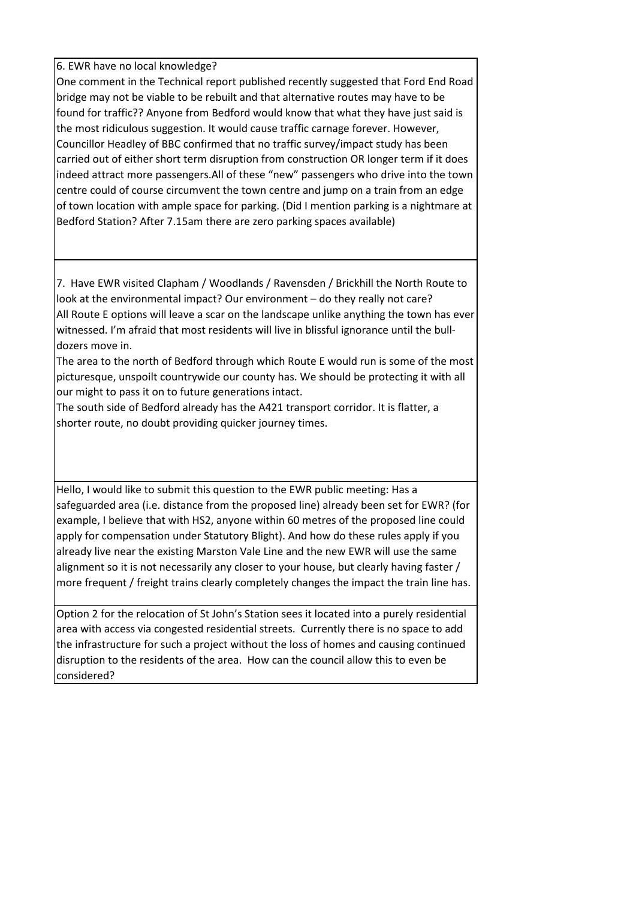6. EWR have no local knowledge?
One comment in the Technical report published recently suggested that Ford End Road bridge may not be viable to be rebuilt and that alternative routes may have to be found for traffic?? Anyone from Bedford would know that what they have just said is the most ridiculous suggestion. It would cause traffic carnage forever. However, Councillor Headley of BBC confirmed that no traffic survey/impact study has been carried out of either short term disruption from construction OR longer term if it does indeed attract more passengers.All of these "new" passengers who drive into the town centre could of course circumvent the town centre and jump on a train from an edge of town location with ample space for parking. (Did I mention parking is a nightmare at Bedford Station? After 7.15am there are zero parking spaces available)

7. Have EWR visited Clapham / Woodlands / Ravensden / Brickhill the North Route to look at the environmental impact? Our environment – do they really not care?
All Route E options will leave a scar on the landscape unlike anything the town has ever witnessed. I'm afraid that most residents will live in blissful ignorance until the bull-dozers move in.
The area to the north of Bedford through which Route E would run is some of the most picturesque, unspoilt countrywide our county has. We should be protecting it with all our might to pass it on to future generations intact.
The south side of Bedford already has the A421 transport corridor. It is flatter, a shorter route, no doubt providing quicker journey times.

Hello, I would like to submit this question to the EWR public meeting: Has a safeguarded area (i.e. distance from the proposed line) already been set for EWR? (for example, I believe that with HS2, anyone within 60 metres of the proposed line could apply for compensation under Statutory Blight). And how do these rules apply if you already live near the existing Marston Vale Line and the new EWR will use the same alignment so it is not necessarily any closer to your house, but clearly having faster / more frequent / freight trains clearly completely changes the impact the train line has.

Option 2 for the relocation of St John's Station sees it located into a purely residential area with access via congested residential streets. Currently there is no space to add the infrastructure for such a project without the loss of homes and causing continued disruption to the residents of the area. How can the council allow this to even be considered?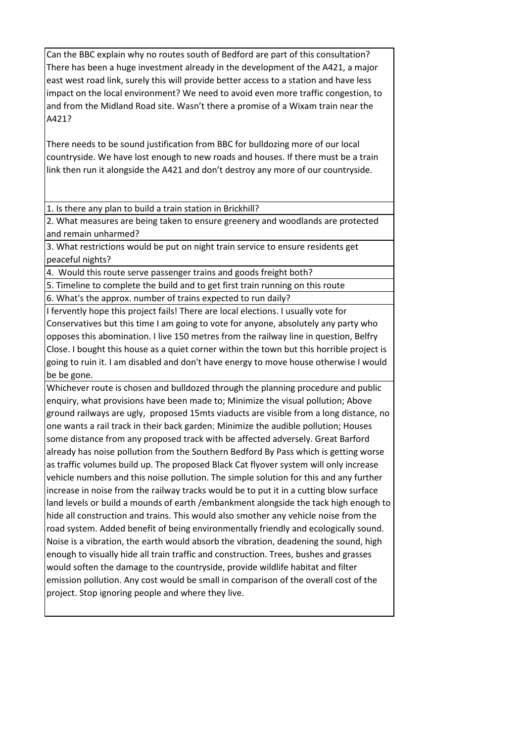| |
|---|
| Can the BBC explain why no routes south of Bedford are part of this consultation? There has been a huge investment already in the development of the A421, a major east west road link, surely this will provide better access to a station and have less impact on the local environment? We need to avoid even more traffic congestion, to and from the Midland Road site. Wasn't there a promise of a Wixam train near the A421?<br><br>There needs to be sound justification from BBC for bulldozing more of our local countryside. We have lost enough to new roads and houses. If there must be a train link then run it alongside the A421 and don't destroy any more of our countryside. |
| 1. Is there any plan to build a train station in Brickhill? |
| 2. What measures are being taken to ensure greenery and woodlands are protected and remain unharmed? |
| 3. What restrictions would be put on night train service to ensure residents get peaceful nights? |
| 4. Would this route serve passenger trains and goods freight both? |
| 5. Timeline to complete the build and to get first train running on this route |
| 6. What's the approx. number of trains expected to run daily? |
| I fervently hope this project fails! There are local elections. I usually vote for Conservatives but this time I am going to vote for anyone, absolutely any party who opposes this abomination. I live 150 metres from the railway line in question, Belfry Close. I bought this house as a quiet corner within the town but this horrible project is going to ruin it. I am disabled and don't have energy to move house otherwise I would be be gone. |
| Whichever route is chosen and bulldozed through the planning procedure and public enquiry, what provisions have been made to; Minimize the visual pollution; Above ground railways are ugly, proposed 15mts viaducts are visible from a long distance, no one wants a rail track in their back garden; Minimize the audible pollution; Houses some distance from any proposed track with be affected adversely. Great Barford already has noise pollution from the Southern Bedford By Pass which is getting worse as traffic volumes build up. The proposed Black Cat flyover system will only increase vehicle numbers and this noise pollution. The simple solution for this and any further increase in noise from the railway tracks would be to put it in a cutting blow surface land levels or build a mounds of earth /embankment alongside the tack high enough to hide all construction and trains. This would also smother any vehicle noise from the road system. Added benefit of being environmentally friendly and ecologically sound. Noise is a vibration, the earth would absorb the vibration, deadening the sound, high enough to visually hide all train traffic and construction. Trees, bushes and grasses would soften the damage to the countryside, provide wildlife habitat and filter emission pollution. Any cost would be small in comparison of the overall cost of the project. Stop ignoring people and where they live. |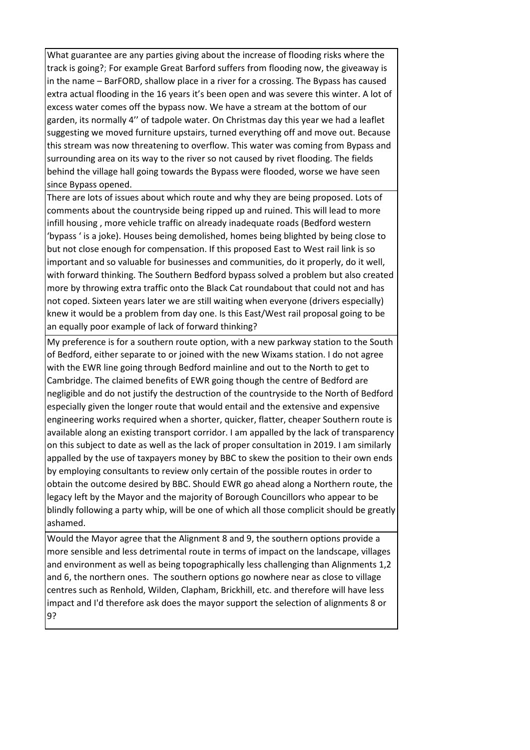| |
|---|
| What guarantee are any parties giving about the increase of flooding risks where the track is going?; For example Great Barford suffers from flooding now, the giveaway is in the name – BarFORD, shallow place in a river for a crossing. The Bypass has caused extra actual flooding in the 16 years it's been open and was severe this winter. A lot of excess water comes off the bypass now. We have a stream at the bottom of our garden, its normally 4'' of tadpole water. On Christmas day this year we had a leaflet suggesting we moved furniture upstairs, turned everything off and move out. Because this stream was now threatening to overflow. This water was coming from Bypass and surrounding area on its way to the river so not caused by rivet flooding. The fields behind the village hall going towards the Bypass were flooded, worse we have seen since Bypass opened. |
| There are lots of issues about which route and why they are being proposed. Lots of comments about the countryside being ripped up and ruined. This will lead to more infill housing , more vehicle traffic on already inadequate roads (Bedford western 'bypass ' is a joke). Houses being demolished, homes being blighted by being close to but not close enough for compensation. If this proposed East to West rail link is so important and so valuable for businesses and communities, do it properly, do it well, with forward thinking. The Southern Bedford bypass solved a problem but also created more by throwing extra traffic onto the Black Cat roundabout that could not and has not coped. Sixteen years later we are still waiting when everyone (drivers especially) knew it would be a problem from day one. Is this East/West rail proposal going to be an equally poor example of lack of forward thinking? |
| My preference is for a southern route option, with a new parkway station to the South of Bedford, either separate to or joined with the new Wixams station. I do not agree with the EWR line going through Bedford mainline and out to the North to get to Cambridge. The claimed benefits of EWR going though the centre of Bedford are negligible and do not justify the destruction of the countryside to the North of Bedford especially given the longer route that would entail and the extensive and expensive engineering works required when a shorter, quicker, flatter, cheaper Southern route is available along an existing transport corridor. I am appalled by the lack of transparency on this subject to date as well as the lack of proper consultation in 2019. I am similarly appalled by the use of taxpayers money by BBC to skew the position to their own ends by employing consultants to review only certain of the possible routes in order to obtain the outcome desired by BBC. Should EWR go ahead along a Northern route, the legacy left by the Mayor and the majority of Borough Councillors who appear to be blindly following a party whip, will be one of which all those complicit should be greatly ashamed. |
| Would the Mayor agree that the Alignment 8 and 9, the southern options provide a more sensible and less detrimental route in terms of impact on the landscape, villages and environment as well as being topographically less challenging than Alignments 1,2 and 6, the northern ones. The southern options go nowhere near as close to village centres such as Renhold, Wilden, Clapham, Brickhill, etc. and therefore will have less impact and I'd therefore ask does the mayor support the selection of alignments 8 or 9? |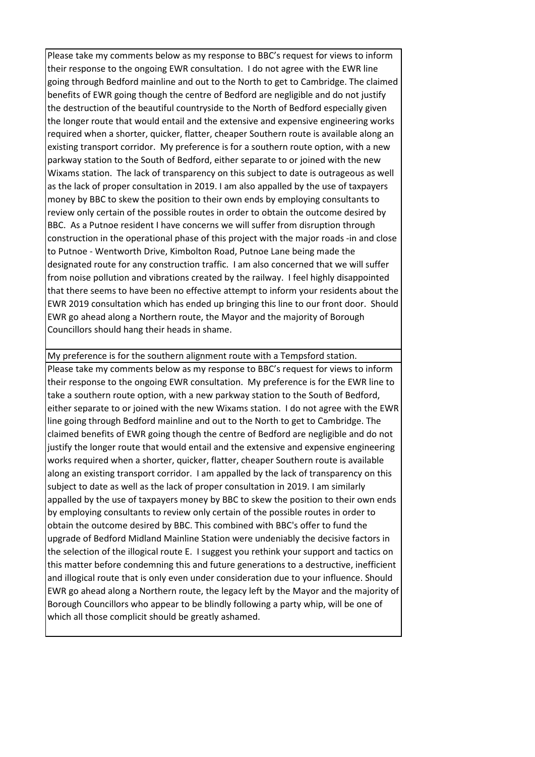| |
|---|
| Please take my comments below as my response to BBC's request for views to inform their response to the ongoing EWR consultation. I do not agree with the EWR line going through Bedford mainline and out to the North to get to Cambridge. The claimed benefits of EWR going though the centre of Bedford are negligible and do not justify the destruction of the beautiful countryside to the North of Bedford especially given the longer route that would entail and the extensive and expensive engineering works required when a shorter, quicker, flatter, cheaper Southern route is available along an existing transport corridor. My preference is for a southern route option, with a new parkway station to the South of Bedford, either separate to or joined with the new Wixams station. The lack of transparency on this subject to date is outrageous as well as the lack of proper consultation in 2019. I am also appalled by the use of taxpayers money by BBC to skew the position to their own ends by employing consultants to review only certain of the possible routes in order to obtain the outcome desired by BBC. As a Putnoe resident I have concerns we will suffer from disruption through construction in the operational phase of this project with the major roads -in and close to Putnoe - Wentworth Drive, Kimbolton Road, Putnoe Lane being made the designated route for any construction traffic. I am also concerned that we will suffer from noise pollution and vibrations created by the railway. I feel highly disappointed that there seems to have been no effective attempt to inform your residents about the EWR 2019 consultation which has ended up bringing this line to our front door. Should EWR go ahead along a Northern route, the Mayor and the majority of Borough Councillors should hang their heads in shame. |
| My preference is for the southern alignment route with a Tempsford station. |
| Please take my comments below as my response to BBC's request for views to inform their response to the ongoing EWR consultation. My preference is for the EWR line to take a southern route option, with a new parkway station to the South of Bedford, either separate to or joined with the new Wixams station. I do not agree with the EWR line going through Bedford mainline and out to the North to get to Cambridge. The claimed benefits of EWR going though the centre of Bedford are negligible and do not justify the longer route that would entail and the extensive and expensive engineering works required when a shorter, quicker, flatter, cheaper Southern route is available along an existing transport corridor. I am appalled by the lack of transparency on this subject to date as well as the lack of proper consultation in 2019. I am similarly appalled by the use of taxpayers money by BBC to skew the position to their own ends by employing consultants to review only certain of the possible routes in order to obtain the outcome desired by BBC. This combined with BBC's offer to fund the upgrade of Bedford Midland Mainline Station were undeniably the decisive factors in the selection of the illogical route E. I suggest you rethink your support and tactics on this matter before condemning this and future generations to a destructive, inefficient and illogical route that is only even under consideration due to your influence. Should EWR go ahead along a Northern route, the legacy left by the Mayor and the majority of Borough Councillors who appear to be blindly following a party whip, will be one of which all those complicit should be greatly ashamed. |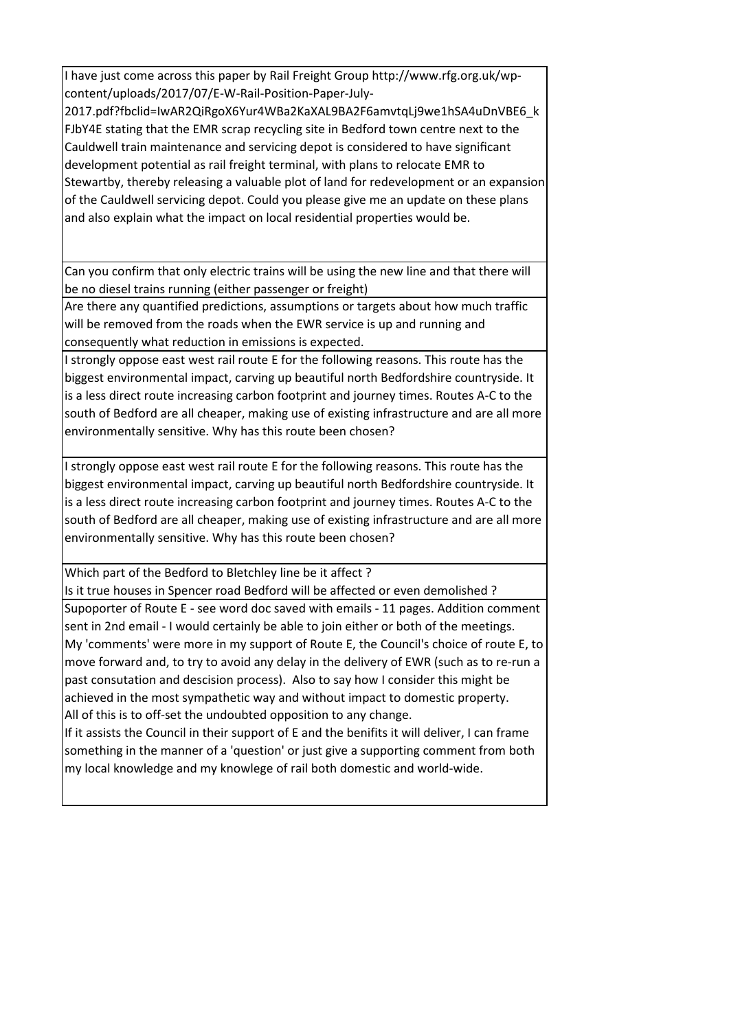| |
|---|
| I have just come across this paper by Rail Freight Group http://www.rfg.org.uk/wp-content/uploads/2017/07/E-W-Rail-Position-Paper-July-2017.pdf?fbclid=IwAR2QiRgoX6Yur4WBa2KaXAL9BA2F6amvtqLj9we1hSA4uDnVBE6_kFJbY4E stating that the EMR scrap recycling site in Bedford town centre next to the Cauldwell train maintenance and servicing depot is considered to have significant development potential as rail freight terminal, with plans to relocate EMR to Stewartby, thereby releasing a valuable plot of land for redevelopment or an expansion of the Cauldwell servicing depot. Could you please give me an update on these plans and also explain what the impact on local residential properties would be. |
| Can you confirm that only electric trains will be using the new line and that there will be no diesel trains running (either passenger or freight) |
| Are there any quantified predictions, assumptions or targets about how much traffic will be removed from the roads when the EWR service is up and running and consequently what reduction in emissions is expected. |
| I strongly oppose east west rail route E for the following reasons. This route has the biggest environmental impact, carving up beautiful north Bedfordshire countryside. It is a less direct route increasing carbon footprint and journey times. Routes A-C to the south of Bedford are all cheaper, making use of existing infrastructure and are all more environmentally sensitive. Why has this route been chosen? |
| I strongly oppose east west rail route E for the following reasons. This route has the biggest environmental impact, carving up beautiful north Bedfordshire countryside. It is a less direct route increasing carbon footprint and journey times. Routes A-C to the south of Bedford are all cheaper, making use of existing infrastructure and are all more environmentally sensitive. Why has this route been chosen? |
| Which part of the Bedford to Bletchley line be it affect ?<br>Is it true houses in Spencer road Bedford will be affected or even demolished ? |
| Supoporter of Route E - see word doc saved with emails - 11 pages. Addition comment sent in 2nd email - I would certainly be able to join either or both of the meetings.<br>My 'comments' were more in my support of Route E, the Council's choice of route E, to move forward and, to try to avoid any delay in the delivery of EWR (such as to re-run a past consutation and descision process). Also to say how I consider this might be achieved in the most sympathetic way and without impact to domestic property.<br>All of this is to off-set the undoubted opposition to any change.<br>If it assists the Council in their support of E and the benifits it will deliver, I can frame something in the manner of a 'question' or just give a supporting comment from both my local knowledge and my knowlege of rail both domestic and world-wide. |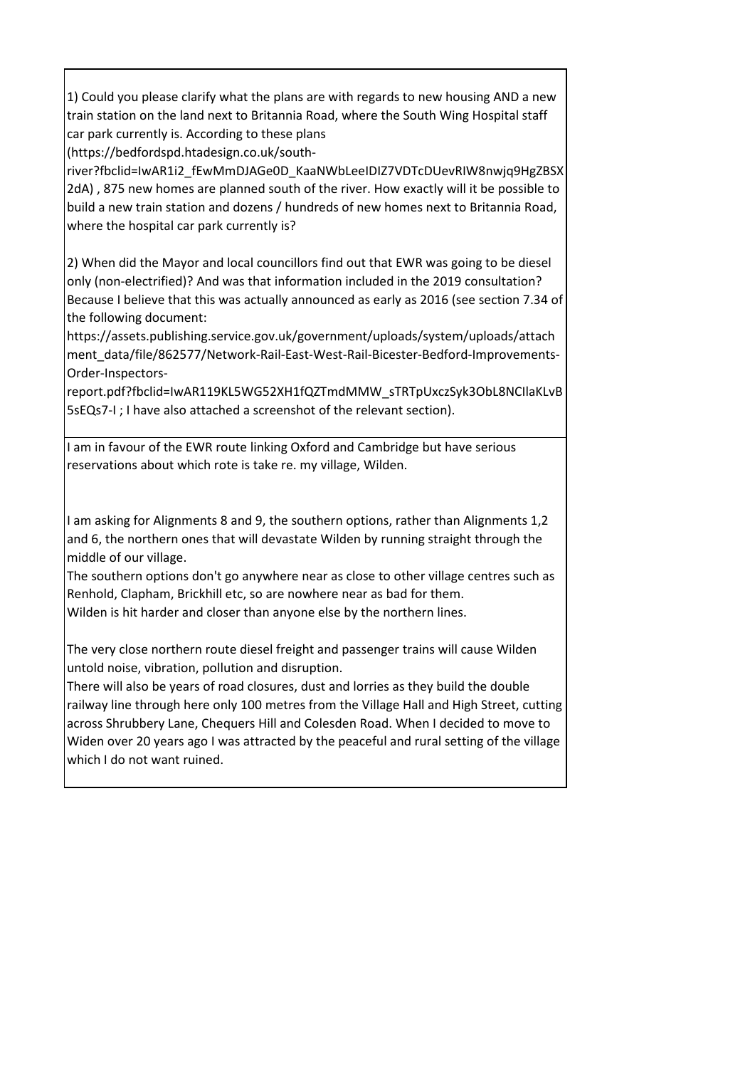1) Could you please clarify what the plans are with regards to new housing AND a new train station on the land next to Britannia Road, where the South Wing Hospital staff car park currently is. According to these plans (https://bedfordspd.htadesign.co.uk/south-river?fbclid=IwAR1i2_fEwMmDJAGe0D_KaaNWbLeeIDIZ7VDTcDUevRIW8nwjq9HgZBSX2dA) , 875 new homes are planned south of the river. How exactly will it be possible to build a new train station and dozens / hundreds of new homes next to Britannia Road, where the hospital car park currently is?

2) When did the Mayor and local councillors find out that EWR was going to be diesel only (non-electrified)? And was that information included in the 2019 consultation? Because I believe that this was actually announced as early as 2016 (see section 7.34 of the following document: https://assets.publishing.service.gov.uk/government/uploads/system/uploads/attachment_data/file/862577/Network-Rail-East-West-Rail-Bicester-Bedford-Improvements-Order-Inspectors-report.pdf?fbclid=IwAR119KL5WG52XH1fQZTmdMMW_sTRTpUxczSyk3ObL8NCIlaKLvB5sEQs7-I ; I have also attached a screenshot of the relevant section).

---

I am in favour of the EWR route linking Oxford and Cambridge but have serious reservations about which rote is take re. my village, Wilden.

I am asking for Alignments 8 and 9, the southern options, rather than Alignments 1,2 and 6, the northern ones that will devastate Wilden by running straight through the middle of our village.
The southern options don't go anywhere near as close to other village centres such as Renhold, Clapham, Brickhill etc, so are nowhere near as bad for them.
Wilden is hit harder and closer than anyone else by the northern lines.

The very close northern route diesel freight and passenger trains will cause Wilden untold noise, vibration, pollution and disruption.
There will also be years of road closures, dust and lorries as they build the double railway line through here only 100 metres from the Village Hall and High Street, cutting across Shrubbery Lane, Chequers Hill and Colesden Road. When I decided to move to Widen over 20 years ago I was attracted by the peaceful and rural setting of the village which I do not want ruined.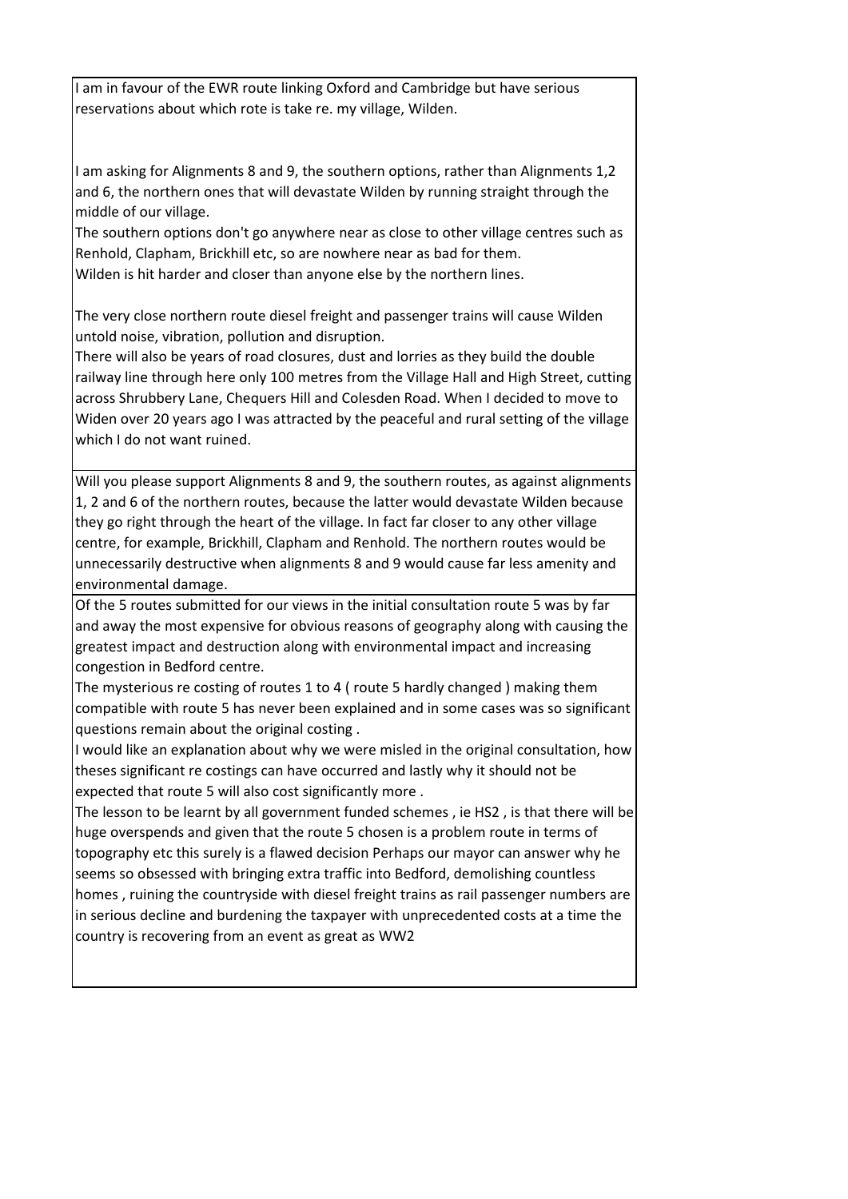I am in favour of the EWR route linking Oxford and Cambridge but have serious reservations about which rote is take re. my village, Wilden.

I am asking for Alignments 8 and 9, the southern options, rather than Alignments 1,2 and 6, the northern ones that will devastate Wilden by running straight through the middle of our village.
The southern options don't go anywhere near as close to other village centres such as Renhold, Clapham, Brickhill etc, so are nowhere near as bad for them.
Wilden is hit harder and closer than anyone else by the northern lines.

The very close northern route diesel freight and passenger trains will cause Wilden untold noise, vibration, pollution and disruption.
There will also be years of road closures, dust and lorries as they build the double railway line through here only 100 metres from the Village Hall and High Street, cutting across Shrubbery Lane, Chequers Hill and Colesden Road. When I decided to move to Widen over 20 years ago I was attracted by the peaceful and rural setting of the village which I do not want ruined.

---

Will you please support Alignments 8 and 9, the southern routes, as against alignments 1, 2 and 6 of the northern routes, because the latter would devastate Wilden because they go right through the heart of the village. In fact far closer to any other village centre, for example, Brickhill, Clapham and Renhold. The northern routes would be unnecessarily destructive when alignments 8 and 9 would cause far less amenity and environmental damage.

---

Of the 5 routes submitted for our views in the initial consultation route 5 was by far and away the most expensive for obvious reasons of geography along with causing the greatest impact and destruction along with environmental impact and increasing congestion in Bedford centre.
The mysterious re costing of routes 1 to 4 ( route 5 hardly changed ) making them compatible with route 5 has never been explained and in some cases was so significant questions remain about the original costing .
I would like an explanation about why we were misled in the original consultation, how theses significant re costings can have occurred and lastly why it should not be expected that route 5 will also cost significantly more .
The lesson to be learnt by all government funded schemes , ie HS2 , is that there will be huge overspends and given that the route 5 chosen is a problem route in terms of topography etc this surely is a flawed decision Perhaps our mayor can answer why he seems so obsessed with bringing extra traffic into Bedford, demolishing countless homes , ruining the countryside with diesel freight trains as rail passenger numbers are in serious decline and burdening the taxpayer with unprecedented costs at a time the country is recovering from an event as great as WW2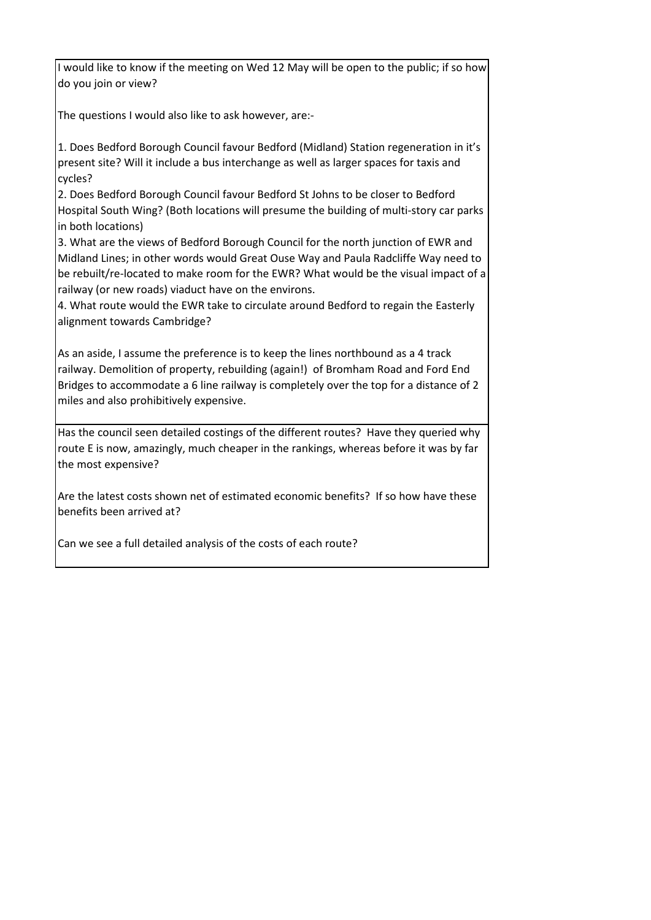| |
|---|
| I would like to know if the meeting on Wed 12 May will be open to the public; if so how do you join or view?<br><br>The questions I would also like to ask however, are:-<br><br>1. Does Bedford Borough Council favour Bedford (Midland) Station regeneration in it's present site? Will it include a bus interchange as well as larger spaces for taxis and cycles?<br>2. Does Bedford Borough Council favour Bedford St Johns to be closer to Bedford Hospital South Wing? (Both locations will presume the building of multi-story car parks in both locations)<br>3. What are the views of Bedford Borough Council for the north junction of EWR and Midland Lines; in other words would Great Ouse Way and Paula Radcliffe Way need to be rebuilt/re-located to make room for the EWR? What would be the visual impact of a railway (or new roads) viaduct have on the environs.<br>4. What route would the EWR take to circulate around Bedford to regain the Easterly alignment towards Cambridge?<br><br>As an aside, I assume the preference is to keep the lines northbound as a 4 track railway. Demolition of property, rebuilding (again!) of Bromham Road and Ford End Bridges to accommodate a 6 line railway is completely over the top for a distance of 2 miles and also prohibitively expensive. |
| Has the council seen detailed costings of the different routes? Have they queried why route E is now, amazingly, much cheaper in the rankings, whereas before it was by far the most expensive?<br><br>Are the latest costs shown net of estimated economic benefits? If so how have these benefits been arrived at?<br><br>Can we see a full detailed analysis of the costs of each route? |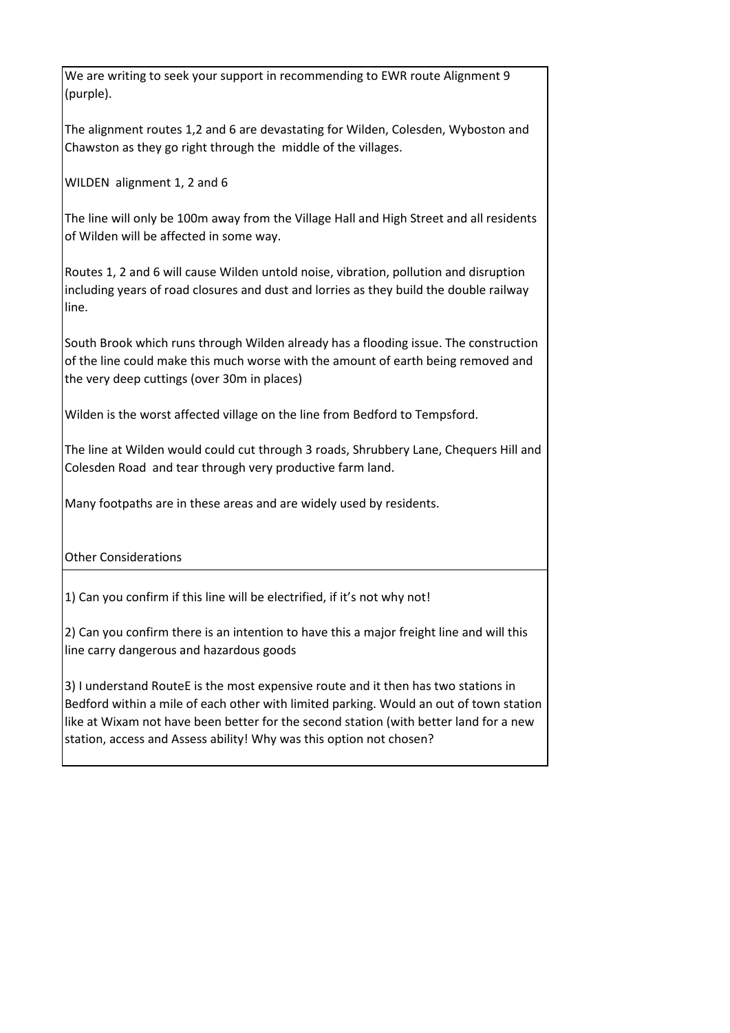We are writing to seek your support in recommending to EWR route Alignment 9 (purple).

The alignment routes 1,2 and 6 are devastating for Wilden, Colesden, Wyboston and Chawston as they go right through the  middle of the villages.

WILDEN  alignment 1, 2 and 6

The line will only be 100m away from the Village Hall and High Street and all residents of Wilden will be affected in some way.

Routes 1, 2 and 6 will cause Wilden untold noise, vibration, pollution and disruption including years of road closures and dust and lorries as they build the double railway line.

South Brook which runs through Wilden already has a flooding issue. The construction of the line could make this much worse with the amount of earth being removed and the very deep cuttings (over 30m in places)

Wilden is the worst affected village on the line from Bedford to Tempsford.

The line at Wilden would could cut through 3 roads, Shrubbery Lane, Chequers Hill and Colesden Road  and tear through very productive farm land.

Many footpaths are in these areas and are widely used by residents.

Other Considerations

1) Can you confirm if this line will be electrified, if it's not why not!

2) Can you confirm there is an intention to have this a major freight line and will this line carry dangerous and hazardous goods

3) I understand RouteE is the most expensive route and it then has two stations in Bedford within a mile of each other with limited parking. Would an out of town station like at Wixam not have been better for the second station (with better land for a new station, access and Assess ability! Why was this option not chosen?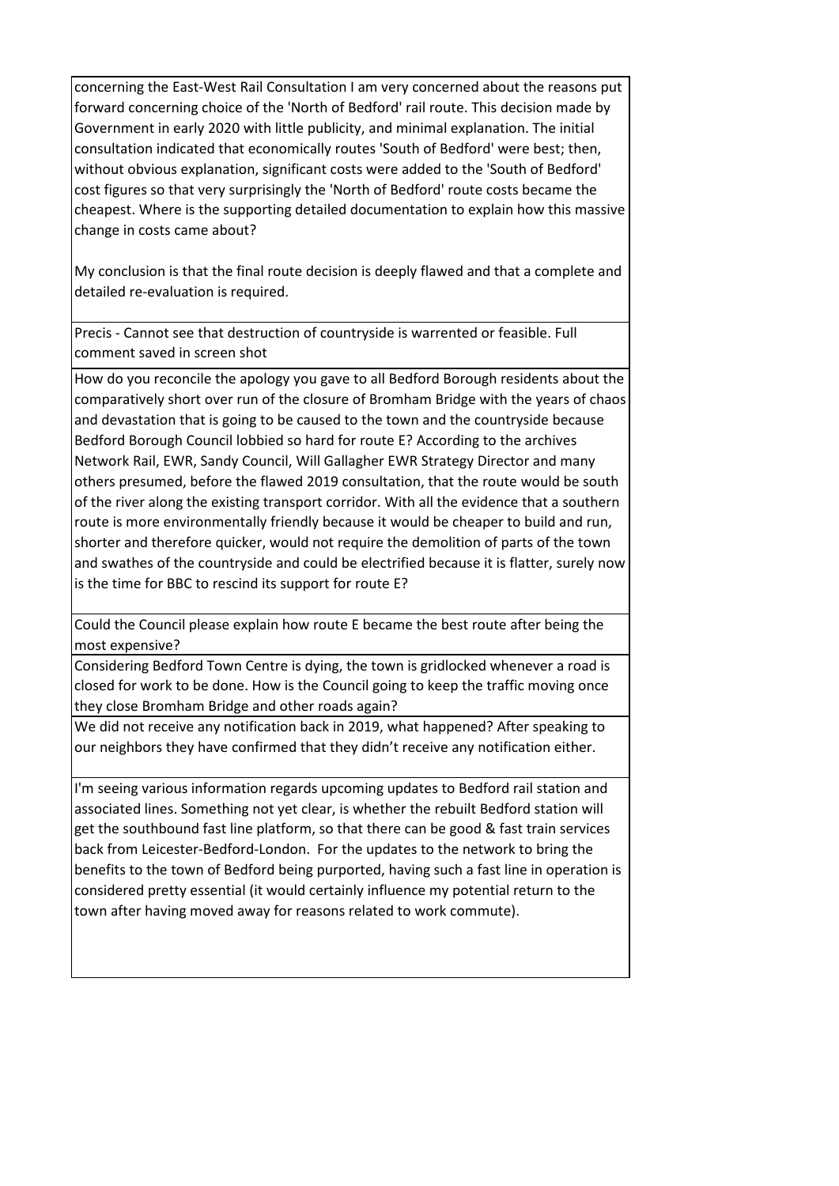| |
|---|
| concerning the East-West Rail Consultation I am very concerned about the reasons put forward concerning choice of the 'North of Bedford' rail route. This decision made by Government in early 2020 with little publicity, and minimal explanation. The initial consultation indicated that economically routes 'South of Bedford' were best; then, without obvious explanation, significant costs were added to the 'South of Bedford' cost figures so that very surprisingly the 'North of Bedford' route costs became the cheapest. Where is the supporting detailed documentation to explain how this massive change in costs came about?<br><br>My conclusion is that the final route decision is deeply flawed and that a complete and detailed re-evaluation is required. |
| Precis - Cannot see that destruction of countryside is warrented or feasible. Full comment saved in screen shot |
| How do you reconcile the apology you gave to all Bedford Borough residents about the comparatively short over run of the closure of Bromham Bridge with the years of chaos and devastation that is going to be caused to the town and the countryside because Bedford Borough Council lobbied so hard for route E? According to the archives Network Rail, EWR, Sandy Council, Will Gallagher EWR Strategy Director and many others presumed, before the flawed 2019 consultation, that the route would be south of the river along the existing transport corridor. With all the evidence that a southern route is more environmentally friendly because it would be cheaper to build and run, shorter and therefore quicker, would not require the demolition of parts of the town and swathes of the countryside and could be electrified because it is flatter, surely now is the time for BBC to rescind its support for route E? |
| Could the Council please explain how route E became the best route after being the most expensive? |
| Considering Bedford Town Centre is dying, the town is gridlocked whenever a road is closed for work to be done. How is the Council going to keep the traffic moving once they close Bromham Bridge and other roads again? |
| We did not receive any notification back in 2019, what happened? After speaking to our neighbors they have confirmed that they didn't receive any notification either. |
| I'm seeing various information regards upcoming updates to Bedford rail station and associated lines. Something not yet clear, is whether the rebuilt Bedford station will get the southbound fast line platform, so that there can be good & fast train services back from Leicester-Bedford-London. For the updates to the network to bring the benefits to the town of Bedford being purported, having such a fast line in operation is considered pretty essential (it would certainly influence my potential return to the town after having moved away for reasons related to work commute). |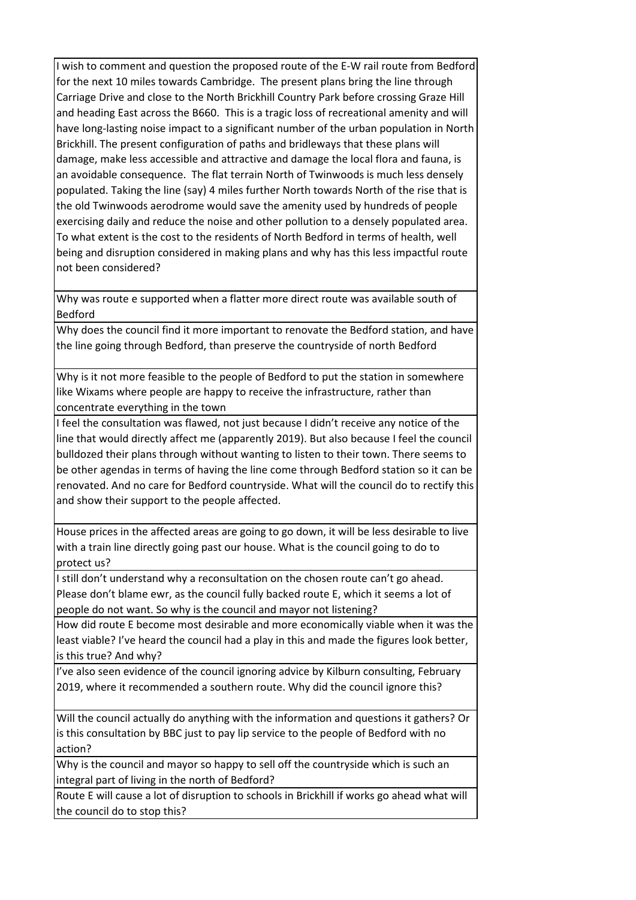| |
|---|
| I wish to comment and question the proposed route of the E-W rail route from Bedford for the next 10 miles towards Cambridge. The present plans bring the line through Carriage Drive and close to the North Brickhill Country Park before crossing Graze Hill and heading East across the B660. This is a tragic loss of recreational amenity and will have long-lasting noise impact to a significant number of the urban population in North Brickhill. The present configuration of paths and bridleways that these plans will damage, make less accessible and attractive and damage the local flora and fauna, is an avoidable consequence. The flat terrain North of Twinwoods is much less densely populated. Taking the line (say) 4 miles further North towards North of the rise that is the old Twinwoods aerodrome would save the amenity used by hundreds of people exercising daily and reduce the noise and other pollution to a densely populated area. To what extent is the cost to the residents of North Bedford in terms of health, well being and disruption considered in making plans and why has this less impactful route not been considered? |
| Why was route e supported when a flatter more direct route was available south of Bedford |
| Why does the council find it more important to renovate the Bedford station, and have the line going through Bedford, than preserve the countryside of north Bedford |
| Why is it not more feasible to the people of Bedford to put the station in somewhere like Wixams where people are happy to receive the infrastructure, rather than concentrate everything in the town |
| I feel the consultation was flawed, not just because I didn't receive any notice of the line that would directly affect me (apparently 2019). But also because I feel the council bulldozed their plans through without wanting to listen to their town. There seems to be other agendas in terms of having the line come through Bedford station so it can be renovated. And no care for Bedford countryside. What will the council do to rectify this and show their support to the people affected. |
| House prices in the affected areas are going to go down, it will be less desirable to live with a train line directly going past our house. What is the council going to do to protect us? |
| I still don't understand why a reconsultation on the chosen route can't go ahead. Please don't blame ewr, as the council fully backed route E, which it seems a lot of people do not want. So why is the council and mayor not listening? |
| How did route E become most desirable and more economically viable when it was the least viable? I've heard the council had a play in this and made the figures look better, is this true? And why? |
| I've also seen evidence of the council ignoring advice by Kilburn consulting, February 2019, where it recommended a southern route. Why did the council ignore this? |
| Will the council actually do anything with the information and questions it gathers? Or is this consultation by BBC just to pay lip service to the people of Bedford with no action? |
| Why is the council and mayor so happy to sell off the countryside which is such an integral part of living in the north of Bedford? |
| Route E will cause a lot of disruption to schools in Brickhill if works go ahead what will the council do to stop this? |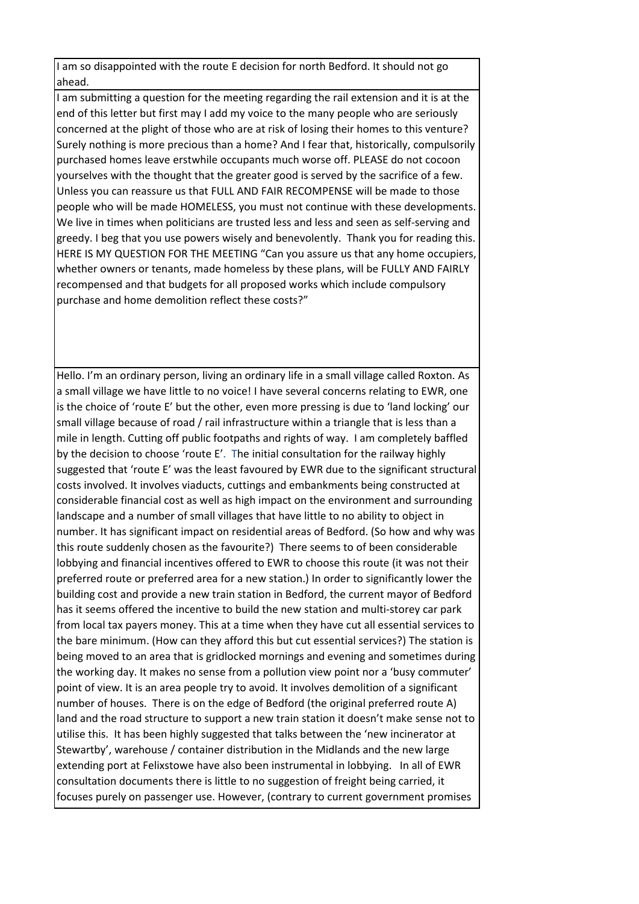I am so disappointed with the route E decision for north Bedford. It should not go ahead.

I am submitting a question for the meeting regarding the rail extension and it is at the end of this letter but first may I add my voice to the many people who are seriously concerned at the plight of those who are at risk of losing their homes to this venture? Surely nothing is more precious than a home? And I fear that, historically, compulsorily purchased homes leave erstwhile occupants much worse off. PLEASE do not cocoon yourselves with the thought that the greater good is served by the sacrifice of a few. Unless you can reassure us that FULL AND FAIR RECOMPENSE will be made to those people who will be made HOMELESS, you must not continue with these developments. We live in times when politicians are trusted less and less and seen as self-serving and greedy. I beg that you use powers wisely and benevolently. Thank you for reading this. HERE IS MY QUESTION FOR THE MEETING "Can you assure us that any home occupiers, whether owners or tenants, made homeless by these plans, will be FULLY AND FAIRLY recompensed and that budgets for all proposed works which include compulsory purchase and home demolition reflect these costs?"

Hello. I'm an ordinary person, living an ordinary life in a small village called Roxton. As a small village we have little to no voice! I have several concerns relating to EWR, one is the choice of 'route E' but the other, even more pressing is due to 'land locking' our small village because of road / rail infrastructure within a triangle that is less than a mile in length. Cutting off public footpaths and rights of way. I am completely baffled by the decision to choose 'route E'. The initial consultation for the railway highly suggested that 'route E' was the least favoured by EWR due to the significant structural costs involved. It involves viaducts, cuttings and embankments being constructed at considerable financial cost as well as high impact on the environment and surrounding landscape and a number of small villages that have little to no ability to object in number. It has significant impact on residential areas of Bedford. (So how and why was this route suddenly chosen as the favourite?) There seems to of been considerable lobbying and financial incentives offered to EWR to choose this route (it was not their preferred route or preferred area for a new station.) In order to significantly lower the building cost and provide a new train station in Bedford, the current mayor of Bedford has it seems offered the incentive to build the new station and multi-storey car park from local tax payers money. This at a time when they have cut all essential services to the bare minimum. (How can they afford this but cut essential services?) The station is being moved to an area that is gridlocked mornings and evening and sometimes during the working day. It makes no sense from a pollution view point nor a 'busy commuter' point of view. It is an area people try to avoid. It involves demolition of a significant number of houses. There is on the edge of Bedford (the original preferred route A) land and the road structure to support a new train station it doesn't make sense not to utilise this. It has been highly suggested that talks between the 'new incinerator at Stewartby', warehouse / container distribution in the Midlands and the new large extending port at Felixstowe have also been instrumental in lobbying. In all of EWR consultation documents there is little to no suggestion of freight being carried, it focuses purely on passenger use. However, (contrary to current government promises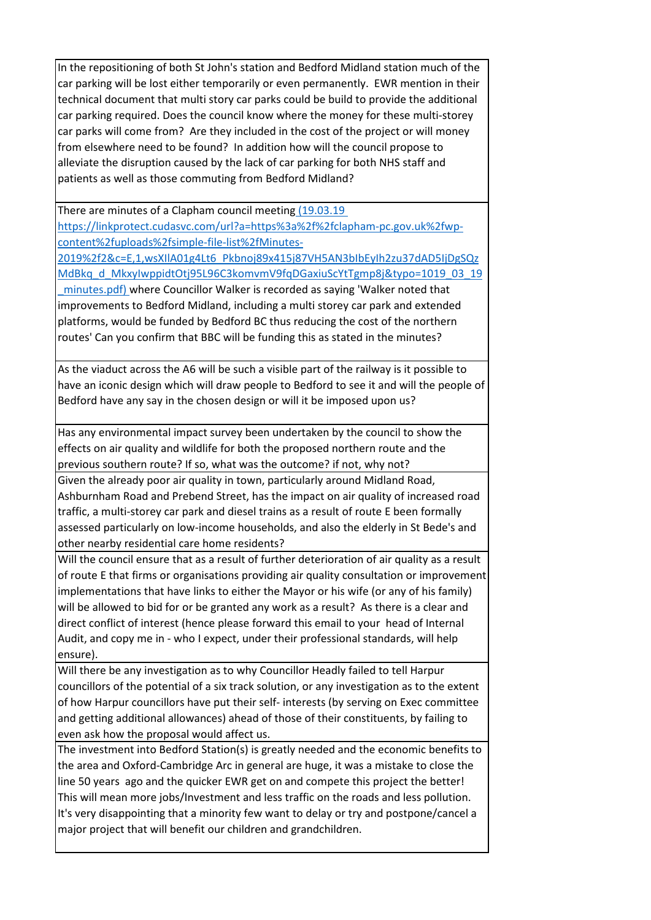| |
|---|
| In the repositioning of both St John's station and Bedford Midland station much of the car parking will be lost either temporarily or even permanently. EWR mention in their technical document that multi story car parks could be build to provide the additional car parking required. Does the council know where the money for these multi-storey car parks will come from? Are they included in the cost of the project or will money from elsewhere need to be found? In addition how will the council propose to alleviate the disruption caused by the lack of car parking for both NHS staff and patients as well as those commuting from Bedford Midland? |
| There are minutes of a Clapham council meeting (19.03.19 https://linkprotect.cudasvc.com/url?a=https%3a%2f%2fclapham-pc.gov.uk%2fwp-content%2fuploads%2fsimple-file-list%2fMinutes-2019%2f2&c=E,1,wsXIlA01g4Lt6_Pkbnoj89x415j87VH5AN3bIbEylh2zu37dAD5IjDgSQzMdBkq_d_MkxyIwppidtOtj95L96C3komvmV9fqDGaxiuScYtTgmp8j&typo=1019_03_19_minutes.pdf) where Councillor Walker is recorded as saying 'Walker noted that improvements to Bedford Midland, including a multi storey car park and extended platforms, would be funded by Bedford BC thus reducing the cost of the northern routes' Can you confirm that BBC will be funding this as stated in the minutes? |
| As the viaduct across the A6 will be such a visible part of the railway is it possible to have an iconic design which will draw people to Bedford to see it and will the people of Bedford have any say in the chosen design or will it be imposed upon us? |
| Has any environmental impact survey been undertaken by the council to show the effects on air quality and wildlife for both the proposed northern route and the previous southern route? If so, what was the outcome? if not, why not? |
| Given the already poor air quality in town, particularly around Midland Road, Ashburnham Road and Prebend Street, has the impact on air quality of increased road traffic, a multi-storey car park and diesel trains as a result of route E been formally assessed particularly on low-income households, and also the elderly in St Bede's and other nearby residential care home residents? |
| Will the council ensure that as a result of further deterioration of air quality as a result of route E that firms or organisations providing air quality consultation or improvement implementations that have links to either the Mayor or his wife (or any of his family) will be allowed to bid for or be granted any work as a result? As there is a clear and direct conflict of interest (hence please forward this email to your head of Internal Audit, and copy me in - who I expect, under their professional standards, will help ensure). |
| Will there be any investigation as to why Councillor Headly failed to tell Harpur councillors of the potential of a six track solution, or any investigation as to the extent of how Harpur councillors have put their self- interests (by serving on Exec committee and getting additional allowances) ahead of those of their constituents, by failing to even ask how the proposal would affect us. |
| The investment into Bedford Station(s) is greatly needed and the economic benefits to the area and Oxford-Cambridge Arc in general are huge, it was a mistake to close the line 50 years ago and the quicker EWR get on and compete this project the better! This will mean more jobs/Investment and less traffic on the roads and less pollution. It's very disappointing that a minority few want to delay or try and postpone/cancel a major project that will benefit our children and grandchildren. |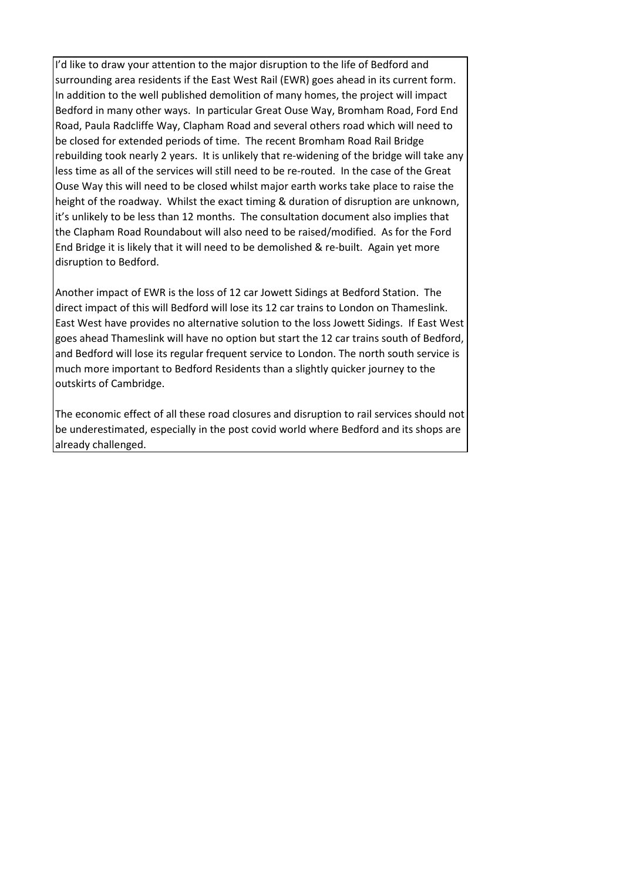I'd like to draw your attention to the major disruption to the life of Bedford and surrounding area residents if the East West Rail (EWR) goes ahead in its current form. In addition to the well published demolition of many homes, the project will impact Bedford in many other ways. In particular Great Ouse Way, Bromham Road, Ford End Road, Paula Radcliffe Way, Clapham Road and several others road which will need to be closed for extended periods of time. The recent Bromham Road Rail Bridge rebuilding took nearly 2 years. It is unlikely that re-widening of the bridge will take any less time as all of the services will still need to be re-routed. In the case of the Great Ouse Way this will need to be closed whilst major earth works take place to raise the height of the roadway. Whilst the exact timing & duration of disruption are unknown, it's unlikely to be less than 12 months. The consultation document also implies that the Clapham Road Roundabout will also need to be raised/modified. As for the Ford End Bridge it is likely that it will need to be demolished & re-built. Again yet more disruption to Bedford.

Another impact of EWR is the loss of 12 car Jowett Sidings at Bedford Station. The direct impact of this will Bedford will lose its 12 car trains to London on Thameslink. East West have provides no alternative solution to the loss Jowett Sidings. If East West goes ahead Thameslink will have no option but start the 12 car trains south of Bedford, and Bedford will lose its regular frequent service to London. The north south service is much more important to Bedford Residents than a slightly quicker journey to the outskirts of Cambridge.

The economic effect of all these road closures and disruption to rail services should not be underestimated, especially in the post covid world where Bedford and its shops are already challenged.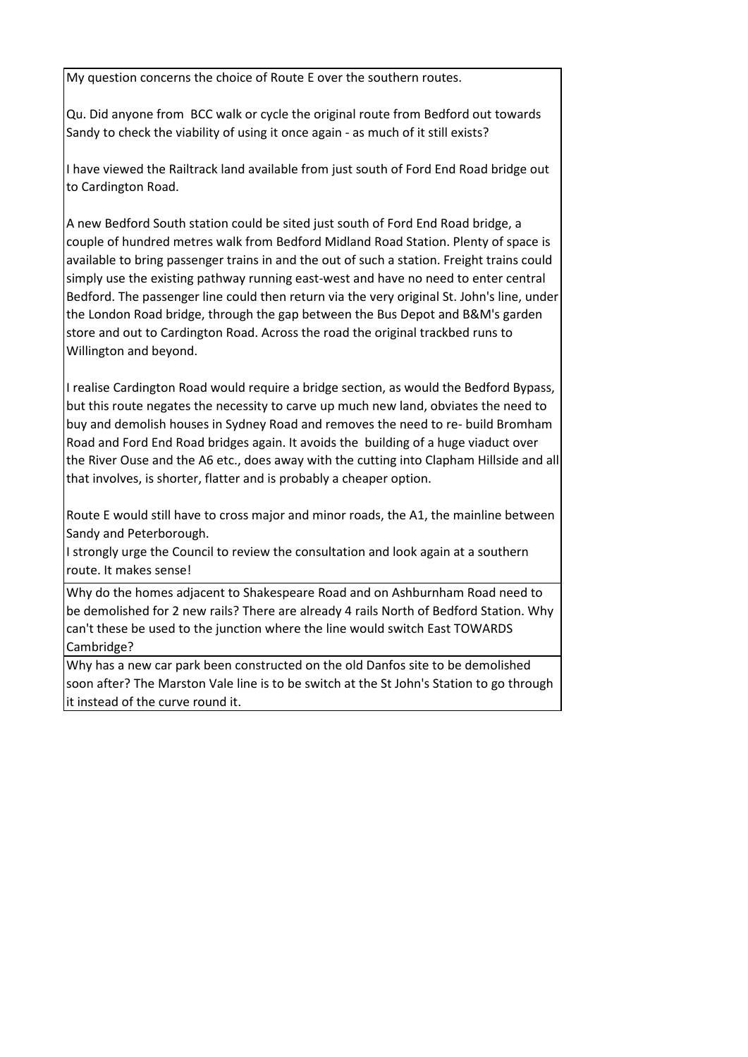| |
|---|
| My question concerns the choice of Route E over the southern routes.<br><br>Qu. Did anyone from BCC walk or cycle the original route from Bedford out towards Sandy to check the viability of using it once again - as much of it still exists?<br><br>I have viewed the Railtrack land available from just south of Ford End Road bridge out to Cardington Road.<br><br>A new Bedford South station could be sited just south of Ford End Road bridge, a couple of hundred metres walk from Bedford Midland Road Station. Plenty of space is available to bring passenger trains in and the out of such a station. Freight trains could simply use the existing pathway running east-west and have no need to enter central Bedford. The passenger line could then return via the very original St. John's line, under the London Road bridge, through the gap between the Bus Depot and B&M's garden store and out to Cardington Road. Across the road the original trackbed runs to Willington and beyond.<br><br>I realise Cardington Road would require a bridge section, as would the Bedford Bypass, but this route negates the necessity to carve up much new land, obviates the need to buy and demolish houses in Sydney Road and removes the need to re- build Bromham Road and Ford End Road bridges again. It avoids the building of a huge viaduct over the River Ouse and the A6 etc., does away with the cutting into Clapham Hillside and all that involves, is shorter, flatter and is probably a cheaper option.<br><br>Route E would still have to cross major and minor roads, the A1, the mainline between Sandy and Peterborough.<br>I strongly urge the Council to review the consultation and look again at a southern route. It makes sense! |
| Why do the homes adjacent to Shakespeare Road and on Ashburnham Road need to be demolished for 2 new rails? There are already 4 rails North of Bedford Station. Why can't these be used to the junction where the line would switch East TOWARDS Cambridge? |
| Why has a new car park been constructed on the old Danfos site to be demolished soon after? The Marston Vale line is to be switch at the St John's Station to go through it instead of the curve round it. |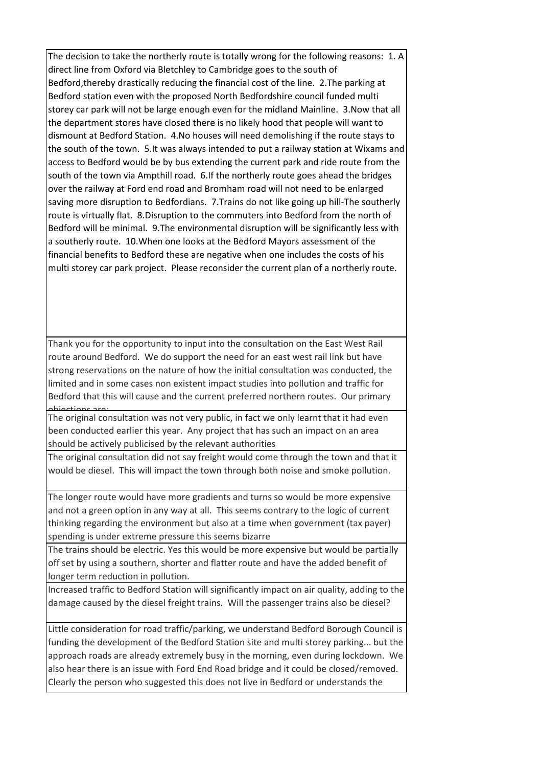The decision to take the northerly route is totally wrong for the following reasons: 1. A direct line from Oxford via Bletchley to Cambridge goes to the south of Bedford,thereby drastically reducing the financial cost of the line. 2.The parking at Bedford station even with the proposed North Bedfordshire council funded multi storey car park will not be large enough even for the midland Mainline. 3.Now that all the department stores have closed there is no likely hood that people will want to dismount at Bedford Station. 4.No houses will need demolishing if the route stays to the south of the town. 5.It was always intended to put a railway station at Wixams and access to Bedford would be by bus extending the current park and ride route from the south of the town via Ampthill road. 6.If the northerly route goes ahead the bridges over the railway at Ford end road and Bromham road will not need to be enlarged saving more disruption to Bedfordians. 7.Trains do not like going up hill-The southerly route is virtually flat. 8.Disruption to the commuters into Bedford from the north of Bedford will be minimal. 9.The environmental disruption will be significantly less with a southerly route. 10.When one looks at the Bedford Mayors assessment of the financial benefits to Bedford these are negative when one includes the costs of his multi storey car park project. Please reconsider the current plan of a northerly route.

Thank you for the opportunity to input into the consultation on the East West Rail route around Bedford. We do support the need for an east west rail link but have strong reservations on the nature of how the initial consultation was conducted, the limited and in some cases non existent impact studies into pollution and traffic for Bedford that this will cause and the current preferred northern routes. Our primary objections are:

The original consultation was not very public, in fact we only learnt that it had even been conducted earlier this year. Any project that has such an impact on an area should be actively publicised by the relevant authorities

The original consultation did not say freight would come through the town and that it would be diesel. This will impact the town through both noise and smoke pollution.

The longer route would have more gradients and turns so would be more expensive and not a green option in any way at all. This seems contrary to the logic of current thinking regarding the environment but also at a time when government (tax payer) spending is under extreme pressure this seems bizarre

The trains should be electric. Yes this would be more expensive but would be partially off set by using a southern, shorter and flatter route and have the added benefit of longer term reduction in pollution.

Increased traffic to Bedford Station will significantly impact on air quality, adding to the damage caused by the diesel freight trains. Will the passenger trains also be diesel?

Little consideration for road traffic/parking, we understand Bedford Borough Council is funding the development of the Bedford Station site and multi storey parking... but the approach roads are already extremely busy in the morning, even during lockdown. We also hear there is an issue with Ford End Road bridge and it could be closed/removed. Clearly the person who suggested this does not live in Bedford or understands the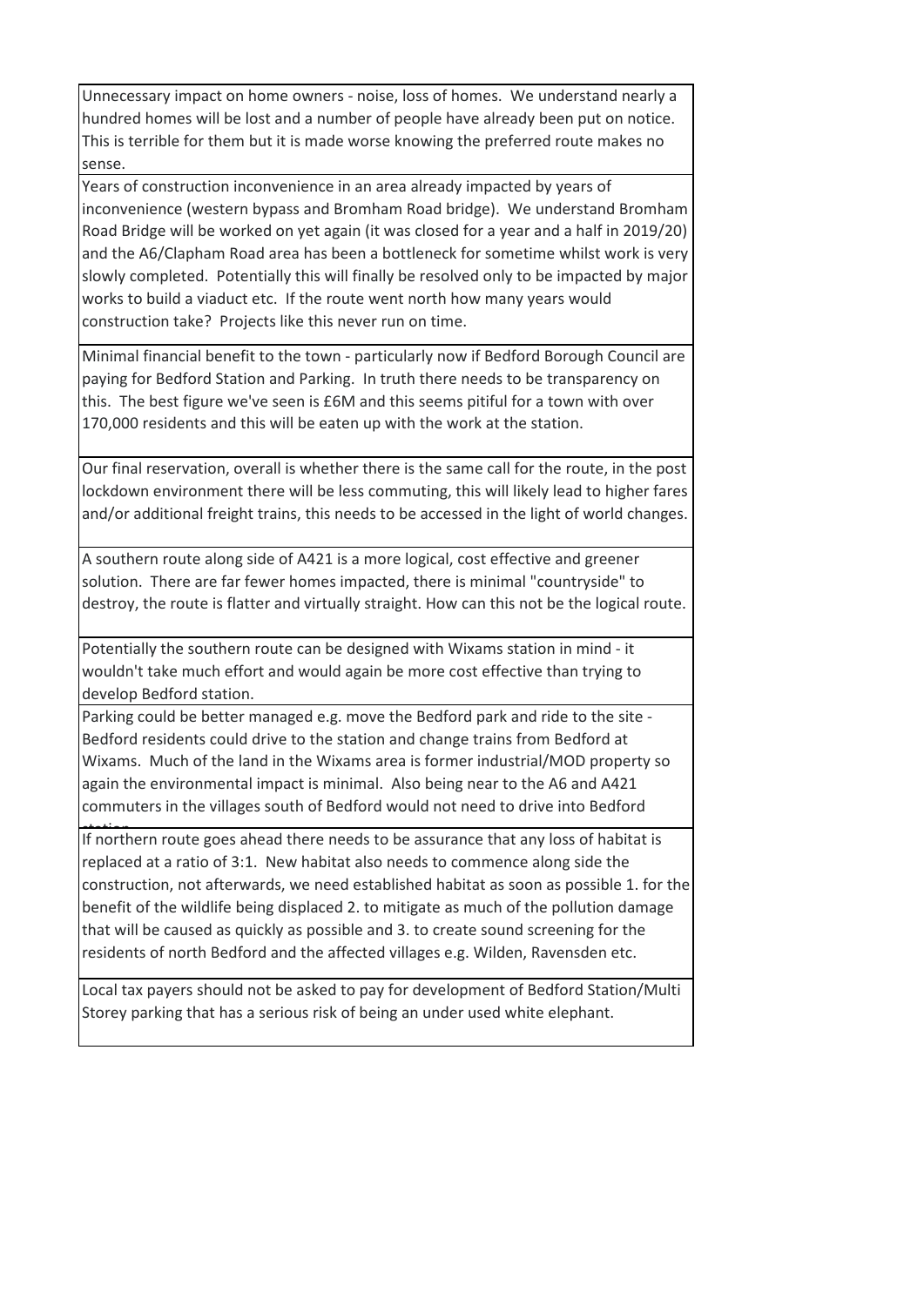Unnecessary impact on home owners - noise, loss of homes. We understand nearly a hundred homes will be lost and a number of people have already been put on notice. This is terrible for them but it is made worse knowing the preferred route makes no sense.

Years of construction inconvenience in an area already impacted by years of inconvenience (western bypass and Bromham Road bridge). We understand Bromham Road Bridge will be worked on yet again (it was closed for a year and a half in 2019/20) and the A6/Clapham Road area has been a bottleneck for sometime whilst work is very slowly completed. Potentially this will finally be resolved only to be impacted by major works to build a viaduct etc. If the route went north how many years would construction take? Projects like this never run on time.

Minimal financial benefit to the town - particularly now if Bedford Borough Council are paying for Bedford Station and Parking. In truth there needs to be transparency on this. The best figure we've seen is £6M and this seems pitiful for a town with over 170,000 residents and this will be eaten up with the work at the station.

Our final reservation, overall is whether there is the same call for the route, in the post lockdown environment there will be less commuting, this will likely lead to higher fares and/or additional freight trains, this needs to be accessed in the light of world changes.

A southern route along side of A421 is a more logical, cost effective and greener solution. There are far fewer homes impacted, there is minimal "countryside" to destroy, the route is flatter and virtually straight. How can this not be the logical route.

Potentially the southern route can be designed with Wixams station in mind - it wouldn't take much effort and would again be more cost effective than trying to develop Bedford station.

Parking could be better managed e.g. move the Bedford park and ride to the site - Bedford residents could drive to the station and change trains from Bedford at Wixams. Much of the land in the Wixams area is former industrial/MOD property so again the environmental impact is minimal. Also being near to the A6 and A421 commuters in the villages south of Bedford would not need to drive into Bedford station

If northern route goes ahead there needs to be assurance that any loss of habitat is replaced at a ratio of 3:1. New habitat also needs to commence along side the construction, not afterwards, we need established habitat as soon as possible 1. for the benefit of the wildlife being displaced 2. to mitigate as much of the pollution damage that will be caused as quickly as possible and 3. to create sound screening for the residents of north Bedford and the affected villages e.g. Wilden, Ravensden etc.

Local tax payers should not be asked to pay for development of Bedford Station/Multi Storey parking that has a serious risk of being an under used white elephant.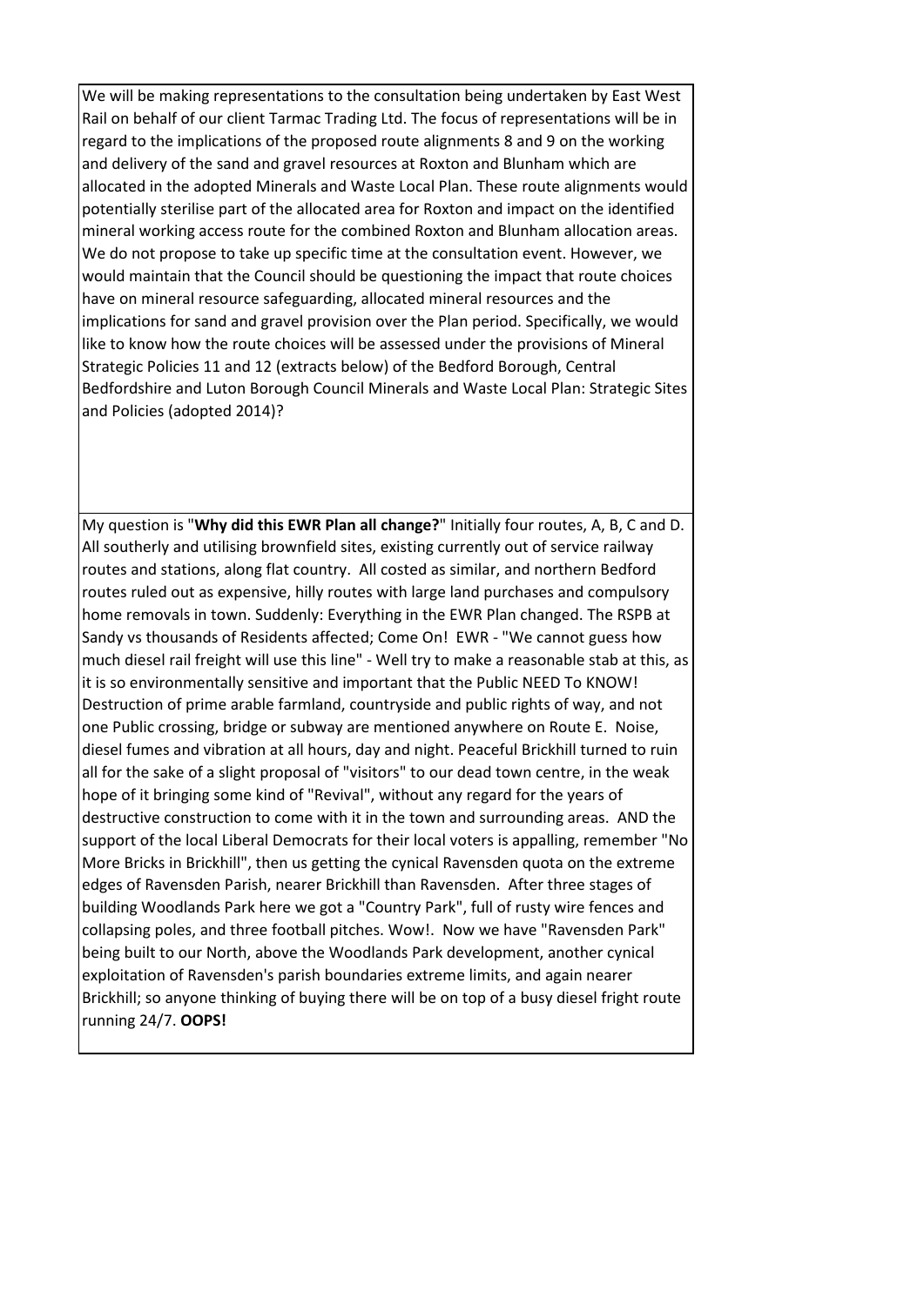We will be making representations to the consultation being undertaken by East West Rail on behalf of our client Tarmac Trading Ltd. The focus of representations will be in regard to the implications of the proposed route alignments 8 and 9 on the working and delivery of the sand and gravel resources at Roxton and Blunham which are allocated in the adopted Minerals and Waste Local Plan. These route alignments would potentially sterilise part of the allocated area for Roxton and impact on the identified mineral working access route for the combined Roxton and Blunham allocation areas. We do not propose to take up specific time at the consultation event. However, we would maintain that the Council should be questioning the impact that route choices have on mineral resource safeguarding, allocated mineral resources and the implications for sand and gravel provision over the Plan period. Specifically, we would like to know how the route choices will be assessed under the provisions of Mineral Strategic Policies 11 and 12 (extracts below) of the Bedford Borough, Central Bedfordshire and Luton Borough Council Minerals and Waste Local Plan: Strategic Sites and Policies (adopted 2014)?

My question is "**Why did this EWR Plan all change?**" Initially four routes, A, B, C and D. All southerly and utilising brownfield sites, existing currently out of service railway routes and stations, along flat country. All costed as similar, and northern Bedford routes ruled out as expensive, hilly routes with large land purchases and compulsory home removals in town. Suddenly: Everything in the EWR Plan changed. The RSPB at Sandy vs thousands of Residents affected; Come On! EWR - "We cannot guess how much diesel rail freight will use this line" - Well try to make a reasonable stab at this, as it is so environmentally sensitive and important that the Public NEED To KNOW! Destruction of prime arable farmland, countryside and public rights of way, and not one Public crossing, bridge or subway are mentioned anywhere on Route E. Noise, diesel fumes and vibration at all hours, day and night. Peaceful Brickhill turned to ruin all for the sake of a slight proposal of "visitors" to our dead town centre, in the weak hope of it bringing some kind of "Revival", without any regard for the years of destructive construction to come with it in the town and surrounding areas. AND the support of the local Liberal Democrats for their local voters is appalling, remember "No More Bricks in Brickhill", then us getting the cynical Ravensden quota on the extreme edges of Ravensden Parish, nearer Brickhill than Ravensden. After three stages of building Woodlands Park here we got a "Country Park", full of rusty wire fences and collapsing poles, and three football pitches. Wow!. Now we have "Ravensden Park" being built to our North, above the Woodlands Park development, another cynical exploitation of Ravensden's parish boundaries extreme limits, and again nearer Brickhill; so anyone thinking of buying there will be on top of a busy diesel fright route running 24/7. **OOPS!**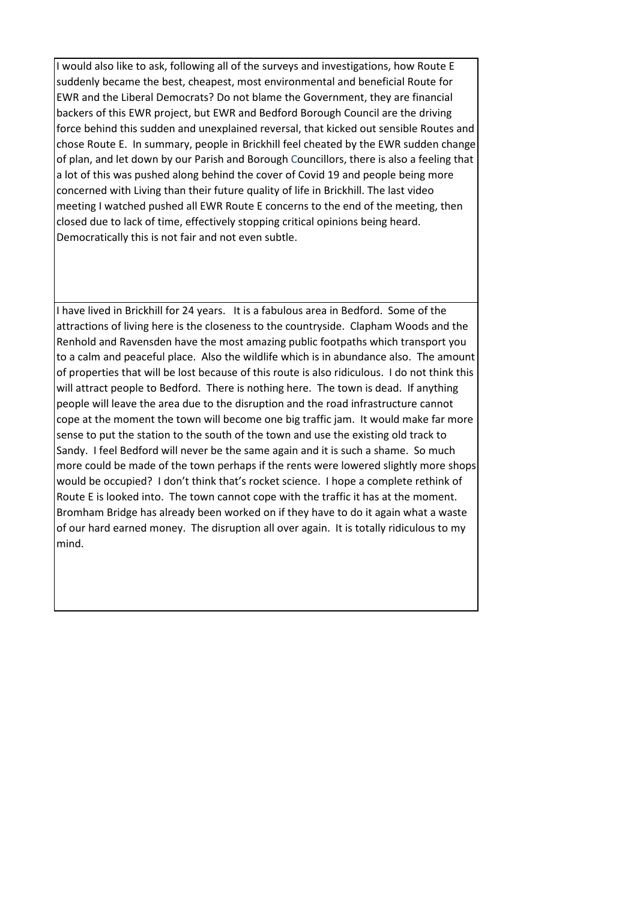I would also like to ask, following all of the surveys and investigations, how Route E suddenly became the best, cheapest, most environmental and beneficial Route for EWR and the Liberal Democrats? Do not blame the Government, they are financial backers of this EWR project, but EWR and Bedford Borough Council are the driving force behind this sudden and unexplained reversal, that kicked out sensible Routes and chose Route E.  In summary, people in Brickhill feel cheated by the EWR sudden change of plan, and let down by our Parish and Borough Councillors, there is also a feeling that a lot of this was pushed along behind the cover of Covid 19 and people being more concerned with Living than their future quality of life in Brickhill. The last video meeting I watched pushed all EWR Route E concerns to the end of the meeting, then closed due to lack of time, effectively stopping critical opinions being heard. Democratically this is not fair and not even subtle.

I have lived in Brickhill for 24 years.   It is a fabulous area in Bedford.  Some of the attractions of living here is the closeness to the countryside.  Clapham Woods and the Renhold and Ravensden have the most amazing public footpaths which transport you to a calm and peaceful place.  Also the wildlife which is in abundance also.  The amount of properties that will be lost because of this route is also ridiculous.  I do not think this will attract people to Bedford.  There is nothing here.  The town is dead.  If anything people will leave the area due to the disruption and the road infrastructure cannot cope at the moment the town will become one big traffic jam.  It would make far more sense to put the station to the south of the town and use the existing old track to Sandy.  I feel Bedford will never be the same again and it is such a shame.  So much more could be made of the town perhaps if the rents were lowered slightly more shops would be occupied?  I don't think that's rocket science.  I hope a complete rethink of Route E is looked into.  The town cannot cope with the traffic it has at the moment.  Bromham Bridge has already been worked on if they have to do it again what a waste of our hard earned money.  The disruption all over again.  It is totally ridiculous to my mind.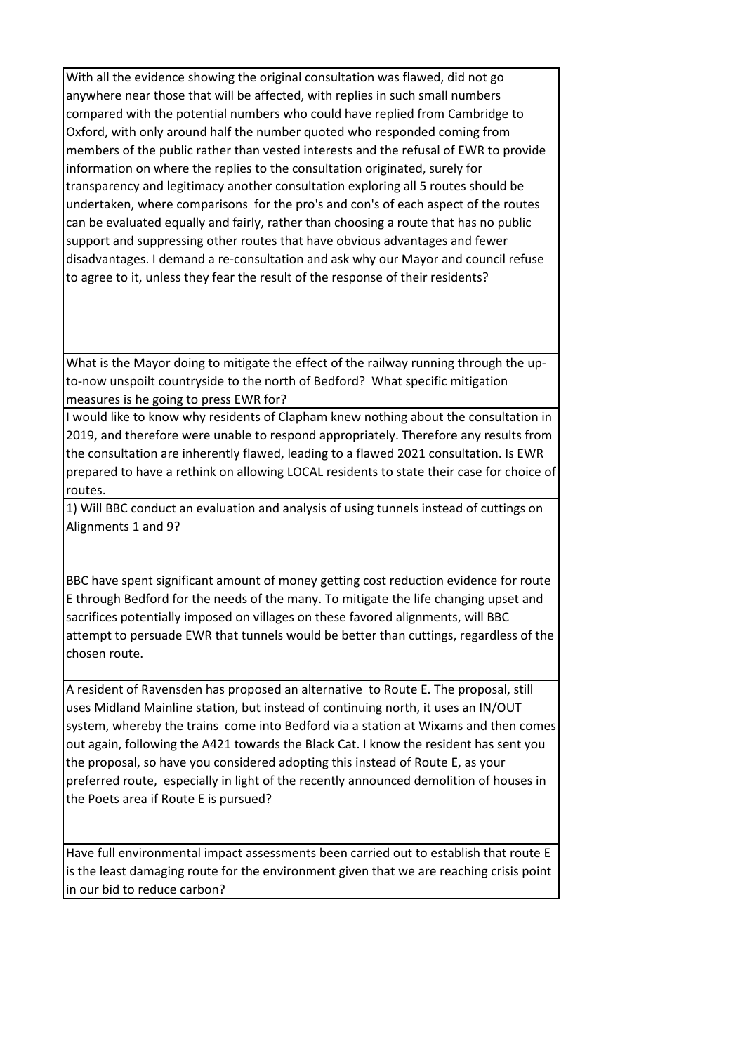| |
|---|
| With all the evidence showing the original consultation was flawed, did not go anywhere near those that will be affected, with replies in such small numbers compared with the potential numbers who could have replied from Cambridge to Oxford, with only around half the number quoted who responded coming from members of the public rather than vested interests and the refusal of EWR to provide information on where the replies to the consultation originated, surely for transparency and legitimacy another consultation exploring all 5 routes should be undertaken, where comparisons for the pro's and con's of each aspect of the routes can be evaluated equally and fairly, rather than choosing a route that has no public support and suppressing other routes that have obvious advantages and fewer disadvantages. I demand a re-consultation and ask why our Mayor and council refuse to agree to it, unless they fear the result of the response of their residents? |
| What is the Mayor doing to mitigate the effect of the railway running through the up-to-now unspoilt countryside to the north of Bedford? What specific mitigation measures is he going to press EWR for? |
| I would like to know why residents of Clapham knew nothing about the consultation in 2019, and therefore were unable to respond appropriately. Therefore any results from the consultation are inherently flawed, leading to a flawed 2021 consultation. Is EWR prepared to have a rethink on allowing LOCAL residents to state their case for choice of routes. |
| 1) Will BBC conduct an evaluation and analysis of using tunnels instead of cuttings on Alignments 1 and 9?<br><br>BBC have spent significant amount of money getting cost reduction evidence for route E through Bedford for the needs of the many. To mitigate the life changing upset and sacrifices potentially imposed on villages on these favored alignments, will BBC attempt to persuade EWR that tunnels would be better than cuttings, regardless of the chosen route. |
| A resident of Ravensden has proposed an alternative to Route E. The proposal, still uses Midland Mainline station, but instead of continuing north, it uses an IN/OUT system, whereby the trains come into Bedford via a station at Wixams and then comes out again, following the A421 towards the Black Cat. I know the resident has sent you the proposal, so have you considered adopting this instead of Route E, as your preferred route, especially in light of the recently announced demolition of houses in the Poets area if Route E is pursued? |
| Have full environmental impact assessments been carried out to establish that route E is the least damaging route for the environment given that we are reaching crisis point in our bid to reduce carbon? |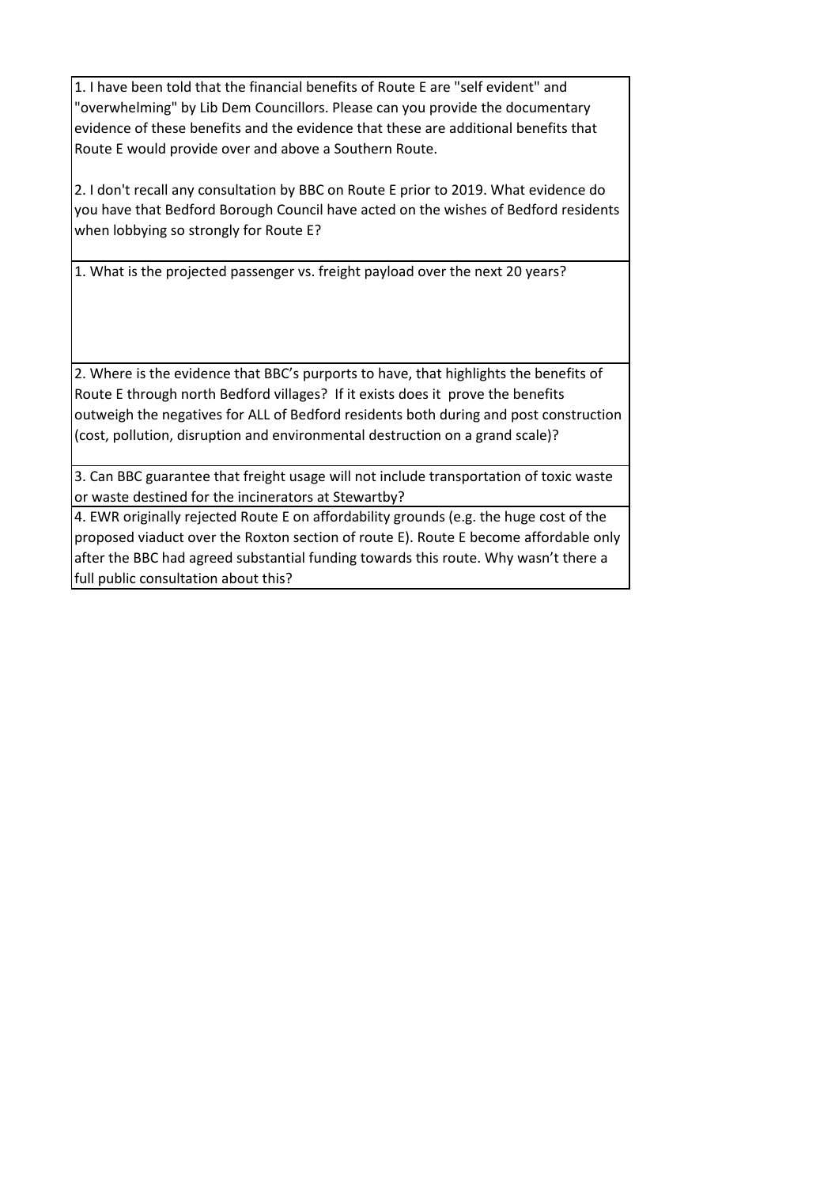1. I have been told that the financial benefits of Route E are "self evident" and "overwhelming" by Lib Dem Councillors. Please can you provide the documentary evidence of these benefits and the evidence that these are additional benefits that Route E would provide over and above a Southern Route.

2. I don't recall any consultation by BBC on Route E prior to 2019. What evidence do you have that Bedford Borough Council have acted on the wishes of Bedford residents when lobbying so strongly for Route E?

---

1. What is the projected passenger vs. freight payload over the next 20 years?

---

2. Where is the evidence that BBC's purports to have, that highlights the benefits of Route E through north Bedford villages? If it exists does it prove the benefits outweigh the negatives for ALL of Bedford residents both during and post construction (cost, pollution, disruption and environmental destruction on a grand scale)?

---

3. Can BBC guarantee that freight usage will not include transportation of toxic waste or waste destined for the incinerators at Stewartby?

---

4. EWR originally rejected Route E on affordability grounds (e.g. the huge cost of the proposed viaduct over the Roxton section of route E). Route E become affordable only after the BBC had agreed substantial funding towards this route. Why wasn't there a full public consultation about this?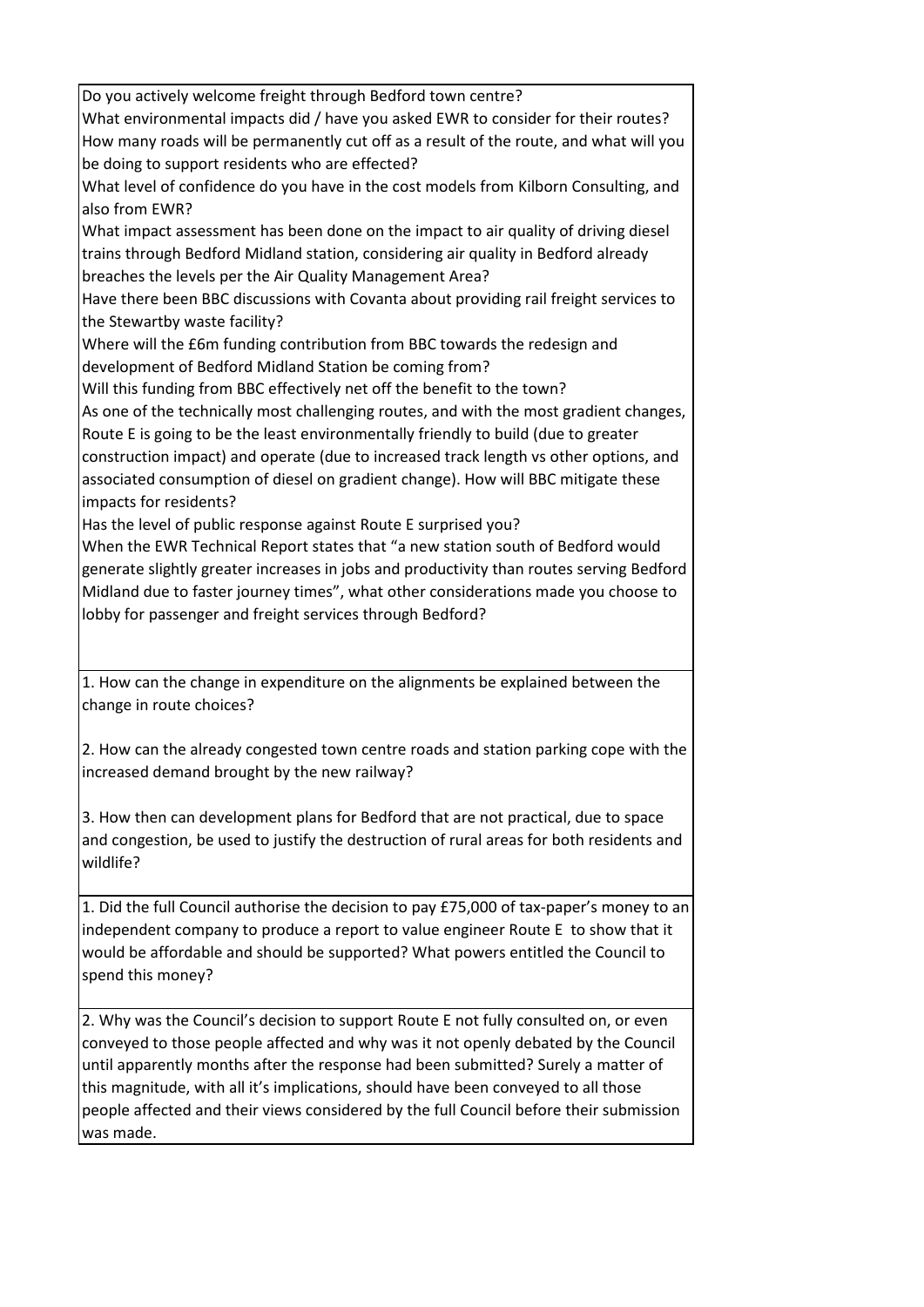| |
|---|
| Do you actively welcome freight through Bedford town centre?<br>What environmental impacts did / have you asked EWR to consider for their routes?<br>How many roads will be permanently cut off as a result of the route, and what will you be doing to support residents who are effected?<br>What level of confidence do you have in the cost models from Kilborn Consulting, and also from EWR?<br>What impact assessment has been done on the impact to air quality of driving diesel trains through Bedford Midland station, considering air quality in Bedford already breaches the levels per the Air Quality Management Area?<br>Have there been BBC discussions with Covanta about providing rail freight services to the Stewartby waste facility?<br>Where will the £6m funding contribution from BBC towards the redesign and development of Bedford Midland Station be coming from?<br>Will this funding from BBC effectively net off the benefit to the town?<br>As one of the technically most challenging routes, and with the most gradient changes, Route E is going to be the least environmentally friendly to build (due to greater construction impact) and operate (due to increased track length vs other options, and associated consumption of diesel on gradient change). How will BBC mitigate these impacts for residents?<br>Has the level of public response against Route E surprised you?<br>When the EWR Technical Report states that "a new station south of Bedford would generate slightly greater increases in jobs and productivity than routes serving Bedford Midland due to faster journey times", what other considerations made you choose to lobby for passenger and freight services through Bedford? |
| 1. How can the change in expenditure on the alignments be explained between the change in route choices?<br><br>2. How can the already congested town centre roads and station parking cope with the increased demand brought by the new railway?<br><br>3. How then can development plans for Bedford that are not practical, due to space and congestion, be used to justify the destruction of rural areas for both residents and wildlife? |
| 1. Did the full Council authorise the decision to pay £75,000 of tax-paper's money to an independent company to produce a report to value engineer Route E to show that it would be affordable and should be supported? What powers entitled the Council to spend this money? |
| 2. Why was the Council's decision to support Route E not fully consulted on, or even conveyed to those people affected and why was it not openly debated by the Council until apparently months after the response had been submitted? Surely a matter of this magnitude, with all it's implications, should have been conveyed to all those people affected and their views considered by the full Council before their submission was made. |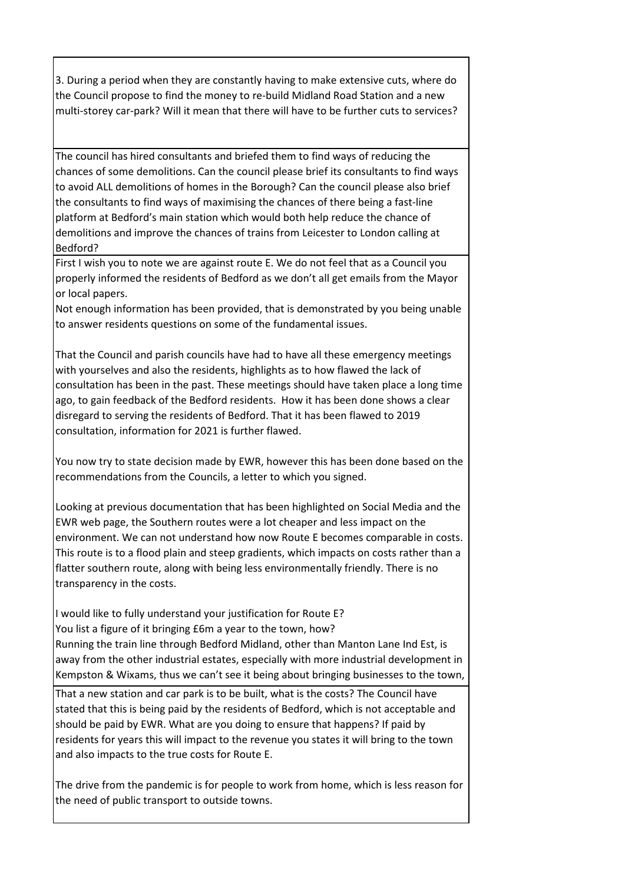3. During a period when they are constantly having to make extensive cuts, where do the Council propose to find the money to re-build Midland Road Station and a new multi-storey car-park? Will it mean that there will have to be further cuts to services?

The council has hired consultants and briefed them to find ways of reducing the chances of some demolitions. Can the council please brief its consultants to find ways to avoid ALL demolitions of homes in the Borough? Can the council please also brief the consultants to find ways of maximising the chances of there being a fast-line platform at Bedford's main station which would both help reduce the chance of demolitions and improve the chances of trains from Leicester to London calling at Bedford?

First I wish you to note we are against route E. We do not feel that as a Council you properly informed the residents of Bedford as we don't all get emails from the Mayor or local papers.
Not enough information has been provided, that is demonstrated by you being unable to answer residents questions on some of the fundamental issues.

That the Council and parish councils have had to have all these emergency meetings with yourselves and also the residents, highlights as to how flawed the lack of consultation has been in the past. These meetings should have taken place a long time ago, to gain feedback of the Bedford residents. How it has been done shows a clear disregard to serving the residents of Bedford. That it has been flawed to 2019 consultation, information for 2021 is further flawed.

You now try to state decision made by EWR, however this has been done based on the recommendations from the Councils, a letter to which you signed.

Looking at previous documentation that has been highlighted on Social Media and the EWR web page, the Southern routes were a lot cheaper and less impact on the environment. We can not understand how now Route E becomes comparable in costs. This route is to a flood plain and steep gradients, which impacts on costs rather than a flatter southern route, along with being less environmentally friendly. There is no transparency in the costs.

I would like to fully understand your justification for Route E?
You list a figure of it bringing £6m a year to the town, how?
Running the train line through Bedford Midland, other than Manton Lane Ind Est, is away from the other industrial estates, especially with more industrial development in Kempston & Wixams, thus we can't see it being about bringing businesses to the town,

That a new station and car park is to be built, what is the costs? The Council have stated that this is being paid by the residents of Bedford, which is not acceptable and should be paid by EWR. What are you doing to ensure that happens? If paid by residents for years this will impact to the revenue you states it will bring to the town and also impacts to the true costs for Route E.

The drive from the pandemic is for people to work from home, which is less reason for the need of public transport to outside towns.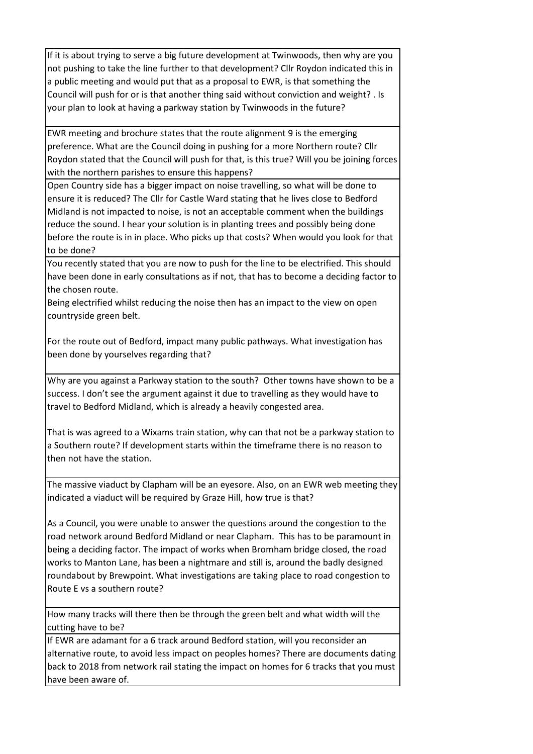| |
|---|
| If it is about trying to serve a big future development at Twinwoods, then why are you not pushing to take the line further to that development? Cllr Roydon indicated this in a public meeting and would put that as a proposal to EWR, is that something the Council will push for or is that another thing said without conviction and weight? . Is your plan to look at having a parkway station by Twinwoods in the future? |
| EWR meeting and brochure states that the route alignment 9 is the emerging preference. What are the Council doing in pushing for a more Northern route? Cllr Roydon stated that the Council will push for that, is this true? Will you be joining forces with the northern parishes to ensure this happens? |
| Open Country side has a bigger impact on noise travelling, so what will be done to ensure it is reduced? The Cllr for Castle Ward stating that he lives close to Bedford Midland is not impacted to noise, is not an acceptable comment when the buildings reduce the sound. I hear your solution is in planting trees and possibly being done before the route is in in place. Who picks up that costs? When would you look for that to be done? |
| You recently stated that you are now to push for the line to be electrified. This should have been done in early consultations as if not, that has to become a deciding factor to the chosen route.<br><br>Being electrified whilst reducing the noise then has an impact to the view on open countryside green belt.<br><br>For the route out of Bedford, impact many public pathways. What investigation has been done by yourselves regarding that? |
| Why are you against a Parkway station to the south? Other towns have shown to be a success. I don't see the argument against it due to travelling as they would have to travel to Bedford Midland, which is already a heavily congested area.<br><br>That is was agreed to a Wixams train station, why can that not be a parkway station to a Southern route? If development starts within the timeframe there is no reason to then not have the station. |
| The massive viaduct by Clapham will be an eyesore. Also, on an EWR web meeting they indicated a viaduct will be required by Graze Hill, how true is that?<br><br>As a Council, you were unable to answer the questions around the congestion to the road network around Bedford Midland or near Clapham. This has to be paramount in being a deciding factor. The impact of works when Bromham bridge closed, the road works to Manton Lane, has been a nightmare and still is, around the badly designed roundabout by Brewpoint. What investigations are taking place to road congestion to Route E vs a southern route? |
| How many tracks will there then be through the green belt and what width will the cutting have to be? |
| If EWR are adamant for a 6 track around Bedford station, will you reconsider an alternative route, to avoid less impact on peoples homes? There are documents dating back to 2018 from network rail stating the impact on homes for 6 tracks that you must have been aware of. |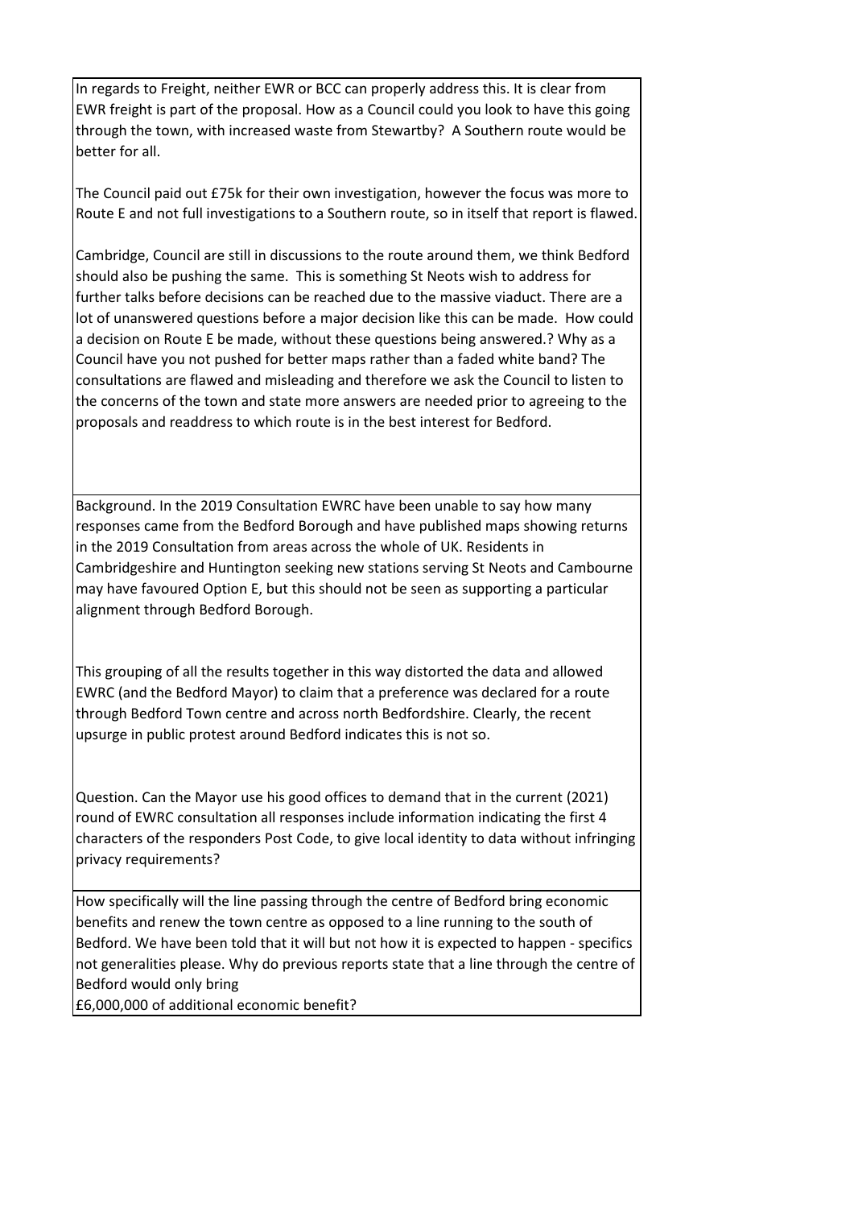| |
|---|
| In regards to Freight, neither EWR or BCC can properly address this. It is clear from EWR freight is part of the proposal. How as a Council could you look to have this going through the town, with increased waste from Stewartby? A Southern route would be better for all.<br><br>The Council paid out £75k for their own investigation, however the focus was more to Route E and not full investigations to a Southern route, so in itself that report is flawed.<br><br>Cambridge, Council are still in discussions to the route around them, we think Bedford should also be pushing the same. This is something St Neots wish to address for further talks before decisions can be reached due to the massive viaduct. There are a lot of unanswered questions before a major decision like this can be made. How could a decision on Route E be made, without these questions being answered.? Why as a Council have you not pushed for better maps rather than a faded white band? The consultations are flawed and misleading and therefore we ask the Council to listen to the concerns of the town and state more answers are needed prior to agreeing to the proposals and readdress to which route is in the best interest for Bedford. |
| Background. In the 2019 Consultation EWRC have been unable to say how many responses came from the Bedford Borough and have published maps showing returns in the 2019 Consultation from areas across the whole of UK. Residents in Cambridgeshire and Huntington seeking new stations serving St Neots and Cambourne may have favoured Option E, but this should not be seen as supporting a particular alignment through Bedford Borough.<br><br>This grouping of all the results together in this way distorted the data and allowed EWRC (and the Bedford Mayor) to claim that a preference was declared for a route through Bedford Town centre and across north Bedfordshire. Clearly, the recent upsurge in public protest around Bedford indicates this is not so.<br><br>Question. Can the Mayor use his good offices to demand that in the current (2021) round of EWRC consultation all responses include information indicating the first 4 characters of the responders Post Code, to give local identity to data without infringing privacy requirements? |
| How specifically will the line passing through the centre of Bedford bring economic benefits and renew the town centre as opposed to a line running to the south of Bedford. We have been told that it will but not how it is expected to happen - specifics not generalities please. Why do previous reports state that a line through the centre of Bedford would only bring<br>£6,000,000 of additional economic benefit? |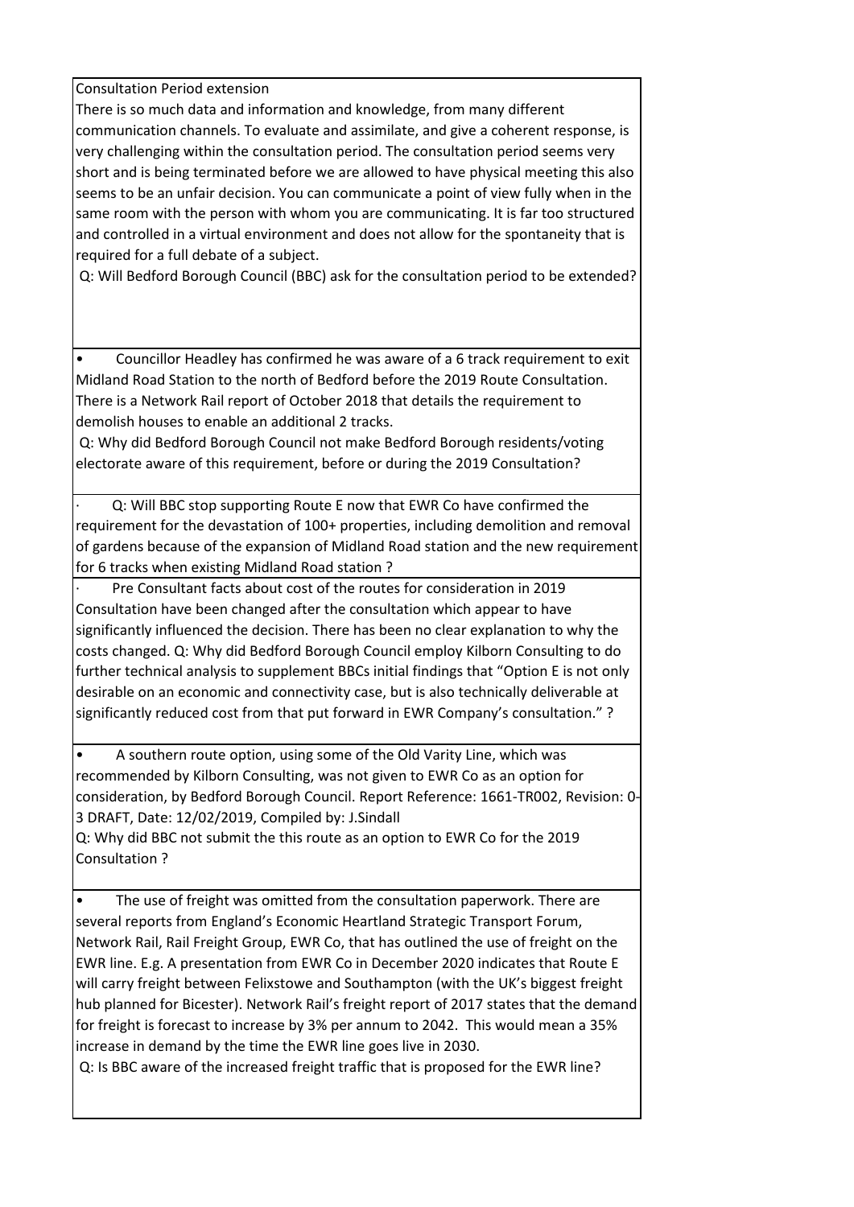Consultation Period extension

There is so much data and information and knowledge, from many different communication channels. To evaluate and assimilate, and give a coherent response, is very challenging within the consultation period. The consultation period seems very short and is being terminated before we are allowed to have physical meeting this also seems to be an unfair decision. You can communicate a point of view fully when in the same room with the person with whom you are communicating. It is far too structured and controlled in a virtual environment and does not allow for the spontaneity that is required for a full debate of a subject.

Q: Will Bedford Borough Council (BBC) ask for the consultation period to be extended?

---

- Councillor Headley has confirmed he was aware of a 6 track requirement to exit Midland Road Station to the north of Bedford before the 2019 Route Consultation. There is a Network Rail report of October 2018 that details the requirement to demolish houses to enable an additional 2 tracks.

Q: Why did Bedford Borough Council not make Bedford Borough residents/voting electorate aware of this requirement, before or during the 2019 Consultation?

---

· Q: Will BBC stop supporting Route E now that EWR Co have confirmed the requirement for the devastation of 100+ properties, including demolition and removal of gardens because of the expansion of Midland Road station and the new requirement for 6 tracks when existing Midland Road station ?

---

· Pre Consultant facts about cost of the routes for consideration in 2019 Consultation have been changed after the consultation which appear to have significantly influenced the decision. There has been no clear explanation to why the costs changed. Q: Why did Bedford Borough Council employ Kilborn Consulting to do further technical analysis to supplement BBCs initial findings that "Option E is not only desirable on an economic and connectivity case, but is also technically deliverable at significantly reduced cost from that put forward in EWR Company's consultation." ?

---

- A southern route option, using some of the Old Varity Line, which was recommended by Kilborn Consulting, was not given to EWR Co as an option for consideration, by Bedford Borough Council. Report Reference: 1661-TR002, Revision: 0-3 DRAFT, Date: 12/02/2019, Compiled by: J.Sindall

Q: Why did BBC not submit the this route as an option to EWR Co for the 2019 Consultation ?

---

- The use of freight was omitted from the consultation paperwork. There are several reports from England's Economic Heartland Strategic Transport Forum, Network Rail, Rail Freight Group, EWR Co, that has outlined the use of freight on the EWR line. E.g. A presentation from EWR Co in December 2020 indicates that Route E will carry freight between Felixstowe and Southampton (with the UK's biggest freight hub planned for Bicester). Network Rail's freight report of 2017 states that the demand for freight is forecast to increase by 3% per annum to 2042. This would mean a 35% increase in demand by the time the EWR line goes live in 2030.

Q: Is BBC aware of the increased freight traffic that is proposed for the EWR line?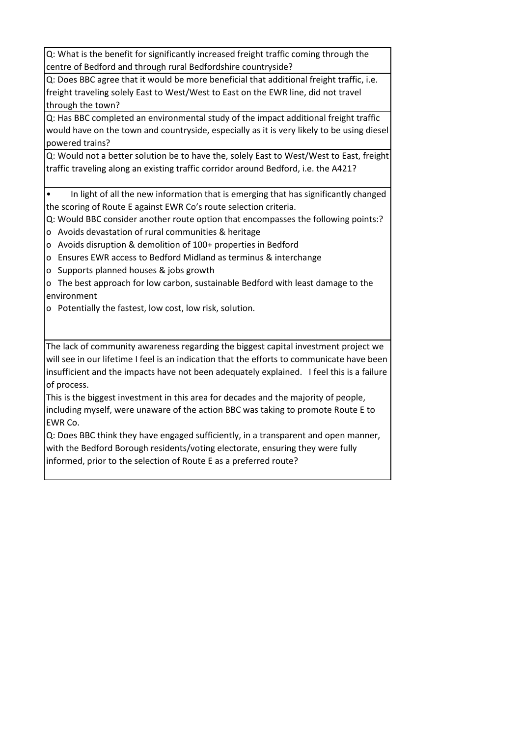Q: What is the benefit for significantly increased freight traffic coming through the centre of Bedford and through rural Bedfordshire countryside?

Q: Does BBC agree that it would be more beneficial that additional freight traffic, i.e. freight traveling solely East to West/West to East on the EWR line, did not travel through the town?

Q: Has BBC completed an environmental study of the impact additional freight traffic would have on the town and countryside, especially as it is very likely to be using diesel powered trains?

Q: Would not a better solution be to have the, solely East to West/West to East, freight traffic traveling along an existing traffic corridor around Bedford, i.e. the A421?

- In light of all the new information that is emerging that has significantly changed the scoring of Route E against EWR Co's route selection criteria.

Q: Would BBC consider another route option that encompasses the following points:?

- o Avoids devastation of rural communities & heritage
- o Avoids disruption & demolition of 100+ properties in Bedford
- o Ensures EWR access to Bedford Midland as terminus & interchange
- o Supports planned houses & jobs growth
- o The best approach for low carbon, sustainable Bedford with least damage to the environment
- o Potentially the fastest, low cost, low risk, solution.

The lack of community awareness regarding the biggest capital investment project we will see in our lifetime I feel is an indication that the efforts to communicate have been insufficient and the impacts have not been adequately explained. I feel this is a failure of process.

This is the biggest investment in this area for decades and the majority of people, including myself, were unaware of the action BBC was taking to promote Route E to EWR Co.

Q: Does BBC think they have engaged sufficiently, in a transparent and open manner, with the Bedford Borough residents/voting electorate, ensuring they were fully informed, prior to the selection of Route E as a preferred route?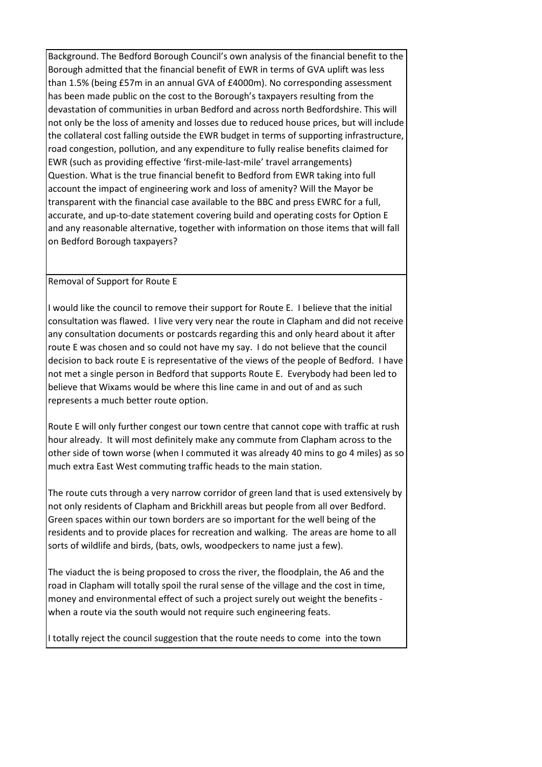Background. The Bedford Borough Council's own analysis of the financial benefit to the Borough admitted that the financial benefit of EWR in terms of GVA uplift was less than 1.5% (being £57m in an annual GVA of £4000m). No corresponding assessment has been made public on the cost to the Borough's taxpayers resulting from the devastation of communities in urban Bedford and across north Bedfordshire. This will not only be the loss of amenity and losses due to reduced house prices, but will include the collateral cost falling outside the EWR budget in terms of supporting infrastructure, road congestion, pollution, and any expenditure to fully realise benefits claimed for EWR (such as providing effective 'first-mile-last-mile' travel arrangements)
Question. What is the true financial benefit to Bedford from EWR taking into full account the impact of engineering work and loss of amenity? Will the Mayor be transparent with the financial case available to the BBC and press EWRC for a full, accurate, and up-to-date statement covering build and operating costs for Option E and any reasonable alternative, together with information on those items that will fall on Bedford Borough taxpayers?

Removal of Support for Route E

I would like the council to remove their support for Route E. I believe that the initial consultation was flawed. I live very very near the route in Clapham and did not receive any consultation documents or postcards regarding this and only heard about it after route E was chosen and so could not have my say. I do not believe that the council decision to back route E is representative of the views of the people of Bedford. I have not met a single person in Bedford that supports Route E. Everybody had been led to believe that Wixams would be where this line came in and out of and as such represents a much better route option.

Route E will only further congest our town centre that cannot cope with traffic at rush hour already. It will most definitely make any commute from Clapham across to the other side of town worse (when I commuted it was already 40 mins to go 4 miles) as so much extra East West commuting traffic heads to the main station.

The route cuts through a very narrow corridor of green land that is used extensively by not only residents of Clapham and Brickhill areas but people from all over Bedford. Green spaces within our town borders are so important for the well being of the residents and to provide places for recreation and walking. The areas are home to all sorts of wildlife and birds, (bats, owls, woodpeckers to name just a few).

The viaduct the is being proposed to cross the river, the floodplain, the A6 and the road in Clapham will totally spoil the rural sense of the village and the cost in time, money and environmental effect of such a project surely out weight the benefits - when a route via the south would not require such engineering feats.

I totally reject the council suggestion that the route needs to come into the town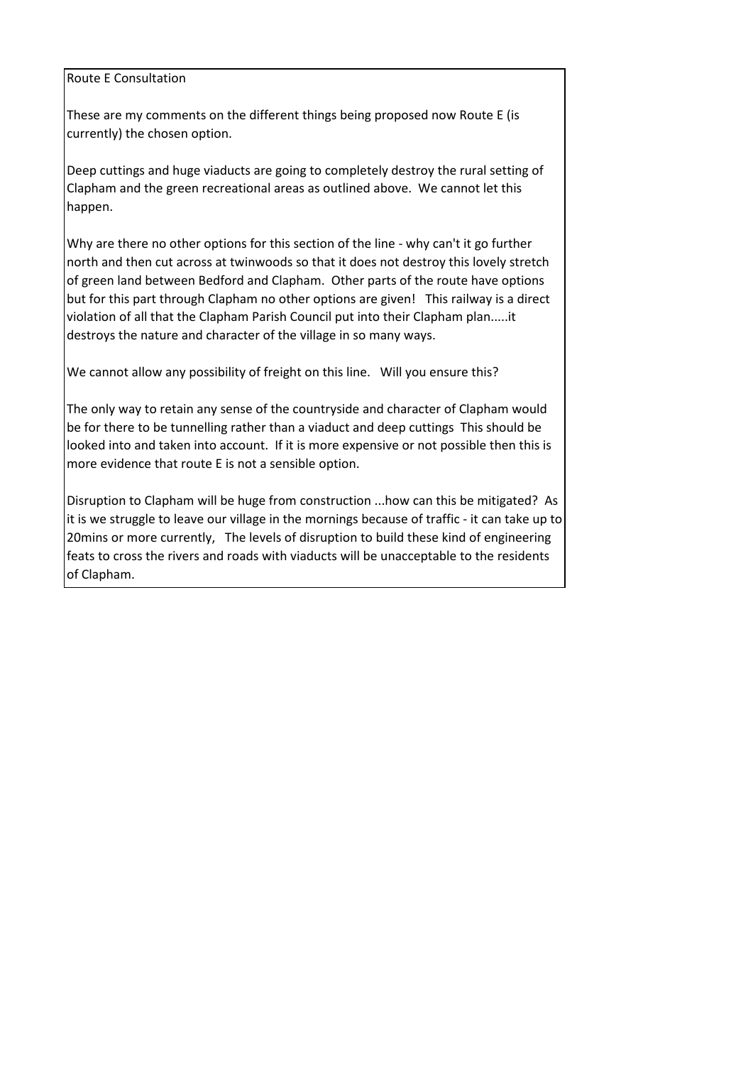Route E Consultation

These are my comments on the different things being proposed now Route E (is currently) the chosen option.

Deep cuttings and huge viaducts are going to completely destroy the rural setting of Clapham and the green recreational areas as outlined above. We cannot let this happen.

Why are there no other options for this section of the line - why can't it go further north and then cut across at twinwoods so that it does not destroy this lovely stretch of green land between Bedford and Clapham. Other parts of the route have options but for this part through Clapham no other options are given! This railway is a direct violation of all that the Clapham Parish Council put into their Clapham plan.....it destroys the nature and character of the village in so many ways.

We cannot allow any possibility of freight on this line. Will you ensure this?

The only way to retain any sense of the countryside and character of Clapham would be for there to be tunnelling rather than a viaduct and deep cuttings This should be looked into and taken into account. If it is more expensive or not possible then this is more evidence that route E is not a sensible option.

Disruption to Clapham will be huge from construction ...how can this be mitigated? As it is we struggle to leave our village in the mornings because of traffic - it can take up to 20mins or more currently, The levels of disruption to build these kind of engineering feats to cross the rivers and roads with viaducts will be unacceptable to the residents of Clapham.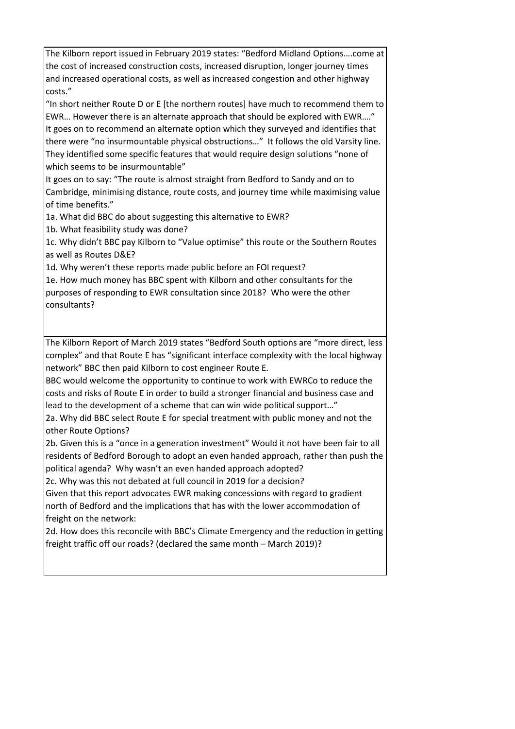The Kilborn report issued in February 2019 states: "Bedford Midland Options….come at the cost of increased construction costs, increased disruption, longer journey times and increased operational costs, as well as increased congestion and other highway costs."

"In short neither Route D or E [the northern routes] have much to recommend them to EWR… However there is an alternate approach that should be explored with EWR…."

It goes on to recommend an alternate option which they surveyed and identifies that there were "no insurmountable physical obstructions…" It follows the old Varsity line. They identified some specific features that would require design solutions "none of which seems to be insurmountable"

It goes on to say: "The route is almost straight from Bedford to Sandy and on to Cambridge, minimising distance, route costs, and journey time while maximising value of time benefits."

1a. What did BBC do about suggesting this alternative to EWR?

1b. What feasibility study was done?

1c. Why didn't BBC pay Kilborn to "Value optimise" this route or the Southern Routes as well as Routes D&E?

1d. Why weren't these reports made public before an FOI request?

1e. How much money has BBC spent with Kilborn and other consultants for the purposes of responding to EWR consultation since 2018? Who were the other consultants?

The Kilborn Report of March 2019 states "Bedford South options are "more direct, less complex" and that Route E has "significant interface complexity with the local highway network" BBC then paid Kilborn to cost engineer Route E.

BBC would welcome the opportunity to continue to work with EWRCo to reduce the costs and risks of Route E in order to build a stronger financial and business case and lead to the development of a scheme that can win wide political support…"

2a. Why did BBC select Route E for special treatment with public money and not the other Route Options?

2b. Given this is a "once in a generation investment" Would it not have been fair to all residents of Bedford Borough to adopt an even handed approach, rather than push the political agenda? Why wasn't an even handed approach adopted?

2c. Why was this not debated at full council in 2019 for a decision?

Given that this report advocates EWR making concessions with regard to gradient north of Bedford and the implications that has with the lower accommodation of freight on the network:

2d. How does this reconcile with BBC's Climate Emergency and the reduction in getting freight traffic off our roads? (declared the same month – March 2019)?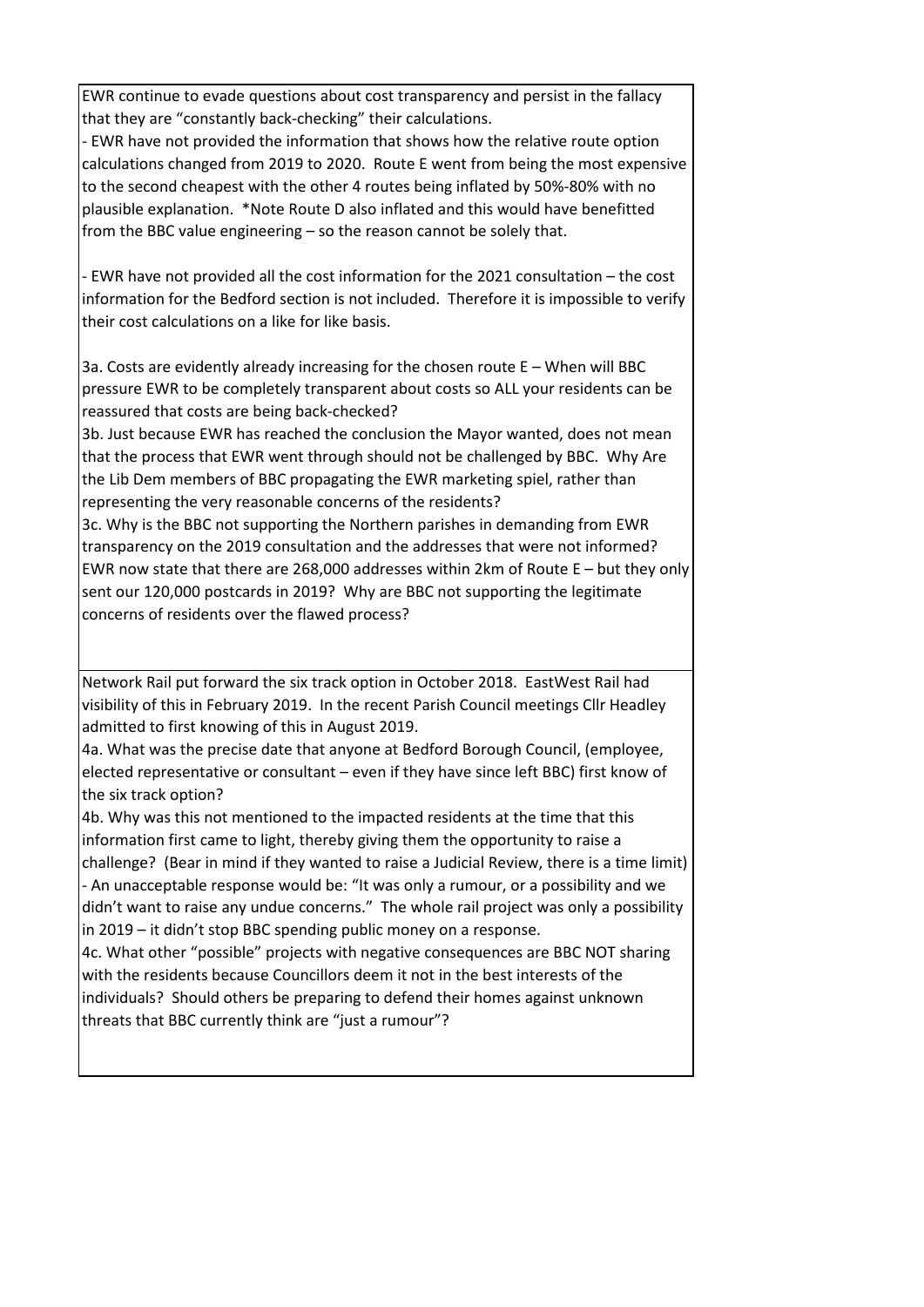EWR continue to evade questions about cost transparency and persist in the fallacy that they are "constantly back-checking" their calculations.

- EWR have not provided the information that shows how the relative route option calculations changed from 2019 to 2020. Route E went from being the most expensive to the second cheapest with the other 4 routes being inflated by 50%-80% with no plausible explanation. *Note Route D also inflated and this would have benefitted from the BBC value engineering – so the reason cannot be solely that.

- EWR have not provided all the cost information for the 2021 consultation – the cost information for the Bedford section is not included. Therefore it is impossible to verify their cost calculations on a like for like basis.

3a. Costs are evidently already increasing for the chosen route E – When will BBC pressure EWR to be completely transparent about costs so ALL your residents can be reassured that costs are being back-checked?

3b. Just because EWR has reached the conclusion the Mayor wanted, does not mean that the process that EWR went through should not be challenged by BBC. Why Are the Lib Dem members of BBC propagating the EWR marketing spiel, rather than representing the very reasonable concerns of the residents?

3c. Why is the BBC not supporting the Northern parishes in demanding from EWR transparency on the 2019 consultation and the addresses that were not informed? EWR now state that there are 268,000 addresses within 2km of Route E – but they only sent our 120,000 postcards in 2019? Why are BBC not supporting the legitimate concerns of residents over the flawed process?

---

Network Rail put forward the six track option in October 2018. EastWest Rail had visibility of this in February 2019. In the recent Parish Council meetings Cllr Headley admitted to first knowing of this in August 2019.

4a. What was the precise date that anyone at Bedford Borough Council, (employee, elected representative or consultant – even if they have since left BBC) first know of the six track option?

4b. Why was this not mentioned to the impacted residents at the time that this information first came to light, thereby giving them the opportunity to raise a challenge? (Bear in mind if they wanted to raise a Judicial Review, there is a time limit)

- An unacceptable response would be: "It was only a rumour, or a possibility and we didn't want to raise any undue concerns." The whole rail project was only a possibility in 2019 – it didn't stop BBC spending public money on a response.

4c. What other "possible" projects with negative consequences are BBC NOT sharing with the residents because Councillors deem it not in the best interests of the individuals? Should others be preparing to defend their homes against unknown threats that BBC currently think are "just a rumour"?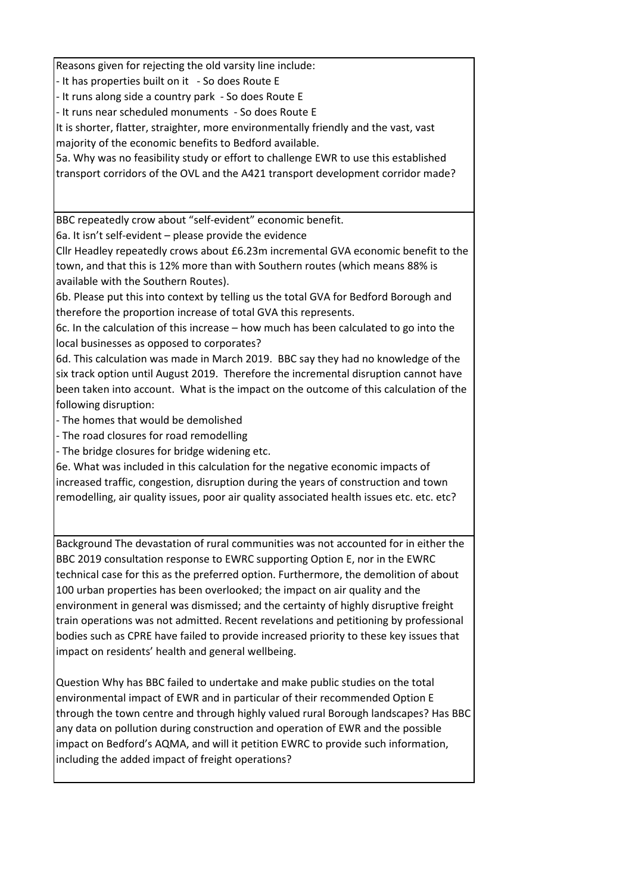Reasons given for rejecting the old varsity line include:

- It has properties built on it - So does Route E
- It runs along side a country park - So does Route E
- It runs near scheduled monuments - So does Route E

It is shorter, flatter, straighter, more environmentally friendly and the vast, vast majority of the economic benefits to Bedford available.

5a. Why was no feasibility study or effort to challenge EWR to use this established transport corridors of the OVL and the A421 transport development corridor made?

---

BBC repeatedly crow about "self-evident" economic benefit.

6a. It isn't self-evident – please provide the evidence

Cllr Headley repeatedly crows about £6.23m incremental GVA economic benefit to the town, and that this is 12% more than with Southern routes (which means 88% is available with the Southern Routes).

6b. Please put this into context by telling us the total GVA for Bedford Borough and therefore the proportion increase of total GVA this represents.

6c. In the calculation of this increase – how much has been calculated to go into the local businesses as opposed to corporates?

6d. This calculation was made in March 2019. BBC say they had no knowledge of the six track option until August 2019. Therefore the incremental disruption cannot have been taken into account. What is the impact on the outcome of this calculation of the following disruption:

- The homes that would be demolished
- The road closures for road remodelling
- The bridge closures for bridge widening etc.

6e. What was included in this calculation for the negative economic impacts of increased traffic, congestion, disruption during the years of construction and town remodelling, air quality issues, poor air quality associated health issues etc. etc. etc?

---

Background The devastation of rural communities was not accounted for in either the BBC 2019 consultation response to EWRC supporting Option E, nor in the EWRC technical case for this as the preferred option. Furthermore, the demolition of about 100 urban properties has been overlooked; the impact on air quality and the environment in general was dismissed; and the certainty of highly disruptive freight train operations was not admitted. Recent revelations and petitioning by professional bodies such as CPRE have failed to provide increased priority to these key issues that impact on residents' health and general wellbeing.

Question Why has BBC failed to undertake and make public studies on the total environmental impact of EWR and in particular of their recommended Option E through the town centre and through highly valued rural Borough landscapes? Has BBC any data on pollution during construction and operation of EWR and the possible impact on Bedford's AQMA, and will it petition EWRC to provide such information, including the added impact of freight operations?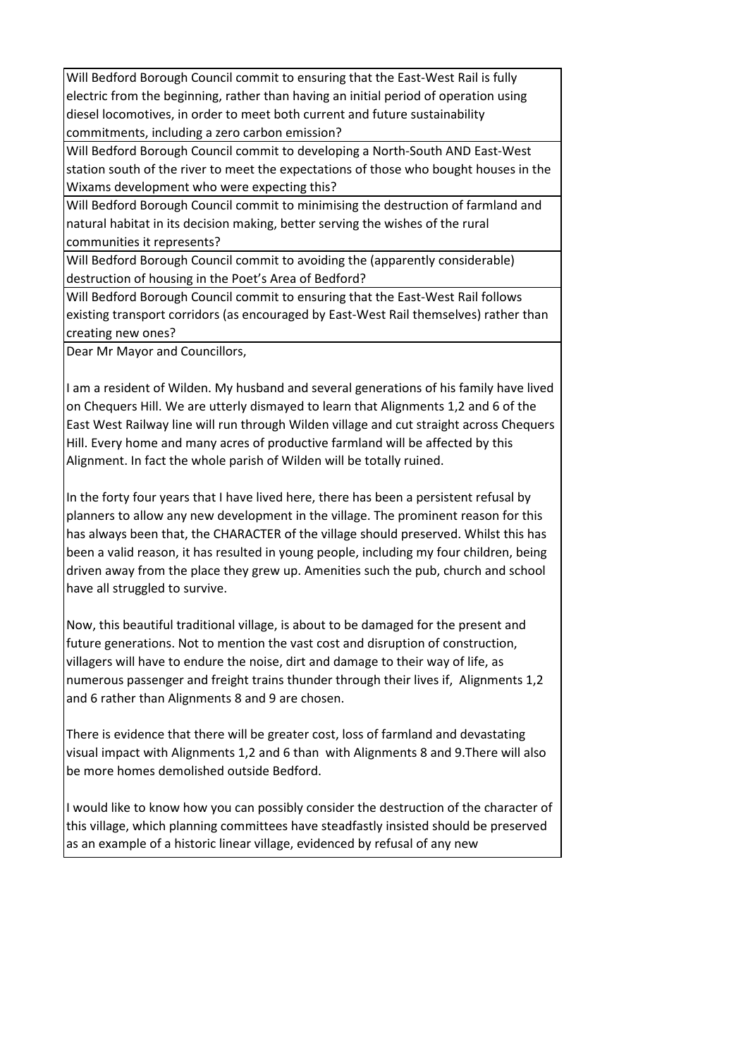| |
|---|
| Will Bedford Borough Council commit to ensuring that the East-West Rail is fully electric from the beginning, rather than having an initial period of operation using diesel locomotives, in order to meet both current and future sustainability commitments, including a zero carbon emission? |
| Will Bedford Borough Council commit to developing a North-South AND East-West station south of the river to meet the expectations of those who bought houses in the Wixams development who were expecting this? |
| Will Bedford Borough Council commit to minimising the destruction of farmland and natural habitat in its decision making, better serving the wishes of the rural communities it represents? |
| Will Bedford Borough Council commit to avoiding the (apparently considerable) destruction of housing in the Poet's Area of Bedford? |
| Will Bedford Borough Council commit to ensuring that the East-West Rail follows existing transport corridors (as encouraged by East-West Rail themselves) rather than creating new ones? |
| Dear Mr Mayor and Councillors,<br><br>I am a resident of Wilden. My husband and several generations of his family have lived on Chequers Hill. We are utterly dismayed to learn that Alignments 1,2 and 6 of the East West Railway line will run through Wilden village and cut straight across Chequers Hill. Every home and many acres of productive farmland will be affected by this Alignment. In fact the whole parish of Wilden will be totally ruined.<br><br>In the forty four years that I have lived here, there has been a persistent refusal by planners to allow any new development in the village. The prominent reason for this has always been that, the CHARACTER of the village should preserved. Whilst this has been a valid reason, it has resulted in young people, including my four children, being driven away from the place they grew up. Amenities such the pub, church and school have all struggled to survive.<br><br>Now, this beautiful traditional village, is about to be damaged for the present and future generations. Not to mention the vast cost and disruption of construction, villagers will have to endure the noise, dirt and damage to their way of life, as numerous passenger and freight trains thunder through their lives if, Alignments 1,2 and 6 rather than Alignments 8 and 9 are chosen.<br><br>There is evidence that there will be greater cost, loss of farmland and devastating visual impact with Alignments 1,2 and 6 than with Alignments 8 and 9.There will also be more homes demolished outside Bedford.<br><br>I would like to know how you can possibly consider the destruction of the character of this village, which planning committees have steadfastly insisted should be preserved as an example of a historic linear village, evidenced by refusal of any new |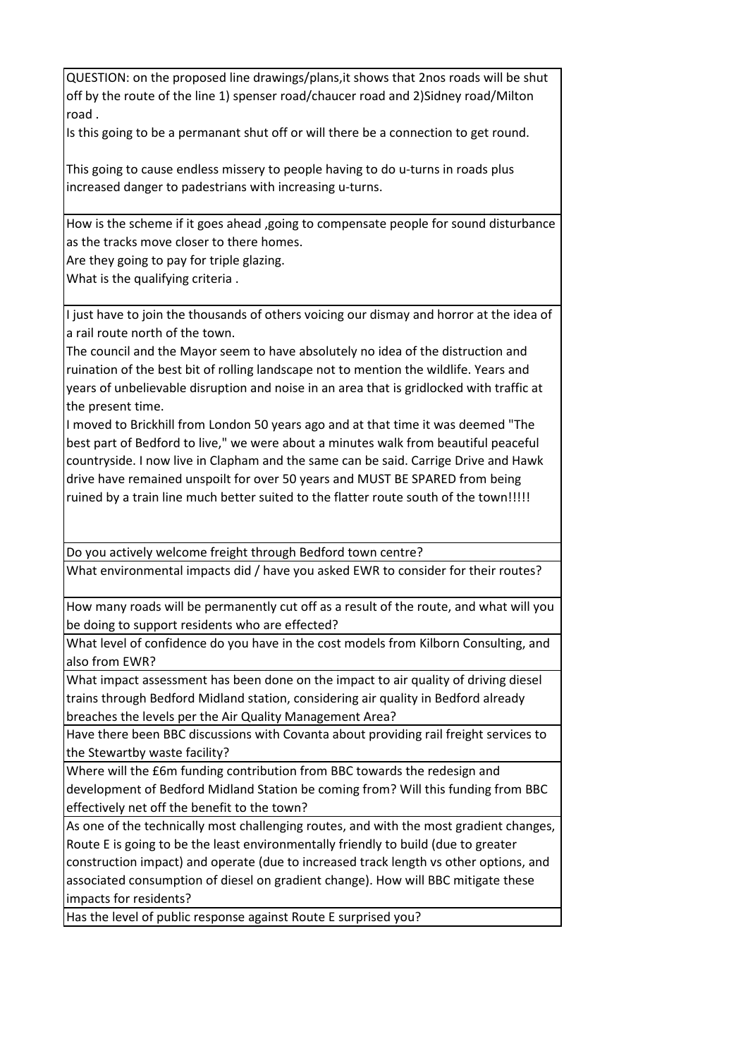| |
|---|
| QUESTION: on the proposed line drawings/plans,it shows that 2nos roads will be shut off by the route of the line 1) spenser road/chaucer road and 2)Sidney road/Milton road .<br>Is this going to be a permanant shut off or will there be a connection to get round.<br><br>This going to cause endless missery to people having to do u-turns in roads plus increased danger to padestrians with increasing u-turns. |
| How is the scheme if it goes ahead ,going to compensate people for sound disturbance as the tracks move closer to there homes.<br>Are they going to pay for triple glazing.<br>What is the qualifying criteria . |
| I just have to join the thousands of others voicing our dismay and horror at the idea of a rail route north of the town.<br>The council and the Mayor seem to have absolutely no idea of the distruction and ruination of the best bit of rolling landscape not to mention the wildlife. Years and years of unbelievable disruption and noise in an area that is gridlocked with traffic at the present time.<br>I moved to Brickhill from London 50 years ago and at that time it was deemed "The best part of Bedford to live," we were about a minutes walk from beautiful peaceful countryside. I now live in Clapham and the same can be said. Carrige Drive and Hawk drive have remained unspoilt for over 50 years and MUST BE SPARED from being ruined by a train line much better suited to the flatter route south of the town!!!!! |
| Do you actively welcome freight through Bedford town centre? |
| What environmental impacts did / have you asked EWR to consider for their routes? |
| How many roads will be permanently cut off as a result of the route, and what will you be doing to support residents who are effected? |
| What level of confidence do you have in the cost models from Kilborn Consulting, and also from EWR? |
| What impact assessment has been done on the impact to air quality of driving diesel trains through Bedford Midland station, considering air quality in Bedford already breaches the levels per the Air Quality Management Area? |
| Have there been BBC discussions with Covanta about providing rail freight services to the Stewartby waste facility? |
| Where will the £6m funding contribution from BBC towards the redesign and development of Bedford Midland Station be coming from? Will this funding from BBC effectively net off the benefit to the town? |
| As one of the technically most challenging routes, and with the most gradient changes, Route E is going to be the least environmentally friendly to build (due to greater construction impact) and operate (due to increased track length vs other options, and associated consumption of diesel on gradient change). How will BBC mitigate these impacts for residents? |
| Has the level of public response against Route E surprised you? |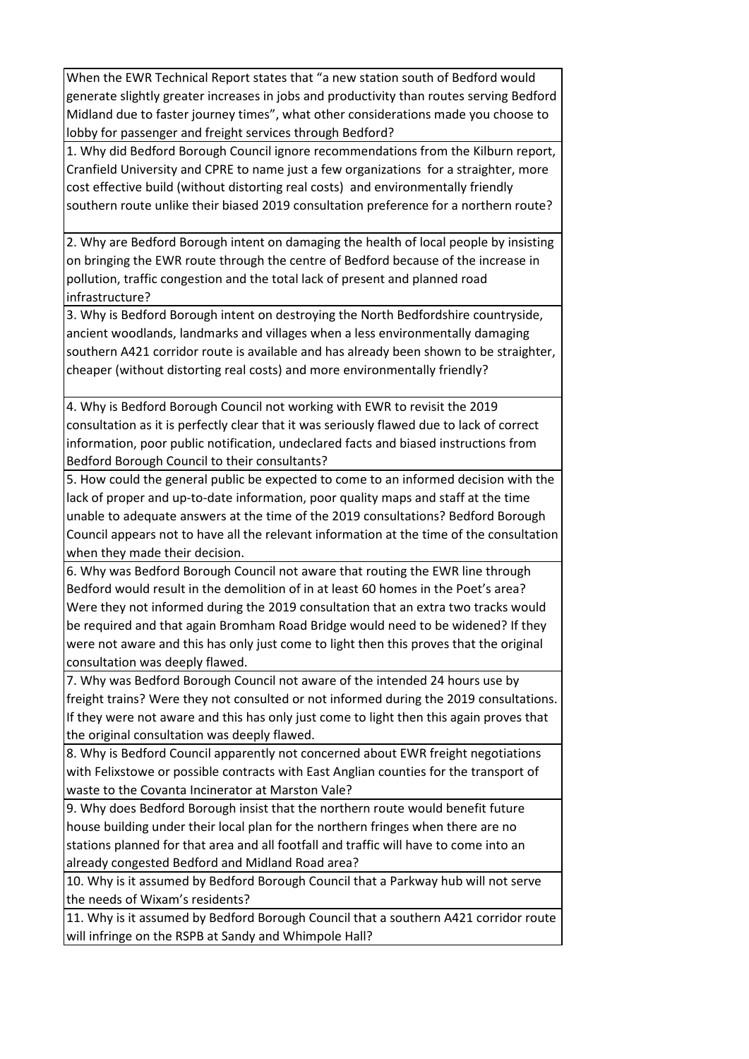| When the EWR Technical Report states that "a new station south of Bedford would generate slightly greater increases in jobs and productivity than routes serving Bedford Midland due to faster journey times", what other considerations made you choose to lobby for passenger and freight services through Bedford? |
|---|
| 1. Why did Bedford Borough Council ignore recommendations from the Kilburn report, Cranfield University and CPRE to name just a few organizations for a straighter, more cost effective build (without distorting real costs) and environmentally friendly southern route unlike their biased 2019 consultation preference for a northern route? |
| 2. Why are Bedford Borough intent on damaging the health of local people by insisting on bringing the EWR route through the centre of Bedford because of the increase in pollution, traffic congestion and the total lack of present and planned road infrastructure? |
| 3. Why is Bedford Borough intent on destroying the North Bedfordshire countryside, ancient woodlands, landmarks and villages when a less environmentally damaging southern A421 corridor route is available and has already been shown to be straighter, cheaper (without distorting real costs) and more environmentally friendly? |
| 4. Why is Bedford Borough Council not working with EWR to revisit the 2019 consultation as it is perfectly clear that it was seriously flawed due to lack of correct information, poor public notification, undeclared facts and biased instructions from Bedford Borough Council to their consultants? |
| 5. How could the general public be expected to come to an informed decision with the lack of proper and up-to-date information, poor quality maps and staff at the time unable to adequate answers at the time of the 2019 consultations? Bedford Borough Council appears not to have all the relevant information at the time of the consultation when they made their decision. |
| 6. Why was Bedford Borough Council not aware that routing the EWR line through Bedford would result in the demolition of in at least 60 homes in the Poet's area? Were they not informed during the 2019 consultation that an extra two tracks would be required and that again Bromham Road Bridge would need to be widened? If they were not aware and this has only just come to light then this proves that the original consultation was deeply flawed. |
| 7. Why was Bedford Borough Council not aware of the intended 24 hours use by freight trains? Were they not consulted or not informed during the 2019 consultations. If they were not aware and this has only just come to light then this again proves that the original consultation was deeply flawed. |
| 8. Why is Bedford Council apparently not concerned about EWR freight negotiations with Felixstowe or possible contracts with East Anglian counties for the transport of waste to the Covanta Incinerator at Marston Vale? |
| 9. Why does Bedford Borough insist that the northern route would benefit future house building under their local plan for the northern fringes when there are no stations planned for that area and all footfall and traffic will have to come into an already congested Bedford and Midland Road area? |
| 10. Why is it assumed by Bedford Borough Council that a Parkway hub will not serve the needs of Wixam's residents? |
| 11. Why is it assumed by Bedford Borough Council that a southern A421 corridor route will infringe on the RSPB at Sandy and Whimpole Hall? |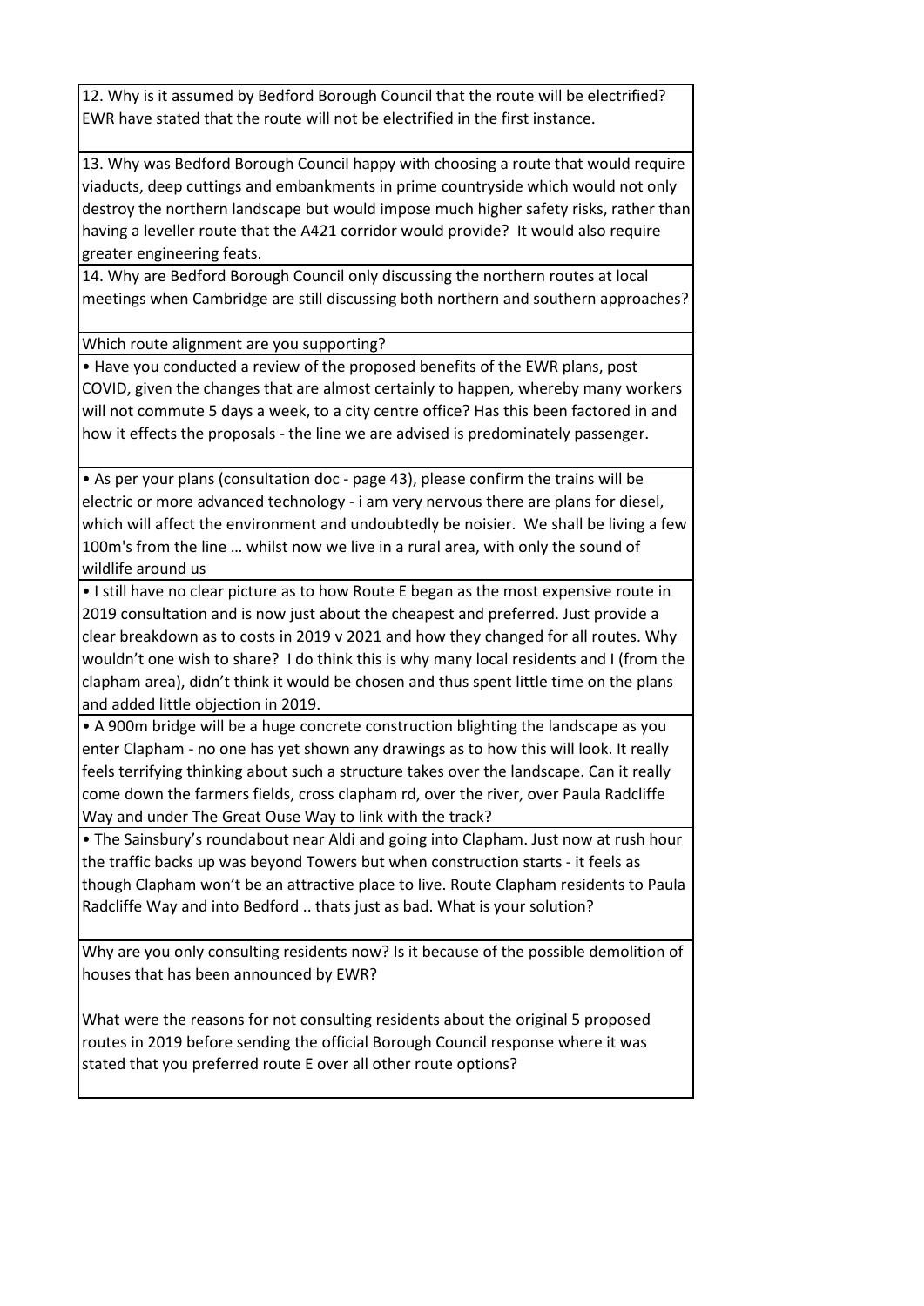| |
|---|
| 12. Why is it assumed by Bedford Borough Council that the route will be electrified? EWR have stated that the route will not be electrified in the first instance. |
| 13. Why was Bedford Borough Council happy with choosing a route that would require viaducts, deep cuttings and embankments in prime countryside which would not only destroy the northern landscape but would impose much higher safety risks, rather than having a leveller route that the A421 corridor would provide? It would also require greater engineering feats. |
| 14. Why are Bedford Borough Council only discussing the northern routes at local meetings when Cambridge are still discussing both northern and southern approaches? |
| Which route alignment are you supporting? |
| • Have you conducted a review of the proposed benefits of the EWR plans, post COVID, given the changes that are almost certainly to happen, whereby many workers will not commute 5 days a week, to a city centre office? Has this been factored in and how it effects the proposals - the line we are advised is predominately passenger. |
| • As per your plans (consultation doc - page 43), please confirm the trains will be electric or more advanced technology - i am very nervous there are plans for diesel, which will affect the environment and undoubtedly be noisier. We shall be living a few 100m's from the line … whilst now we live in a rural area, with only the sound of wildlife around us |
| • I still have no clear picture as to how Route E began as the most expensive route in 2019 consultation and is now just about the cheapest and preferred. Just provide a clear breakdown as to costs in 2019 v 2021 and how they changed for all routes. Why wouldn't one wish to share? I do think this is why many local residents and I (from the clapham area), didn't think it would be chosen and thus spent little time on the plans and added little objection in 2019. |
| • A 900m bridge will be a huge concrete construction blighting the landscape as you enter Clapham - no one has yet shown any drawings as to how this will look. It really feels terrifying thinking about such a structure takes over the landscape. Can it really come down the farmers fields, cross clapham rd, over the river, over Paula Radcliffe Way and under The Great Ouse Way to link with the track? |
| • The Sainsbury's roundabout near Aldi and going into Clapham. Just now at rush hour the traffic backs up was beyond Towers but when construction starts - it feels as though Clapham won't be an attractive place to live. Route Clapham residents to Paula Radcliffe Way and into Bedford .. thats just as bad. What is your solution? |
| Why are you only consulting residents now? Is it because of the possible demolition of houses that has been announced by EWR?<br><br>What were the reasons for not consulting residents about the original 5 proposed routes in 2019 before sending the official Borough Council response where it was stated that you preferred route E over all other route options? |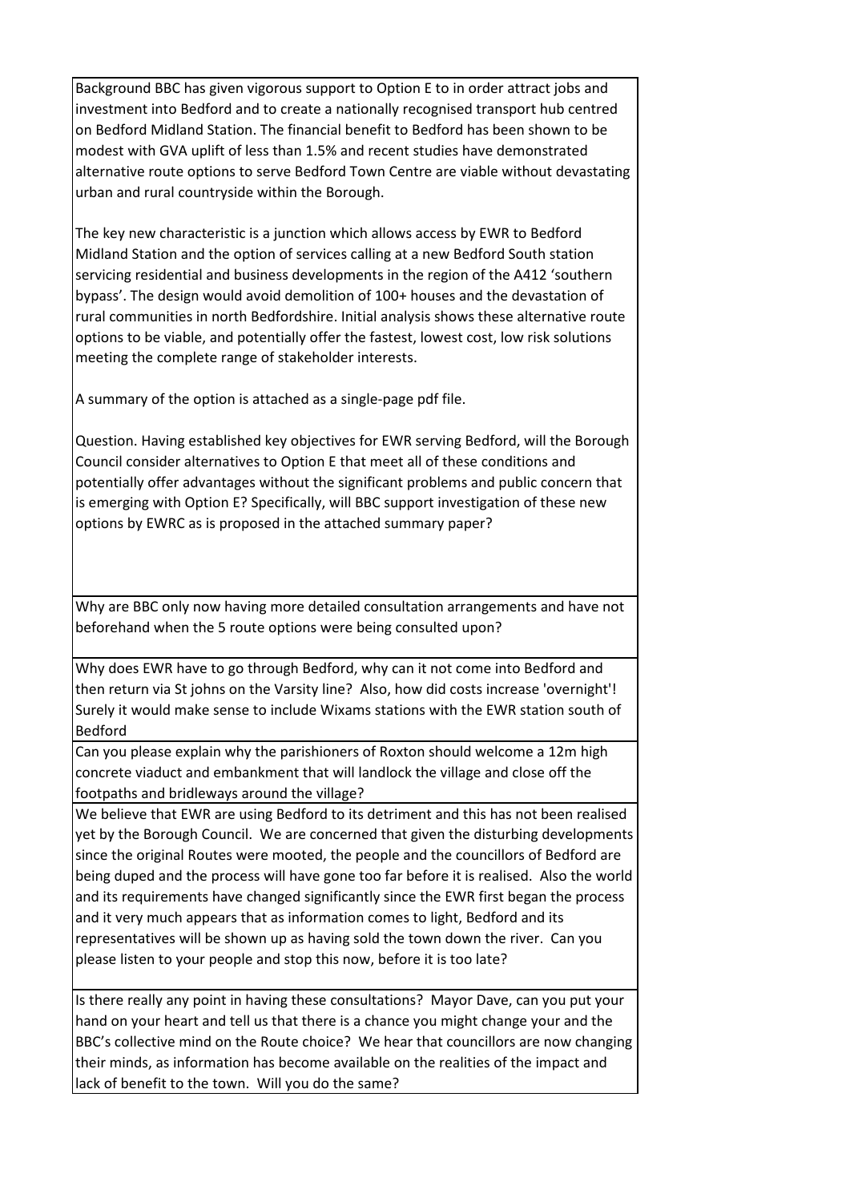| |
|---|
| Background BBC has given vigorous support to Option E to in order attract jobs and investment into Bedford and to create a nationally recognised transport hub centred on Bedford Midland Station. The financial benefit to Bedford has been shown to be modest with GVA uplift of less than 1.5% and recent studies have demonstrated alternative route options to serve Bedford Town Centre are viable without devastating urban and rural countryside within the Borough.<br><br>The key new characteristic is a junction which allows access by EWR to Bedford Midland Station and the option of services calling at a new Bedford South station servicing residential and business developments in the region of the A412 'southern bypass'. The design would avoid demolition of 100+ houses and the devastation of rural communities in north Bedfordshire. Initial analysis shows these alternative route options to be viable, and potentially offer the fastest, lowest cost, low risk solutions meeting the complete range of stakeholder interests.<br><br>A summary of the option is attached as a single-page pdf file.<br><br>Question. Having established key objectives for EWR serving Bedford, will the Borough Council consider alternatives to Option E that meet all of these conditions and potentially offer advantages without the significant problems and public concern that is emerging with Option E? Specifically, will BBC support investigation of these new options by EWRC as is proposed in the attached summary paper? |
| Why are BBC only now having more detailed consultation arrangements and have not beforehand when the 5 route options were being consulted upon? |
| Why does EWR have to go through Bedford, why can it not come into Bedford and then return via St johns on the Varsity line? Also, how did costs increase 'overnight'! Surely it would make sense to include Wixams stations with the EWR station south of Bedford |
| Can you please explain why the parishioners of Roxton should welcome a 12m high concrete viaduct and embankment that will landlock the village and close off the footpaths and bridleways around the village? |
| We believe that EWR are using Bedford to its detriment and this has not been realised yet by the Borough Council. We are concerned that given the disturbing developments since the original Routes were mooted, the people and the councillors of Bedford are being duped and the process will have gone too far before it is realised. Also the world and its requirements have changed significantly since the EWR first began the process and it very much appears that as information comes to light, Bedford and its representatives will be shown up as having sold the town down the river. Can you please listen to your people and stop this now, before it is too late? |
| Is there really any point in having these consultations? Mayor Dave, can you put your hand on your heart and tell us that there is a chance you might change your and the BBC's collective mind on the Route choice? We hear that councillors are now changing their minds, as information has become available on the realities of the impact and lack of benefit to the town. Will you do the same? |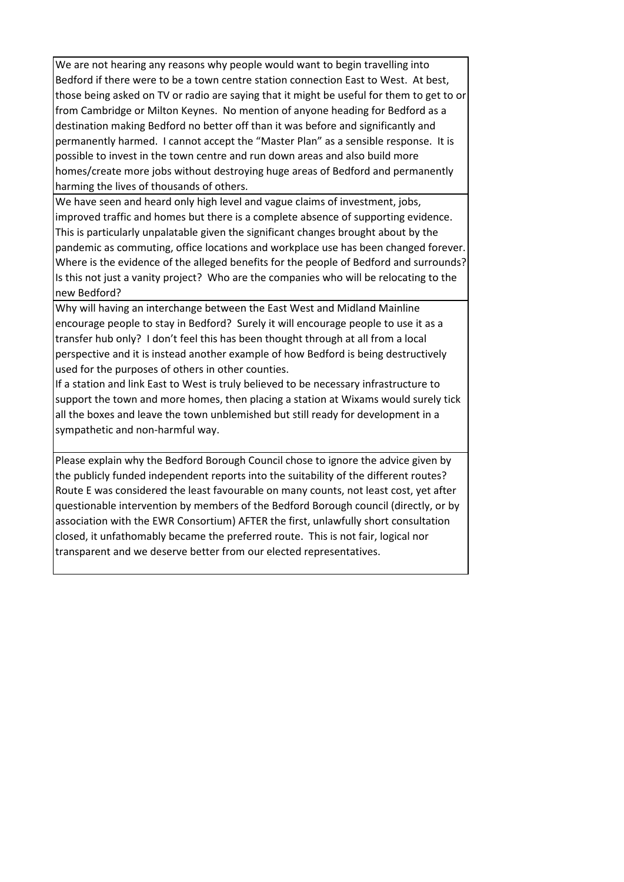We are not hearing any reasons why people would want to begin travelling into Bedford if there were to be a town centre station connection East to West. At best, those being asked on TV or radio are saying that it might be useful for them to get to or from Cambridge or Milton Keynes. No mention of anyone heading for Bedford as a destination making Bedford no better off than it was before and significantly and permanently harmed. I cannot accept the "Master Plan" as a sensible response. It is possible to invest in the town centre and run down areas and also build more homes/create more jobs without destroying huge areas of Bedford and permanently harming the lives of thousands of others.

We have seen and heard only high level and vague claims of investment, jobs, improved traffic and homes but there is a complete absence of supporting evidence. This is particularly unpalatable given the significant changes brought about by the pandemic as commuting, office locations and workplace use has been changed forever. Where is the evidence of the alleged benefits for the people of Bedford and surrounds? Is this not just a vanity project? Who are the companies who will be relocating to the new Bedford?

Why will having an interchange between the East West and Midland Mainline encourage people to stay in Bedford? Surely it will encourage people to use it as a transfer hub only? I don't feel this has been thought through at all from a local perspective and it is instead another example of how Bedford is being destructively used for the purposes of others in other counties.
If a station and link East to West is truly believed to be necessary infrastructure to support the town and more homes, then placing a station at Wixams would surely tick all the boxes and leave the town unblemished but still ready for development in a sympathetic and non-harmful way.

Please explain why the Bedford Borough Council chose to ignore the advice given by the publicly funded independent reports into the suitability of the different routes? Route E was considered the least favourable on many counts, not least cost, yet after questionable intervention by members of the Bedford Borough council (directly, or by association with the EWR Consortium) AFTER the first, unlawfully short consultation closed, it unfathomably became the preferred route. This is not fair, logical nor transparent and we deserve better from our elected representatives.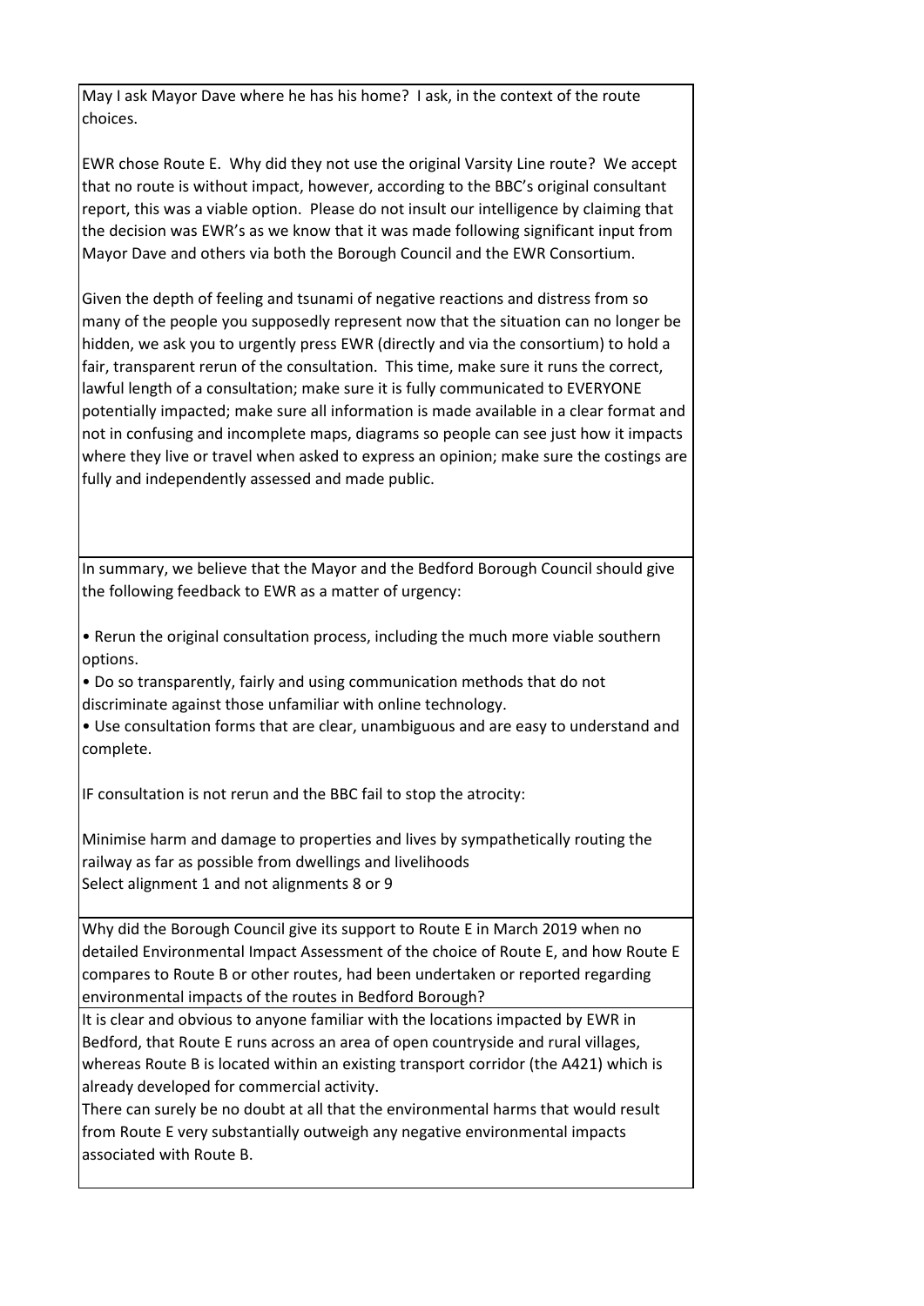May I ask Mayor Dave where he has his home? I ask, in the context of the route choices.

EWR chose Route E. Why did they not use the original Varsity Line route? We accept that no route is without impact, however, according to the BBC's original consultant report, this was a viable option. Please do not insult our intelligence by claiming that the decision was EWR's as we know that it was made following significant input from Mayor Dave and others via both the Borough Council and the EWR Consortium.

Given the depth of feeling and tsunami of negative reactions and distress from so many of the people you supposedly represent now that the situation can no longer be hidden, we ask you to urgently press EWR (directly and via the consortium) to hold a fair, transparent rerun of the consultation. This time, make sure it runs the correct, lawful length of a consultation; make sure it is fully communicated to EVERYONE potentially impacted; make sure all information is made available in a clear format and not in confusing and incomplete maps, diagrams so people can see just how it impacts where they live or travel when asked to express an opinion; make sure the costings are fully and independently assessed and made public.

---

In summary, we believe that the Mayor and the Bedford Borough Council should give the following feedback to EWR as a matter of urgency:

- Rerun the original consultation process, including the much more viable southern options.
- Do so transparently, fairly and using communication methods that do not discriminate against those unfamiliar with online technology.
- Use consultation forms that are clear, unambiguous and are easy to understand and complete.

IF consultation is not rerun and the BBC fail to stop the atrocity:

Minimise harm and damage to properties and lives by sympathetically routing the railway as far as possible from dwellings and livelihoods
Select alignment 1 and not alignments 8 or 9

---

Why did the Borough Council give its support to Route E in March 2019 when no detailed Environmental Impact Assessment of the choice of Route E, and how Route E compares to Route B or other routes, had been undertaken or reported regarding environmental impacts of the routes in Bedford Borough?

---

It is clear and obvious to anyone familiar with the locations impacted by EWR in Bedford, that Route E runs across an area of open countryside and rural villages, whereas Route B is located within an existing transport corridor (the A421) which is already developed for commercial activity.
There can surely be no doubt at all that the environmental harms that would result from Route E very substantially outweigh any negative environmental impacts associated with Route B.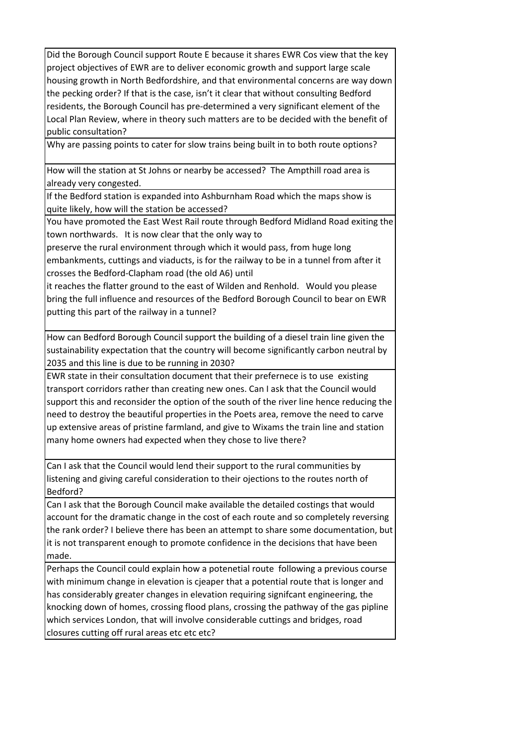| |
|---|
| Did the Borough Council support Route E because it shares EWR Cos view that the key project objectives of EWR are to deliver economic growth and support large scale housing growth in North Bedfordshire, and that environmental concerns are way down the pecking order? If that is the case, isn’t it clear that without consulting Bedford residents, the Borough Council has pre-determined a very significant element of the Local Plan Review, where in theory such matters are to be decided with the benefit of public consultation? |
| Why are passing points to cater for slow trains being built in to both route options? |
| How will the station at St Johns or nearby be accessed? The Ampthill road area is already very congested. |
| If the Bedford station is expanded into Ashburnham Road which the maps show is quite likely, how will the station be accessed? |
| You have promoted the East West Rail route through Bedford Midland Road exiting the town northwards. It is now clear that the only way to preserve the rural environment through which it would pass, from huge long embankments, cuttings and viaducts, is for the railway to be in a tunnel from after it crosses the Bedford-Clapham road (the old A6) until it reaches the flatter ground to the east of Wilden and Renhold. Would you please bring the full influence and resources of the Bedford Borough Council to bear on EWR putting this part of the railway in a tunnel? |
| How can Bedford Borough Council support the building of a diesel train line given the sustainability expectation that the country will become significantly carbon neutral by 2035 and this line is due to be running in 2030? |
| EWR state in their consultation document that their prefernece is to use existing transport corridors rather than creating new ones. Can I ask that the Council would support this and reconsider the option of the south of the river line hence reducing the need to destroy the beautiful properties in the Poets area, remove the need to carve up extensive areas of pristine farmland, and give to Wixams the train line and station many home owners had expected when they chose to live there? |
| Can I ask that the Council would lend their support to the rural communities by listening and giving careful consideration to their ojections to the routes north of Bedford? |
| Can I ask that the Borough Council make available the detailed costings that would account for the dramatic change in the cost of each route and so completely reversing the rank order? I believe there has been an attempt to share some documentation, but it is not transparent enough to promote confidence in the decisions that have been made. |
| Perhaps the Council could explain how a potenetial route following a previous course with minimum change in elevation is cjeaper that a potential route that is longer and has considerably greater changes in elevation requiring signifcant engineering, the knocking down of homes, crossing flood plans, crossing the pathway of the gas pipline which services London, that will involve considerable cuttings and bridges, road closures cutting off rural areas etc etc etc? |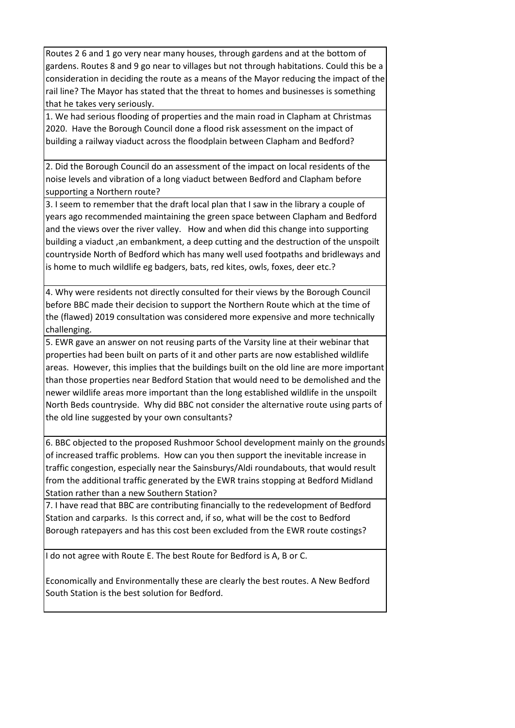| |
|---|
| Routes 2 6 and 1 go very near many houses, through gardens and at the bottom of gardens. Routes 8 and 9 go near to villages but not through habitations. Could this be a consideration in deciding the route as a means of the Mayor reducing the impact of the rail line? The Mayor has stated that the threat to homes and businesses is something that he takes very seriously. |
| 1. We had serious flooding of properties and the main road in Clapham at Christmas 2020. Have the Borough Council done a flood risk assessment on the impact of building a railway viaduct across the floodplain between Clapham and Bedford? |
| 2. Did the Borough Council do an assessment of the impact on local residents of the noise levels and vibration of a long viaduct between Bedford and Clapham before supporting a Northern route? |
| 3. I seem to remember that the draft local plan that I saw in the library a couple of years ago recommended maintaining the green space between Clapham and Bedford and the views over the river valley. How and when did this change into supporting building a viaduct ,an embankment, a deep cutting and the destruction of the unspoilt countryside North of Bedford which has many well used footpaths and bridleways and is home to much wildlife eg badgers, bats, red kites, owls, foxes, deer etc.? |
| 4. Why were residents not directly consulted for their views by the Borough Council before BBC made their decision to support the Northern Route which at the time of the (flawed) 2019 consultation was considered more expensive and more technically challenging. |
| 5. EWR gave an answer on not reusing parts of the Varsity line at their webinar that properties had been built on parts of it and other parts are now established wildlife areas. However, this implies that the buildings built on the old line are more important than those properties near Bedford Station that would need to be demolished and the newer wildlife areas more important than the long established wildlife in the unspoilt North Beds countryside. Why did BBC not consider the alternative route using parts of the old line suggested by your own consultants? |
| 6. BBC objected to the proposed Rushmoor School development mainly on the grounds of increased traffic problems. How can you then support the inevitable increase in traffic congestion, especially near the Sainsburys/Aldi roundabouts, that would result from the additional traffic generated by the EWR trains stopping at Bedford Midland Station rather than a new Southern Station? |
| 7. I have read that BBC are contributing financially to the redevelopment of Bedford Station and carparks. Is this correct and, if so, what will be the cost to Bedford Borough ratepayers and has this cost been excluded from the EWR route costings? |
| I do not agree with Route E. The best Route for Bedford is A, B or C.<br><br>Economically and Environmentally these are clearly the best routes. A New Bedford South Station is the best solution for Bedford. |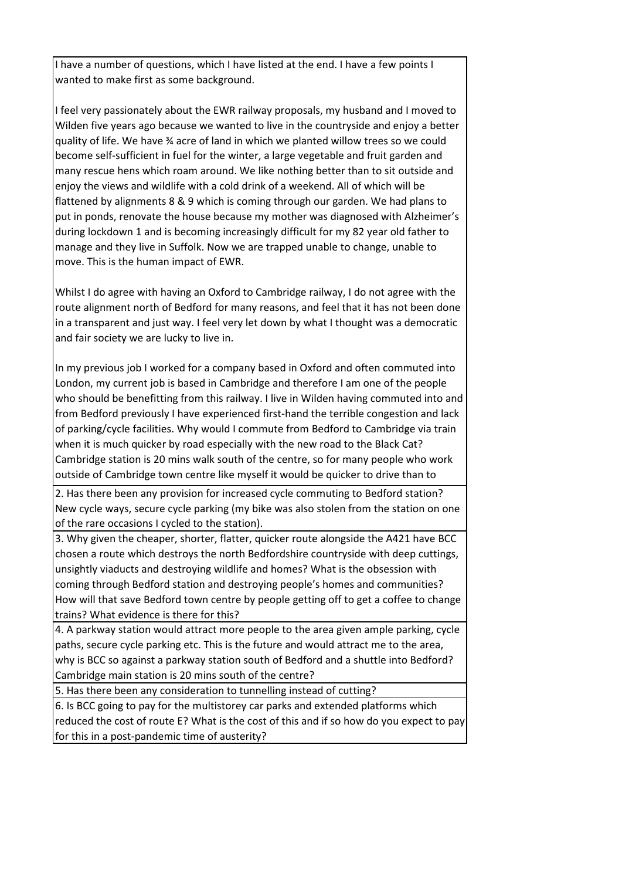I have a number of questions, which I have listed at the end. I have a few points I wanted to make first as some background.

I feel very passionately about the EWR railway proposals, my husband and I moved to Wilden five years ago because we wanted to live in the countryside and enjoy a better quality of life. We have ¾ acre of land in which we planted willow trees so we could become self-sufficient in fuel for the winter, a large vegetable and fruit garden and many rescue hens which roam around. We like nothing better than to sit outside and enjoy the views and wildlife with a cold drink of a weekend. All of which will be flattened by alignments 8 & 9 which is coming through our garden. We had plans to put in ponds, renovate the house because my mother was diagnosed with Alzheimer's during lockdown 1 and is becoming increasingly difficult for my 82 year old father to manage and they live in Suffolk. Now we are trapped unable to change, unable to move. This is the human impact of EWR.

Whilst I do agree with having an Oxford to Cambridge railway, I do not agree with the route alignment north of Bedford for many reasons, and feel that it has not been done in a transparent and just way. I feel very let down by what I thought was a democratic and fair society we are lucky to live in.

In my previous job I worked for a company based in Oxford and often commuted into London, my current job is based in Cambridge and therefore I am one of the people who should be benefitting from this railway. I live in Wilden having commuted into and from Bedford previously I have experienced first-hand the terrible congestion and lack of parking/cycle facilities. Why would I commute from Bedford to Cambridge via train when it is much quicker by road especially with the new road to the Black Cat? Cambridge station is 20 mins walk south of the centre, so for many people who work outside of Cambridge town centre like myself it would be quicker to drive than to

2. Has there been any provision for increased cycle commuting to Bedford station? New cycle ways, secure cycle parking (my bike was also stolen from the station on one of the rare occasions I cycled to the station).

3. Why given the cheaper, shorter, flatter, quicker route alongside the A421 have BCC chosen a route which destroys the north Bedfordshire countryside with deep cuttings, unsightly viaducts and destroying wildlife and homes? What is the obsession with coming through Bedford station and destroying people's homes and communities? How will that save Bedford town centre by people getting off to get a coffee to change trains? What evidence is there for this?

4. A parkway station would attract more people to the area given ample parking, cycle paths, secure cycle parking etc. This is the future and would attract me to the area, why is BCC so against a parkway station south of Bedford and a shuttle into Bedford? Cambridge main station is 20 mins south of the centre?

5. Has there been any consideration to tunnelling instead of cutting?

6. Is BCC going to pay for the multistorey car parks and extended platforms which reduced the cost of route E? What is the cost of this and if so how do you expect to pay for this in a post-pandemic time of austerity?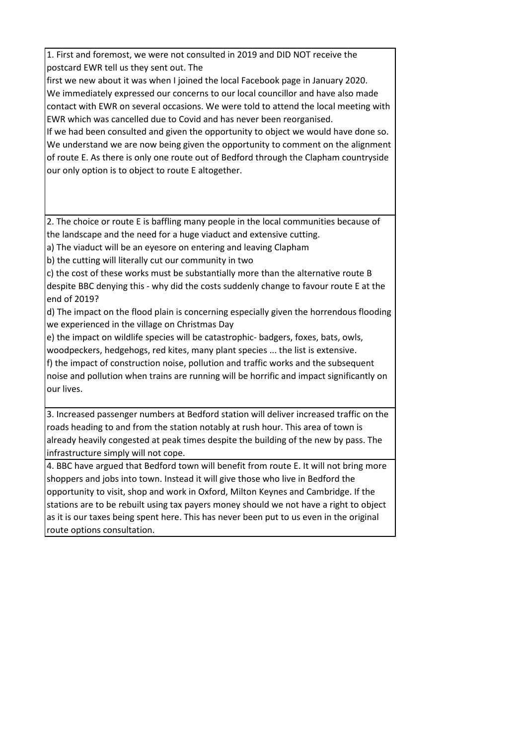1. First and foremost, we were not consulted in 2019 and DID NOT receive the postcard EWR tell us they sent out. The
first we new about it was when I joined the local Facebook page in January 2020. We immediately expressed our concerns to our local councillor and have also made contact with EWR on several occasions. We were told to attend the local meeting with EWR which was cancelled due to Covid and has never been reorganised.
If we had been consulted and given the opportunity to object we would have done so. We understand we are now being given the opportunity to comment on the alignment of route E. As there is only one route out of Bedford through the Clapham countryside our only option is to object to route E altogether.

2. The choice or route E is baffling many people in the local communities because of the landscape and the need for a huge viaduct and extensive cutting.
a) The viaduct will be an eyesore on entering and leaving Clapham
b) the cutting will literally cut our community in two
c) the cost of these works must be substantially more than the alternative route B despite BBC denying this - why did the costs suddenly change to favour route E at the end of 2019?
d) The impact on the flood plain is concerning especially given the horrendous flooding we experienced in the village on Christmas Day
e) the impact on wildlife species will be catastrophic- badgers, foxes, bats, owls, woodpeckers, hedgehogs, red kites, many plant species ... the list is extensive.
f) the impact of construction noise, pollution and traffic works and the subsequent noise and pollution when trains are running will be horrific and impact significantly on our lives.

3. Increased passenger numbers at Bedford station will deliver increased traffic on the roads heading to and from the station notably at rush hour. This area of town is already heavily congested at peak times despite the building of the new by pass. The infrastructure simply will not cope.

4. BBC have argued that Bedford town will benefit from route E. It will not bring more shoppers and jobs into town. Instead it will give those who live in Bedford the opportunity to visit, shop and work in Oxford, Milton Keynes and Cambridge. If the stations are to be rebuilt using tax payers money should we not have a right to object as it is our taxes being spent here. This has never been put to us even in the original route options consultation.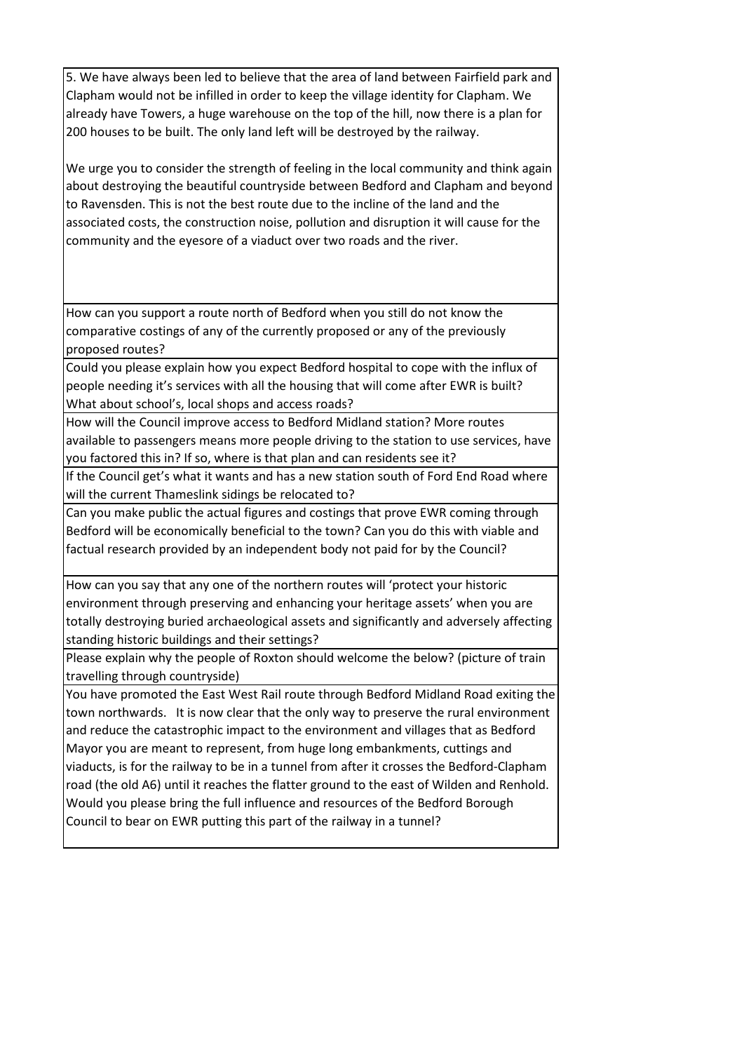| |
|---|
| 5. We have always been led to believe that the area of land between Fairfield park and Clapham would not be infilled in order to keep the village identity for Clapham. We already have Towers, a huge warehouse on the top of the hill, now there is a plan for 200 houses to be built. The only land left will be destroyed by the railway.<br><br>We urge you to consider the strength of feeling in the local community and think again about destroying the beautiful countryside between Bedford and Clapham and beyond to Ravensden. This is not the best route due to the incline of the land and the associated costs, the construction noise, pollution and disruption it will cause for the community and the eyesore of a viaduct over two roads and the river. |
| How can you support a route north of Bedford when you still do not know the comparative costings of any of the currently proposed or any of the previously proposed routes? |
| Could you please explain how you expect Bedford hospital to cope with the influx of people needing it's services with all the housing that will come after EWR is built? What about school's, local shops and access roads? |
| How will the Council improve access to Bedford Midland station? More routes available to passengers means more people driving to the station to use services, have you factored this in? If so, where is that plan and can residents see it? |
| If the Council get's what it wants and has a new station south of Ford End Road where will the current Thameslink sidings be relocated to? |
| Can you make public the actual figures and costings that prove EWR coming through Bedford will be economically beneficial to the town? Can you do this with viable and factual research provided by an independent body not paid for by the Council? |
| How can you say that any one of the northern routes will 'protect your historic environment through preserving and enhancing your heritage assets' when you are totally destroying buried archaeological assets and significantly and adversely affecting standing historic buildings and their settings? |
| Please explain why the people of Roxton should welcome the below? (picture of train travelling through countryside) |
| You have promoted the East West Rail route through Bedford Midland Road exiting the town northwards. It is now clear that the only way to preserve the rural environment and reduce the catastrophic impact to the environment and villages that as Bedford Mayor you are meant to represent, from huge long embankments, cuttings and viaducts, is for the railway to be in a tunnel from after it crosses the Bedford-Clapham road (the old A6) until it reaches the flatter ground to the east of Wilden and Renhold. Would you please bring the full influence and resources of the Bedford Borough Council to bear on EWR putting this part of the railway in a tunnel? |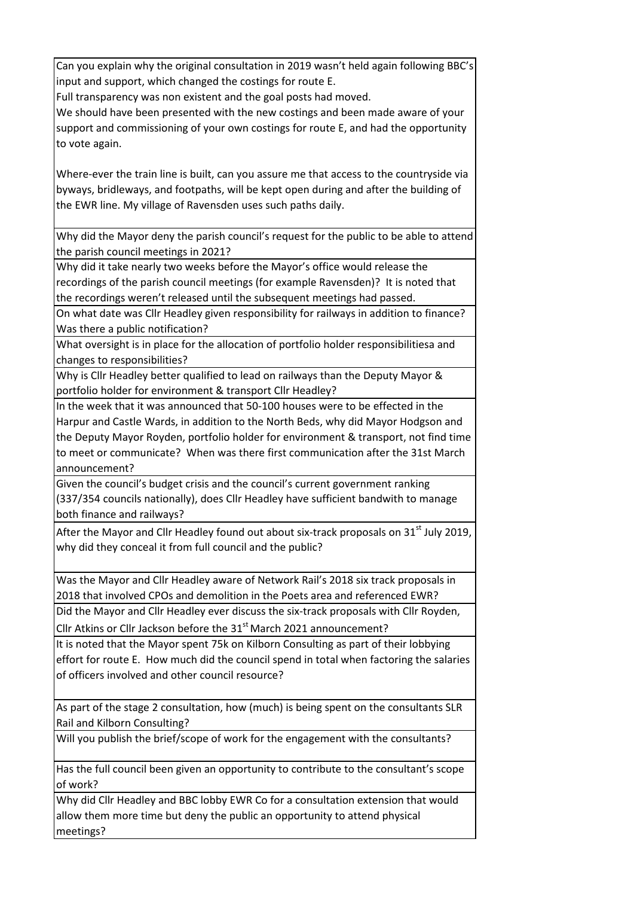| |
|---|
| Can you explain why the original consultation in 2019 wasn't held again following BBC's input and support, which changed the costings for route E.<br>Full transparency was non existent and the goal posts had moved.<br>We should have been presented with the new costings and been made aware of your support and commissioning of your own costings for route E, and had the opportunity to vote again.<br><br>Where-ever the train line is built, can you assure me that access to the countryside via byways, bridleways, and footpaths, will be kept open during and after the building of the EWR line. My village of Ravensden uses such paths daily. |
| Why did the Mayor deny the parish council's request for the public to be able to attend the parish council meetings in 2021? |
| Why did it take nearly two weeks before the Mayor's office would release the recordings of the parish council meetings (for example Ravensden)? It is noted that the recordings weren't released until the subsequent meetings had passed. |
| On what date was Cllr Headley given responsibility for railways in addition to finance? Was there a public notification? |
| What oversight is in place for the allocation of portfolio holder responsibilitiesa and changes to responsibilities? |
| Why is Cllr Headley better qualified to lead on railways than the Deputy Mayor & portfolio holder for environment & transport Cllr Headley? |
| In the week that it was announced that 50-100 houses were to be effected in the Harpur and Castle Wards, in addition to the North Beds, why did Mayor Hodgson and the Deputy Mayor Royden, portfolio holder for environment & transport, not find time to meet or communicate? When was there first communication after the 31st March announcement? |
| Given the council's budget crisis and the council's current government ranking (337/354 councils nationally), does Cllr Headley have sufficient bandwith to manage both finance and railways? |
| After the Mayor and Cllr Headley found out about six-track proposals on 31st July 2019, why did they conceal it from full council and the public? |
| Was the Mayor and Cllr Headley aware of Network Rail's 2018 six track proposals in 2018 that involved CPOs and demolition in the Poets area and referenced EWR? |
| Did the Mayor and Cllr Headley ever discuss the six-track proposals with Cllr Royden, Cllr Atkins or Cllr Jackson before the 31st March 2021 announcement? |
| It is noted that the Mayor spent 75k on Kilborn Consulting as part of their lobbying effort for route E. How much did the council spend in total when factoring the salaries of officers involved and other council resource? |
| As part of the stage 2 consultation, how (much) is being spent on the consultants SLR Rail and Kilborn Consulting? |
| Will you publish the brief/scope of work for the engagement with the consultants? |
| Has the full council been given an opportunity to contribute to the consultant's scope of work? |
| Why did Cllr Headley and BBC lobby EWR Co for a consultation extension that would allow them more time but deny the public an opportunity to attend physical meetings? |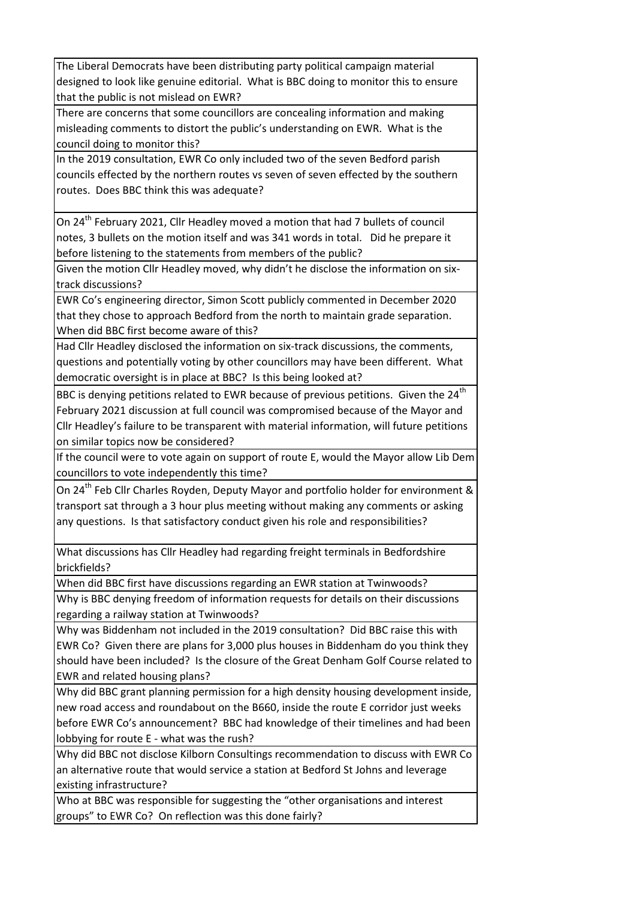| |
|---|
| The Liberal Democrats have been distributing party political campaign material designed to look like genuine editorial. What is BBC doing to monitor this to ensure that the public is not mislead on EWR? |
| There are concerns that some councillors are concealing information and making misleading comments to distort the public's understanding on EWR. What is the council doing to monitor this? |
| In the 2019 consultation, EWR Co only included two of the seven Bedford parish councils effected by the northern routes vs seven of seven effected by the southern routes. Does BBC think this was adequate? |
| On 24th February 2021, Cllr Headley moved a motion that had 7 bullets of council notes, 3 bullets on the motion itself and was 341 words in total. Did he prepare it before listening to the statements from members of the public? |
| Given the motion Cllr Headley moved, why didn't he disclose the information on six-track discussions? |
| EWR Co's engineering director, Simon Scott publicly commented in December 2020 that they chose to approach Bedford from the north to maintain grade separation. When did BBC first become aware of this? |
| Had Cllr Headley disclosed the information on six-track discussions, the comments, questions and potentially voting by other councillors may have been different. What democratic oversight is in place at BBC? Is this being looked at? |
| BBC is denying petitions related to EWR because of previous petitions. Given the 24th February 2021 discussion at full council was compromised because of the Mayor and Cllr Headley's failure to be transparent with material information, will future petitions on similar topics now be considered? |
| If the council were to vote again on support of route E, would the Mayor allow Lib Dem councillors to vote independently this time? |
| On 24th Feb Cllr Charles Royden, Deputy Mayor and portfolio holder for environment & transport sat through a 3 hour plus meeting without making any comments or asking any questions. Is that satisfactory conduct given his role and responsibilities? |
| What discussions has Cllr Headley had regarding freight terminals in Bedfordshire brickfields? |
| When did BBC first have discussions regarding an EWR station at Twinwoods? |
| Why is BBC denying freedom of information requests for details on their discussions regarding a railway station at Twinwoods? |
| Why was Biddenham not included in the 2019 consultation? Did BBC raise this with EWR Co? Given there are plans for 3,000 plus houses in Biddenham do you think they should have been included? Is the closure of the Great Denham Golf Course related to EWR and related housing plans? |
| Why did BBC grant planning permission for a high density housing development inside, new road access and roundabout on the B660, inside the route E corridor just weeks before EWR Co's announcement? BBC had knowledge of their timelines and had been lobbying for route E - what was the rush? |
| Why did BBC not disclose Kilborn Consultings recommendation to discuss with EWR Co an alternative route that would service a station at Bedford St Johns and leverage existing infrastructure? |
| Who at BBC was responsible for suggesting the "other organisations and interest groups" to EWR Co? On reflection was this done fairly? |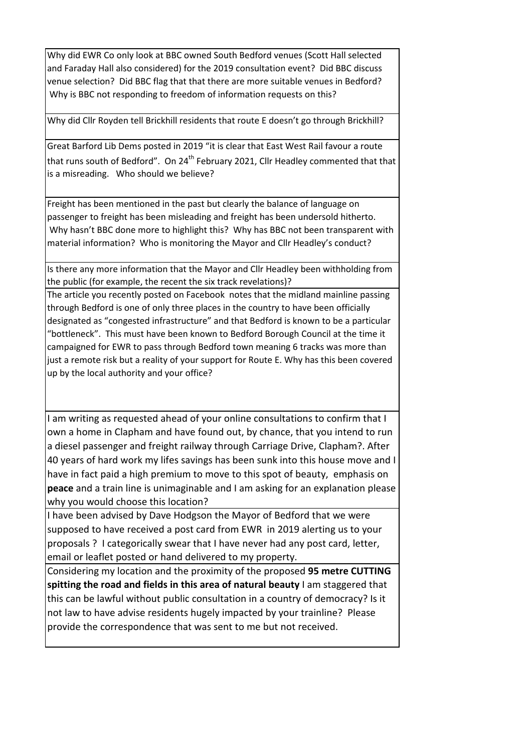| |
|---|
| Why did EWR Co only look at BBC owned South Bedford venues (Scott Hall selected and Faraday Hall also considered) for the 2019 consultation event? Did BBC discuss venue selection? Did BBC flag that that there are more suitable venues in Bedford? Why is BBC not responding to freedom of information requests on this? |
| Why did Cllr Royden tell Brickhill residents that route E doesn't go through Brickhill? |
| Great Barford Lib Dems posted in 2019 "it is clear that East West Rail favour a route that runs south of Bedford". On 24th February 2021, Cllr Headley commented that that is a misreading. Who should we believe? |
| Freight has been mentioned in the past but clearly the balance of language on passenger to freight has been misleading and freight has been undersold hitherto. Why hasn't BBC done more to highlight this? Why has BBC not been transparent with material information? Who is monitoring the Mayor and Cllr Headley's conduct? |
| Is there any more information that the Mayor and Cllr Headley been withholding from the public (for example, the recent the six track revelations)? |
| The article you recently posted on Facebook notes that the midland mainline passing through Bedford is one of only three places in the country to have been officially designated as "congested infrastructure" and that Bedford is known to be a particular "bottleneck". This must have been known to Bedford Borough Council at the time it campaigned for EWR to pass through Bedford town meaning 6 tracks was more than just a remote risk but a reality of your support for Route E. Why has this been covered up by the local authority and your office? |
| I am writing as requested ahead of your online consultations to confirm that I own a home in Clapham and have found out, by chance, that you intend to run a diesel passenger and freight railway through Carriage Drive, Clapham?. After 40 years of hard work my lifes savings has been sunk into this house move and I have in fact paid a high premium to move to this spot of beauty, emphasis on **peace** and a train line is unimaginable and I am asking for an explanation please why you would choose this location? |
| I have been advised by Dave Hodgson the Mayor of Bedford that we were supposed to have received a post card from EWR in 2019 alerting us to your proposals ? I categorically swear that I have never had any post card, letter, email or leaflet posted or hand delivered to my property. |
| Considering my location and the proximity of the proposed **95 metre CUTTING spitting the road and fields in this area of natural beauty** I am staggered that this can be lawful without public consultation in a country of democracy? Is it not law to have advise residents hugely impacted by your trainline? Please provide the correspondence that was sent to me but not received. |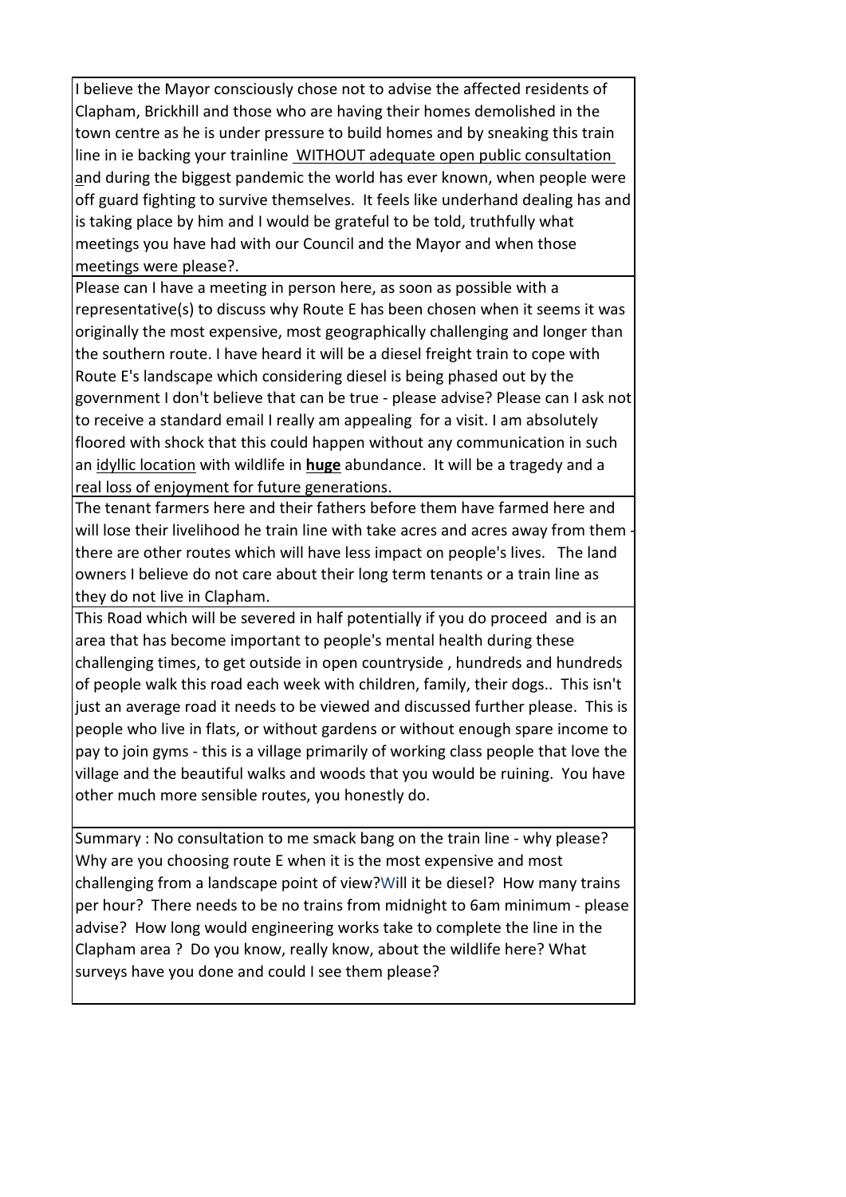I believe the Mayor consciously chose not to advise the affected residents of Clapham, Brickhill and those who are having their homes demolished in the town centre as he is under pressure to build homes and by sneaking this train line in ie backing your trainline <u>WITHOUT adequate open public consultation a</u>nd during the biggest pandemic the world has ever known, when people were off guard fighting to survive themselves. It feels like underhand dealing has and is taking place by him and I would be grateful to be told, truthfully what meetings you have had with our Council and the Mayor and when those meetings were please?.

Please can I have a meeting in person here, as soon as possible with a representative(s) to discuss why Route E has been chosen when it seems it was originally the most expensive, most geographically challenging and longer than the southern route. I have heard it will be a diesel freight train to cope with Route E's landscape which considering diesel is being phased out by the government I don't believe that can be true - please advise? Please can I ask not to receive a standard email I really am appealing for a visit. I am absolutely floored with shock that this could happen without any communication in such an <u>idyllic location</u> with wildlife in <u>**huge**</u> abundance. It will be a tragedy and a <u>real loss of enjoyment for future generations.</u>

The tenant farmers here and their fathers before them have farmed here and will lose their livelihood he train line with take acres and acres away from them - there are other routes which will have less impact on people's lives. The land owners I believe do not care about their long term tenants or a train line as they do not live in Clapham.

This Road which will be severed in half potentially if you do proceed and is an area that has become important to people's mental health during these challenging times, to get outside in open countryside , hundreds and hundreds of people walk this road each week with children, family, their dogs.. This isn't just an average road it needs to be viewed and discussed further please. This is people who live in flats, or without gardens or without enough spare income to pay to join gyms - this is a village primarily of working class people that love the village and the beautiful walks and woods that you would be ruining. You have other much more sensible routes, you honestly do.

Summary : No consultation to me smack bang on the train line - why please? Why are you choosing route E when it is the most expensive and most challenging from a landscape point of view?Will it be diesel? How many trains per hour? There needs to be no trains from midnight to 6am minimum - please advise? How long would engineering works take to complete the line in the Clapham area ? Do you know, really know, about the wildlife here? What surveys have you done and could I see them please?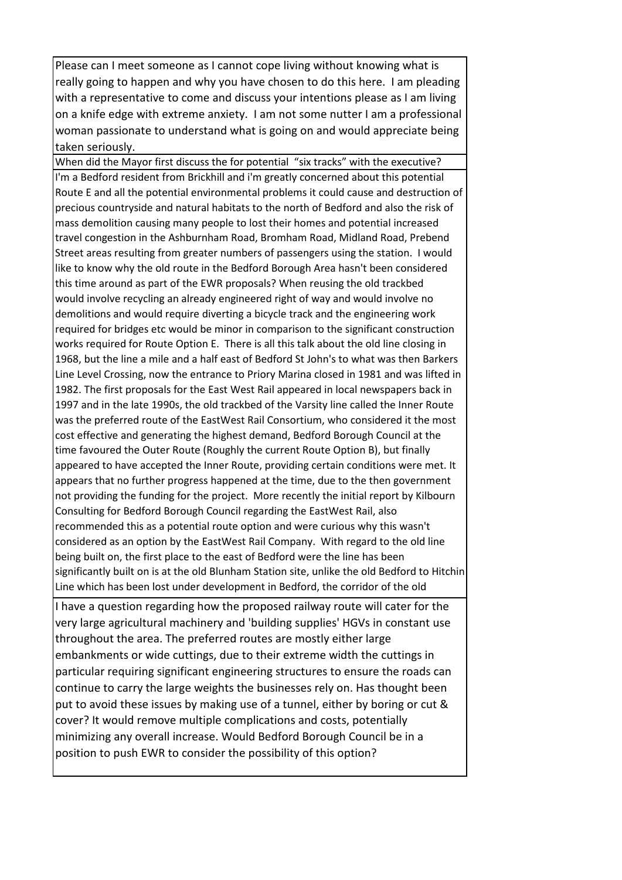| |
|---|
| Please can I meet someone as I cannot cope living without knowing what is really going to happen and why you have chosen to do this here. I am pleading with a representative to come and discuss your intentions please as I am living on a knife edge with extreme anxiety. I am not some nutter I am a professional woman passionate to understand what is going on and would appreciate being taken seriously. |
| When did the Mayor first discuss the for potential "six tracks" with the executive? |
| I'm a Bedford resident from Brickhill and i'm greatly concerned about this potential Route E and all the potential environmental problems it could cause and destruction of precious countryside and natural habitats to the north of Bedford and also the risk of mass demolition causing many people to lost their homes and potential increased travel congestion in the Ashburnham Road, Bromham Road, Midland Road, Prebend Street areas resulting from greater numbers of passengers using the station. I would like to know why the old route in the Bedford Borough Area hasn't been considered this time around as part of the EWR proposals? When reusing the old trackbed would involve recycling an already engineered right of way and would involve no demolitions and would require diverting a bicycle track and the engineering work required for bridges etc would be minor in comparison to the significant construction works required for Route Option E. There is all this talk about the old line closing in 1968, but the line a mile and a half east of Bedford St John's to what was then Barkers Line Level Crossing, now the entrance to Priory Marina closed in 1981 and was lifted in 1982. The first proposals for the East West Rail appeared in local newspapers back in 1997 and in the late 1990s, the old trackbed of the Varsity line called the Inner Route was the preferred route of the EastWest Rail Consortium, who considered it the most cost effective and generating the highest demand, Bedford Borough Council at the time favoured the Outer Route (Roughly the current Route Option B), but finally appeared to have accepted the Inner Route, providing certain conditions were met. It appears that no further progress happened at the time, due to the then government not providing the funding for the project. More recently the initial report by Kilbourn Consulting for Bedford Borough Council regarding the EastWest Rail, also recommended this as a potential route option and were curious why this wasn't considered as an option by the EastWest Rail Company. With regard to the old line being built on, the first place to the east of Bedford were the line has been significantly built on is at the old Blunham Station site, unlike the old Bedford to Hitchin Line which has been lost under development in Bedford, the corridor of the old |
| I have a question regarding how the proposed railway route will cater for the very large agricultural machinery and 'building supplies' HGVs in constant use throughout the area. The preferred routes are mostly either large embankments or wide cuttings, due to their extreme width the cuttings in particular requiring significant engineering structures to ensure the roads can continue to carry the large weights the businesses rely on. Has thought been put to avoid these issues by making use of a tunnel, either by boring or cut & cover? It would remove multiple complications and costs, potentially minimizing any overall increase. Would Bedford Borough Council be in a position to push EWR to consider the possibility of this option? |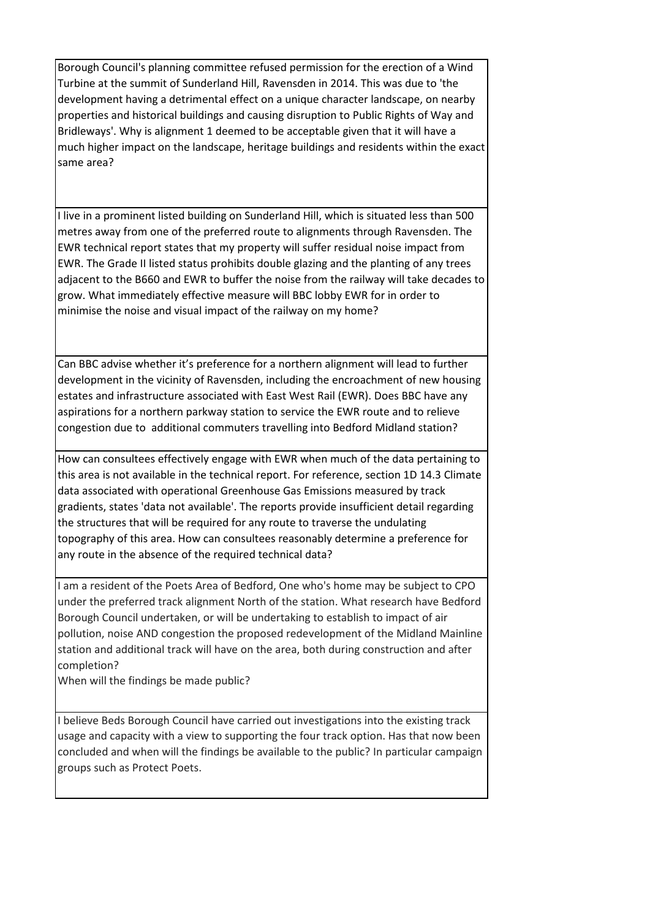| |
|---|
| Borough Council's planning committee refused permission for the erection of a Wind Turbine at the summit of Sunderland Hill, Ravensden in 2014. This was due to 'the development having a detrimental effect on a unique character landscape, on nearby properties and historical buildings and causing disruption to Public Rights of Way and Bridleways'. Why is alignment 1 deemed to be acceptable given that it will have a much higher impact on the landscape, heritage buildings and residents within the exact same area? |
| I live in a prominent listed building on Sunderland Hill, which is situated less than 500 metres away from one of the preferred route to alignments through Ravensden. The EWR technical report states that my property will suffer residual noise impact from EWR. The Grade II listed status prohibits double glazing and the planting of any trees adjacent to the B660 and EWR to buffer the noise from the railway will take decades to grow. What immediately effective measure will BBC lobby EWR for in order to minimise the noise and visual impact of the railway on my home? |
| Can BBC advise whether it's preference for a northern alignment will lead to further development in the vicinity of Ravensden, including the encroachment of new housing estates and infrastructure associated with East West Rail (EWR). Does BBC have any aspirations for a northern parkway station to service the EWR route and to relieve congestion due to additional commuters travelling into Bedford Midland station? |
| How can consultees effectively engage with EWR when much of the data pertaining to this area is not available in the technical report. For reference, section 1D 14.3 Climate data associated with operational Greenhouse Gas Emissions measured by track gradients, states 'data not available'. The reports provide insufficient detail regarding the structures that will be required for any route to traverse the undulating topography of this area. How can consultees reasonably determine a preference for any route in the absence of the required technical data? |
| I am a resident of the Poets Area of Bedford, One who's home may be subject to CPO under the preferred track alignment North of the station. What research have Bedford Borough Council undertaken, or will be undertaking to establish to impact of air pollution, noise AND congestion the proposed redevelopment of the Midland Mainline station and additional track will have on the area, both during construction and after completion? When will the findings be made public? |
| I believe Beds Borough Council have carried out investigations into the existing track usage and capacity with a view to supporting the four track option. Has that now been concluded and when will the findings be available to the public? In particular campaign groups such as Protect Poets. |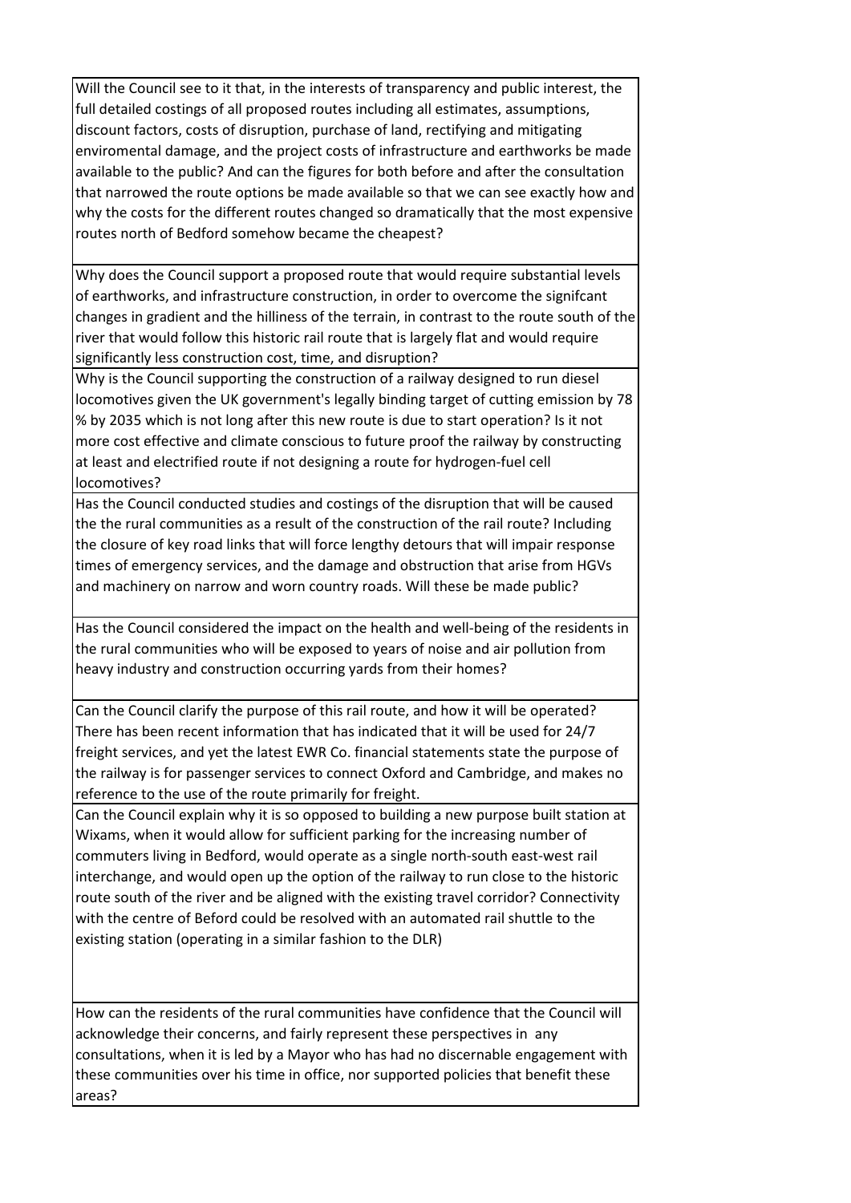| |
|---|
| Will the Council see to it that, in the interests of transparency and public interest, the full detailed costings of all proposed routes including all estimates, assumptions, discount factors, costs of disruption, purchase of land, rectifying and mitigating enviromental damage, and the project costs of infrastructure and earthworks be made available to the public? And can the figures for both before and after the consultation that narrowed the route options be made available so that we can see exactly how and why the costs for the different routes changed so dramatically that the most expensive routes north of Bedford somehow became the cheapest? |
| Why does the Council support a proposed route that would require substantial levels of earthworks, and infrastructure construction, in order to overcome the signifcant changes in gradient and the hilliness of the terrain, in contrast to the route south of the river that would follow this historic rail route that is largely flat and would require significantly less construction cost, time, and disruption? |
| Why is the Council supporting the construction of a railway designed to run diesel locomotives given the UK government's legally binding target of cutting emission by 78 % by 2035 which is not long after this new route is due to start operation? Is it not more cost effective and climate conscious to future proof the railway by constructing at least and electrified route if not designing a route for hydrogen-fuel cell locomotives? |
| Has the Council conducted studies and costings of the disruption that will be caused the the rural communities as a result of the construction of the rail route? Including the closure of key road links that will force lengthy detours that will impair response times of emergency services, and the damage and obstruction that arise from HGVs and machinery on narrow and worn country roads. Will these be made public? |
| Has the Council considered the impact on the health and well-being of the residents in the rural communities who will be exposed to years of noise and air pollution from heavy industry and construction occurring yards from their homes? |
| Can the Council clarify the purpose of this rail route, and how it will be operated? There has been recent information that has indicated that it will be used for 24/7 freight services, and yet the latest EWR Co. financial statements state the purpose of the railway is for passenger services to connect Oxford and Cambridge, and makes no reference to the use of the route primarily for freight. |
| Can the Council explain why it is so opposed to building a new purpose built station at Wixams, when it would allow for sufficient parking for the increasing number of commuters living in Bedford, would operate as a single north-south east-west rail interchange, and would open up the option of the railway to run close to the historic route south of the river and be aligned with the existing travel corridor? Connectivity with the centre of Beford could be resolved with an automated rail shuttle to the existing station (operating in a similar fashion to the DLR) |
| How can the residents of the rural communities have confidence that the Council will acknowledge their concerns, and fairly represent these perspectives in any consultations, when it is led by a Mayor who has had no discernable engagement with these communities over his time in office, nor supported policies that benefit these areas? |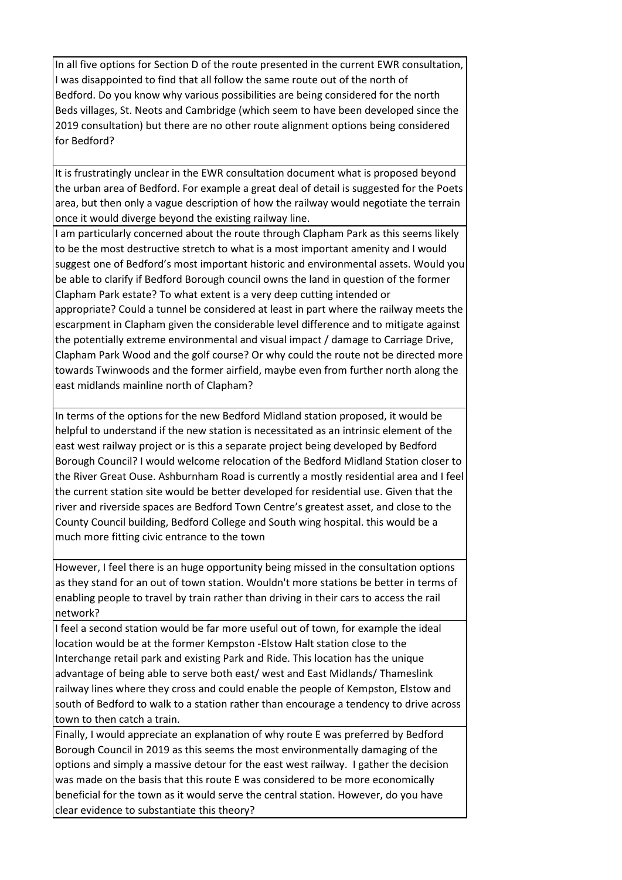| |
|---|
| In all five options for Section D of the route presented in the current EWR consultation, I was disappointed to find that all follow the same route out of the north of Bedford. Do you know why various possibilities are being considered for the north Beds villages, St. Neots and Cambridge (which seem to have been developed since the 2019 consultation) but there are no other route alignment options being considered for Bedford? |
| It is frustratingly unclear in the EWR consultation document what is proposed beyond the urban area of Bedford. For example a great deal of detail is suggested for the Poets area, but then only a vague description of how the railway would negotiate the terrain once it would diverge beyond the existing railway line. |
| I am particularly concerned about the route through Clapham Park as this seems likely to be the most destructive stretch to what is a most important amenity and I would suggest one of Bedford's most important historic and environmental assets. Would you be able to clarify if Bedford Borough council owns the land in question of the former Clapham Park estate? To what extent is a very deep cutting intended or appropriate? Could a tunnel be considered at least in part where the railway meets the escarpment in Clapham given the considerable level difference and to mitigate against the potentially extreme environmental and visual impact / damage to Carriage Drive, Clapham Park Wood and the golf course? Or why could the route not be directed more towards Twinwoods and the former airfield, maybe even from further north along the east midlands mainline north of Clapham? |
| In terms of the options for the new Bedford Midland station proposed, it would be helpful to understand if the new station is necessitated as an intrinsic element of the east west railway project or is this a separate project being developed by Bedford Borough Council? I would welcome relocation of the Bedford Midland Station closer to the River Great Ouse. Ashburnham Road is currently a mostly residential area and I feel the current station site would be better developed for residential use. Given that the river and riverside spaces are Bedford Town Centre's greatest asset, and close to the County Council building, Bedford College and South wing hospital. this would be a much more fitting civic entrance to the town |
| However, I feel there is an huge opportunity being missed in the consultation options as they stand for an out of town station. Wouldn't more stations be better in terms of enabling people to travel by train rather than driving in their cars to access the rail network? |
| I feel a second station would be far more useful out of town, for example the ideal location would be at the former Kempston -Elstow Halt station close to the Interchange retail park and existing Park and Ride. This location has the unique advantage of being able to serve both east/ west and East Midlands/ Thameslink railway lines where they cross and could enable the people of Kempston, Elstow and south of Bedford to walk to a station rather than encourage a tendency to drive across town to then catch a train. |
| Finally, I would appreciate an explanation of why route E was preferred by Bedford Borough Council in 2019 as this seems the most environmentally damaging of the options and simply a massive detour for the east west railway. I gather the decision was made on the basis that this route E was considered to be more economically beneficial for the town as it would serve the central station. However, do you have clear evidence to substantiate this theory? |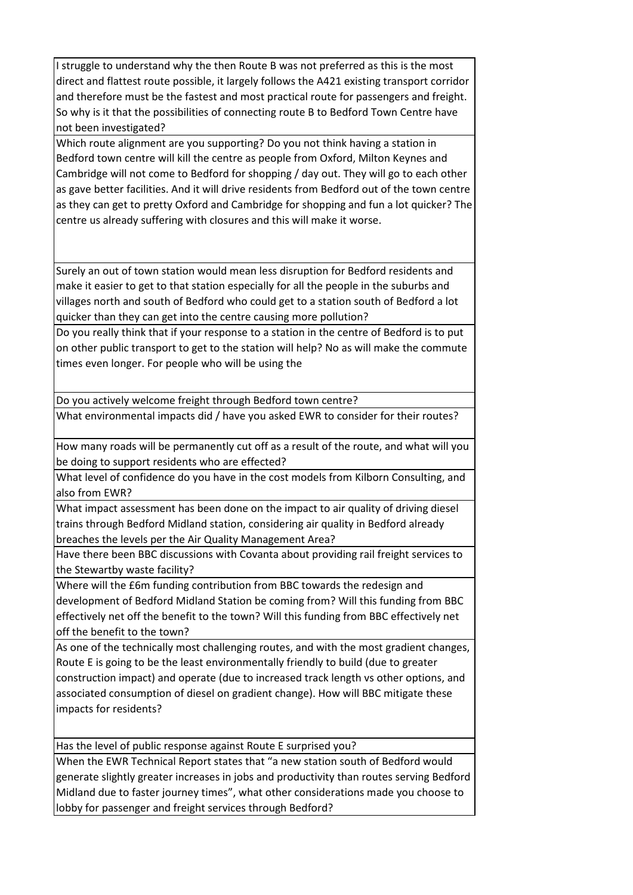| |
|---|
| I struggle to understand why the then Route B was not preferred as this is the most direct and flattest route possible, it largely follows the A421 existing transport corridor and therefore must be the fastest and most practical route for passengers and freight. So why is it that the possibilities of connecting route B to Bedford Town Centre have not been investigated? |
| Which route alignment are you supporting? Do you not think having a station in Bedford town centre will kill the centre as people from Oxford, Milton Keynes and Cambridge will not come to Bedford for shopping / day out. They will go to each other as gave better facilities. And it will drive residents from Bedford out of the town centre as they can get to pretty Oxford and Cambridge for shopping and fun a lot quicker? The centre us already suffering with closures and this will make it worse. |
| Surely an out of town station would mean less disruption for Bedford residents and make it easier to get to that station especially for all the people in the suburbs and villages north and south of Bedford who could get to a station south of Bedford a lot quicker than they can get into the centre causing more pollution? |
| Do you really think that if your response to a station in the centre of Bedford is to put on other public transport to get to the station will help? No as will make the commute times even longer. For people who will be using the |
| Do you actively welcome freight through Bedford town centre? |
| What environmental impacts did / have you asked EWR to consider for their routes? |
| How many roads will be permanently cut off as a result of the route, and what will you be doing to support residents who are effected? |
| What level of confidence do you have in the cost models from Kilborn Consulting, and also from EWR? |
| What impact assessment has been done on the impact to air quality of driving diesel trains through Bedford Midland station, considering air quality in Bedford already breaches the levels per the Air Quality Management Area? |
| Have there been BBC discussions with Covanta about providing rail freight services to the Stewartby waste facility? |
| Where will the £6m funding contribution from BBC towards the redesign and development of Bedford Midland Station be coming from? Will this funding from BBC effectively net off the benefit to the town? Will this funding from BBC effectively net off the benefit to the town? |
| As one of the technically most challenging routes, and with the most gradient changes, Route E is going to be the least environmentally friendly to build (due to greater construction impact) and operate (due to increased track length vs other options, and associated consumption of diesel on gradient change). How will BBC mitigate these impacts for residents? |
| Has the level of public response against Route E surprised you? |
| When the EWR Technical Report states that "a new station south of Bedford would generate slightly greater increases in jobs and productivity than routes serving Bedford Midland due to faster journey times", what other considerations made you choose to lobby for passenger and freight services through Bedford? |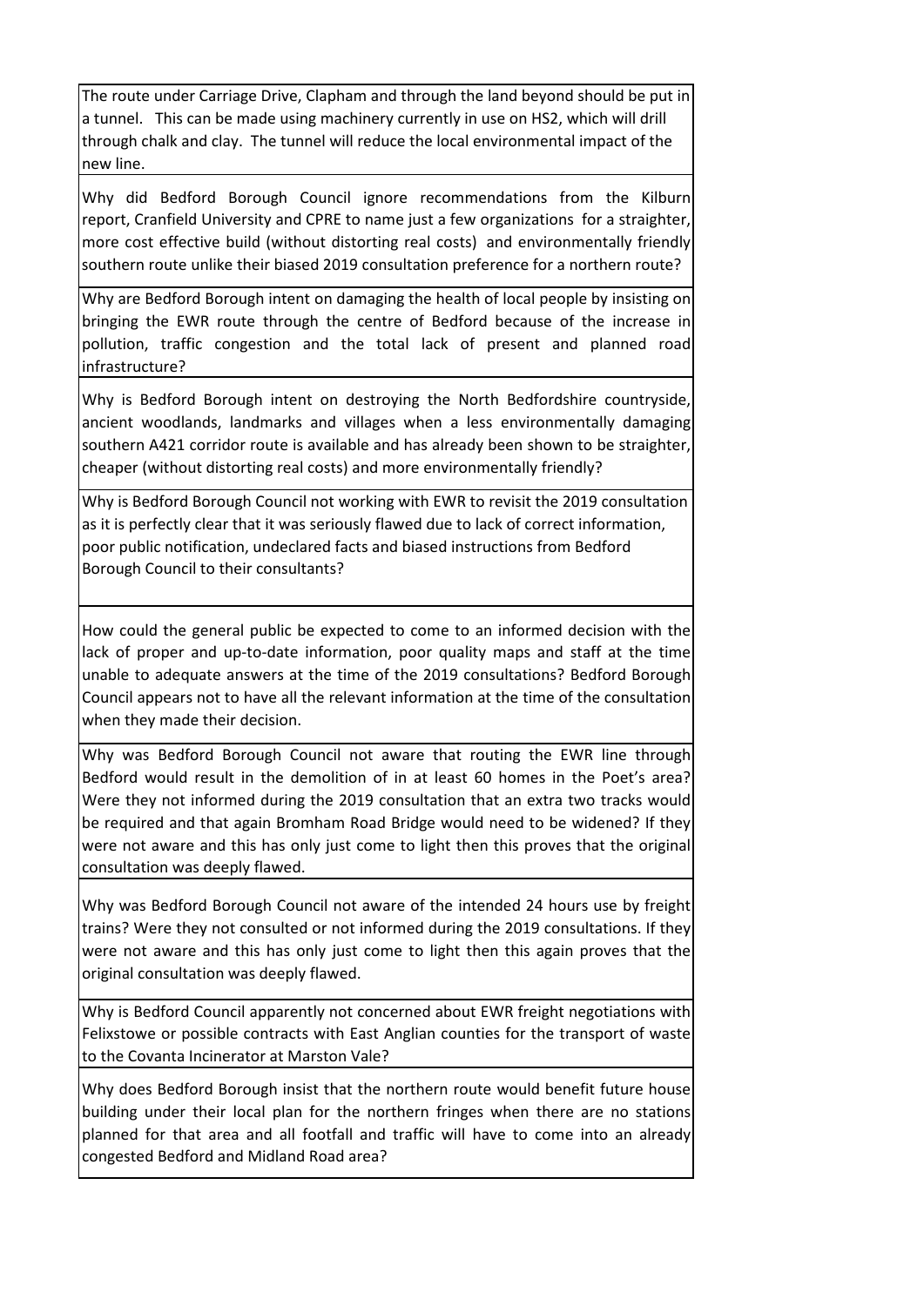| |
|---|
| The route under Carriage Drive, Clapham and through the land beyond should be put in a tunnel. This can be made using machinery currently in use on HS2, which will drill through chalk and clay. The tunnel will reduce the local environmental impact of the new line. |
| Why did Bedford Borough Council ignore recommendations from the Kilburn report, Cranfield University and CPRE to name just a few organizations for a straighter, more cost effective build (without distorting real costs) and environmentally friendly southern route unlike their biased 2019 consultation preference for a northern route? |
| Why are Bedford Borough intent on damaging the health of local people by insisting on bringing the EWR route through the centre of Bedford because of the increase in pollution, traffic congestion and the total lack of present and planned road infrastructure? |
| Why is Bedford Borough intent on destroying the North Bedfordshire countryside, ancient woodlands, landmarks and villages when a less environmentally damaging southern A421 corridor route is available and has already been shown to be straighter, cheaper (without distorting real costs) and more environmentally friendly? |
| Why is Bedford Borough Council not working with EWR to revisit the 2019 consultation as it is perfectly clear that it was seriously flawed due to lack of correct information, poor public notification, undeclared facts and biased instructions from Bedford Borough Council to their consultants? |
| How could the general public be expected to come to an informed decision with the lack of proper and up-to-date information, poor quality maps and staff at the time unable to adequate answers at the time of the 2019 consultations? Bedford Borough Council appears not to have all the relevant information at the time of the consultation when they made their decision. |
| Why was Bedford Borough Council not aware that routing the EWR line through Bedford would result in the demolition of in at least 60 homes in the Poet's area? Were they not informed during the 2019 consultation that an extra two tracks would be required and that again Bromham Road Bridge would need to be widened? If they were not aware and this has only just come to light then this proves that the original consultation was deeply flawed. |
| Why was Bedford Borough Council not aware of the intended 24 hours use by freight trains? Were they not consulted or not informed during the 2019 consultations. If they were not aware and this has only just come to light then this again proves that the original consultation was deeply flawed. |
| Why is Bedford Council apparently not concerned about EWR freight negotiations with Felixstowe or possible contracts with East Anglian counties for the transport of waste to the Covanta Incinerator at Marston Vale? |
| Why does Bedford Borough insist that the northern route would benefit future house building under their local plan for the northern fringes when there are no stations planned for that area and all footfall and traffic will have to come into an already congested Bedford and Midland Road area? |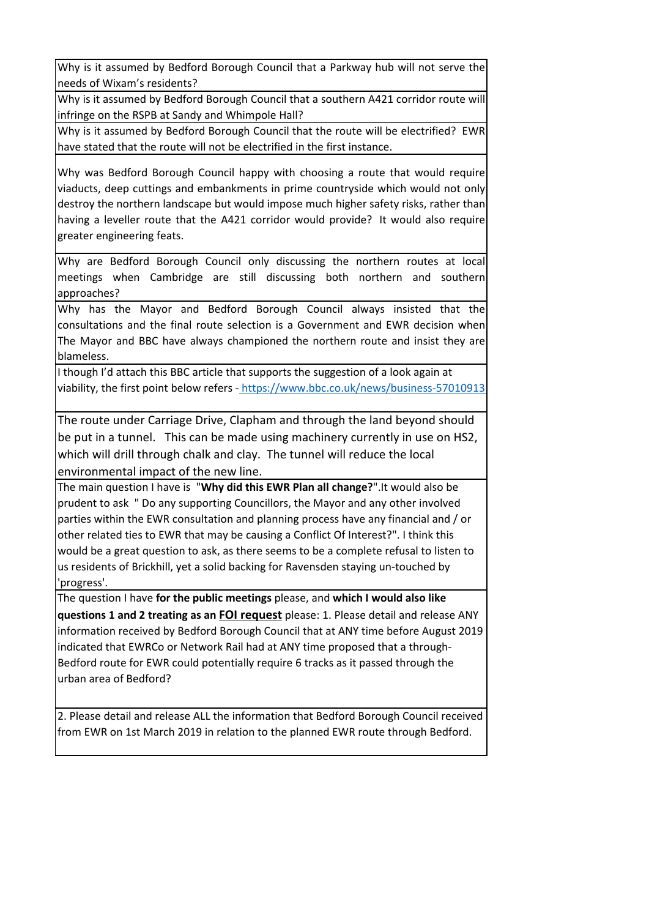| |
|---|
| Why is it assumed by Bedford Borough Council that a Parkway hub will not serve the needs of Wixam's residents? |
| Why is it assumed by Bedford Borough Council that a southern A421 corridor route will infringe on the RSPB at Sandy and Whimpole Hall? |
| Why is it assumed by Bedford Borough Council that the route will be electrified? EWR have stated that the route will not be electrified in the first instance. |
| Why was Bedford Borough Council happy with choosing a route that would require viaducts, deep cuttings and embankments in prime countryside which would not only destroy the northern landscape but would impose much higher safety risks, rather than having a leveller route that the A421 corridor would provide? It would also require greater engineering feats. |
| Why are Bedford Borough Council only discussing the northern routes at local meetings when Cambridge are still discussing both northern and southern approaches? |
| Why has the Mayor and Bedford Borough Council always insisted that the consultations and the final route selection is a Government and EWR decision when The Mayor and BBC have always championed the northern route and insist they are blameless. |
| I though I'd attach this BBC article that supports the suggestion of a look again at viability, the first point below refers - https://www.bbc.co.uk/news/business-57010913 |
| The route under Carriage Drive, Clapham and through the land beyond should be put in a tunnel. This can be made using machinery currently in use on HS2, which will drill through chalk and clay. The tunnel will reduce the local environmental impact of the new line. |
| The main question I have is "**Why did this EWR Plan all change?**".It would also be prudent to ask " Do any supporting Councillors, the Mayor and any other involved parties within the EWR consultation and planning process have any financial and / or other related ties to EWR that may be causing a Conflict Of Interest?". I think this would be a great question to ask, as there seems to be a complete refusal to listen to us residents of Brickhill, yet a solid backing for Ravensden staying un-touched by 'progress'. |
| The question I have **for the public meetings** please, and **which I would also like questions 1 and 2 treating as an <u>FOI request</u>** please: 1. Please detail and release ANY information received by Bedford Borough Council that at ANY time before August 2019 indicated that EWRCo or Network Rail had at ANY time proposed that a through-Bedford route for EWR could potentially require 6 tracks as it passed through the urban area of Bedford? |
| 2. Please detail and release ALL the information that Bedford Borough Council received from EWR on 1st March 2019 in relation to the planned EWR route through Bedford. |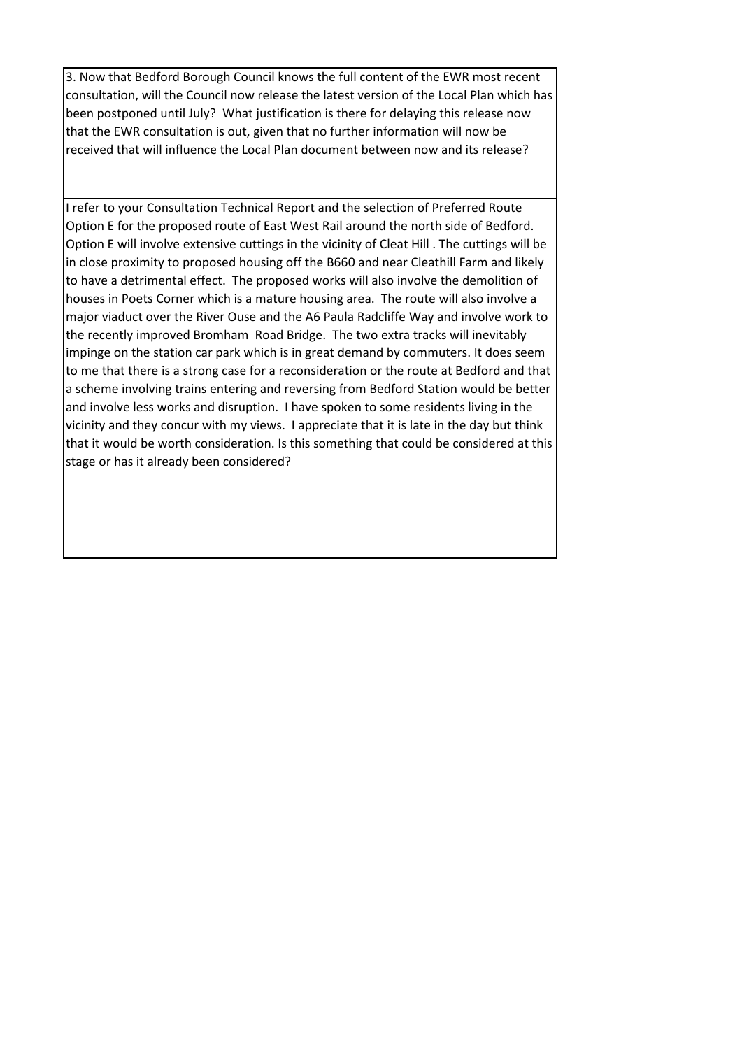3. Now that Bedford Borough Council knows the full content of the EWR most recent consultation, will the Council now release the latest version of the Local Plan which has been postponed until July? What justification is there for delaying this release now that the EWR consultation is out, given that no further information will now be received that will influence the Local Plan document between now and its release?

I refer to your Consultation Technical Report and the selection of Preferred Route Option E for the proposed route of East West Rail around the north side of Bedford. Option E will involve extensive cuttings in the vicinity of Cleat Hill . The cuttings will be in close proximity to proposed housing off the B660 and near Cleathill Farm and likely to have a detrimental effect. The proposed works will also involve the demolition of houses in Poets Corner which is a mature housing area. The route will also involve a major viaduct over the River Ouse and the A6 Paula Radcliffe Way and involve work to the recently improved Bromham Road Bridge. The two extra tracks will inevitably impinge on the station car park which is in great demand by commuters. It does seem to me that there is a strong case for a reconsideration or the route at Bedford and that a scheme involving trains entering and reversing from Bedford Station would be better and involve less works and disruption. I have spoken to some residents living in the vicinity and they concur with my views. I appreciate that it is late in the day but think that it would be worth consideration. Is this something that could be considered at this stage or has it already been considered?